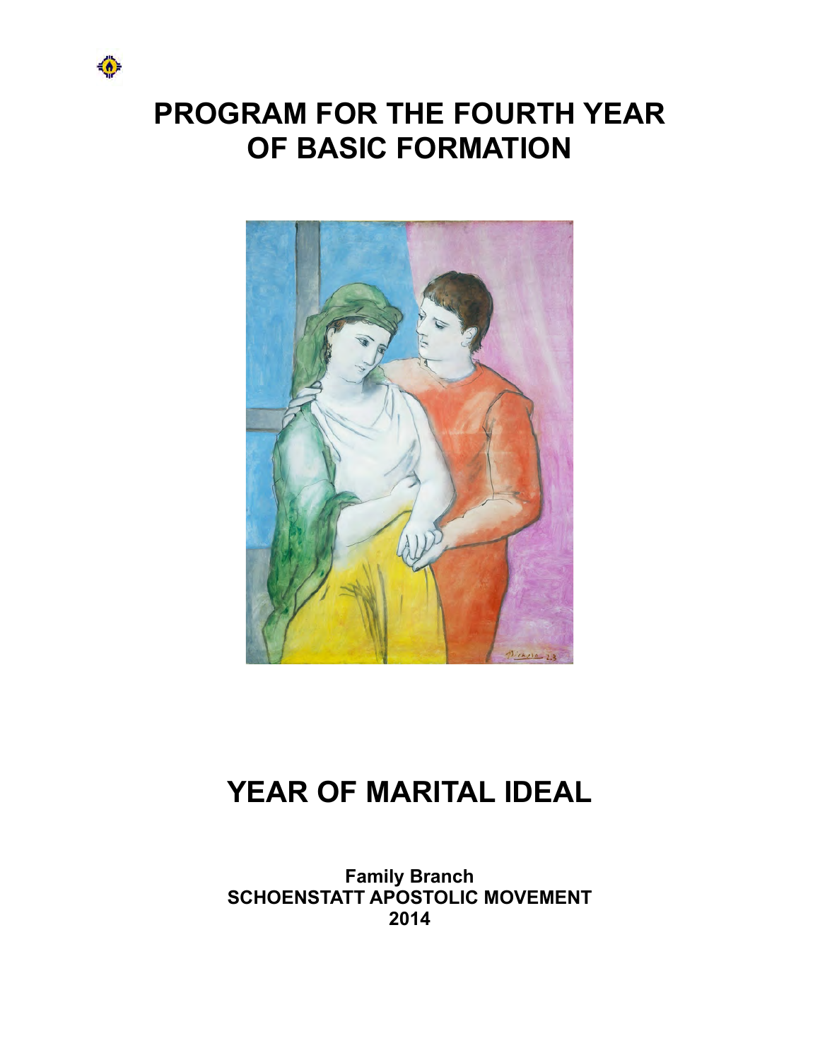# PROGRAM FOR THE FOURTH YEAR OF BASIC FORMATION

# YEAR OF MARITAL IDEAL

**Family Branch**
**SCHOENSTATT APOSTOLIC MOVEMENT**
**2014**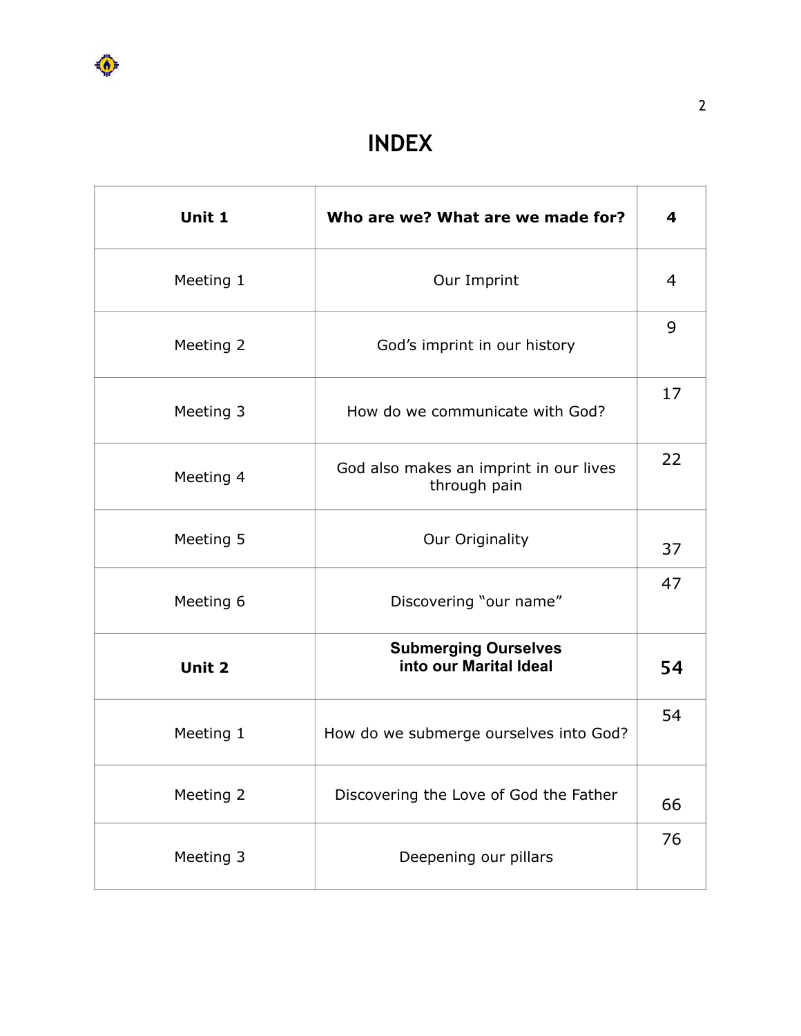# INDEX

| **Unit 1** | **Who are we? What are we made for?** | **4** |
|---|---|---|
| Meeting 1 | Our Imprint | 4 |
| Meeting 2 | God's imprint in our history | 9 |
| Meeting 3 | How do we communicate with God? | 17 |
| Meeting 4 | God also makes an imprint in our lives through pain | 22 |
| Meeting 5 | Our Originality | 37 |
| Meeting 6 | Discovering "our name" | 47 |
| **Unit 2** | **Submerging Ourselves into our Marital Ideal** | **54** |
| Meeting 1 | How do we submerge ourselves into God? | 54 |
| Meeting 2 | Discovering the Love of God the Father | 66 |
| Meeting 3 | Deepening our pillars | 76 |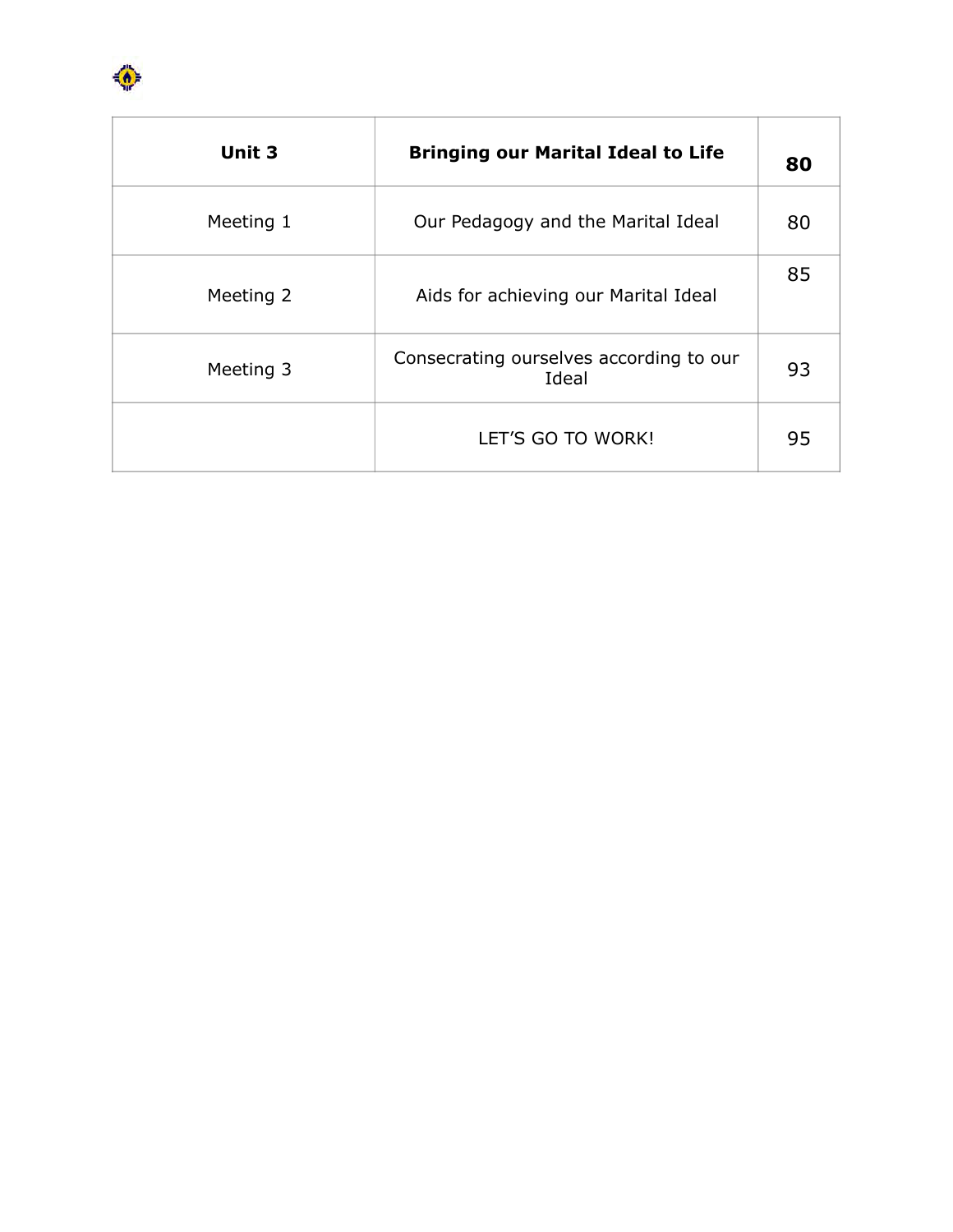| **Unit 3** | **Bringing our Marital Ideal to Life** | **80** |
|---|---|---|
| Meeting 1 | Our Pedagogy and the Marital Ideal | 80 |
| Meeting 2 | Aids for achieving our Marital Ideal | 85 |
| Meeting 3 | Consecrating ourselves according to our Ideal | 93 |
| | LET'S GO TO WORK! | 95 |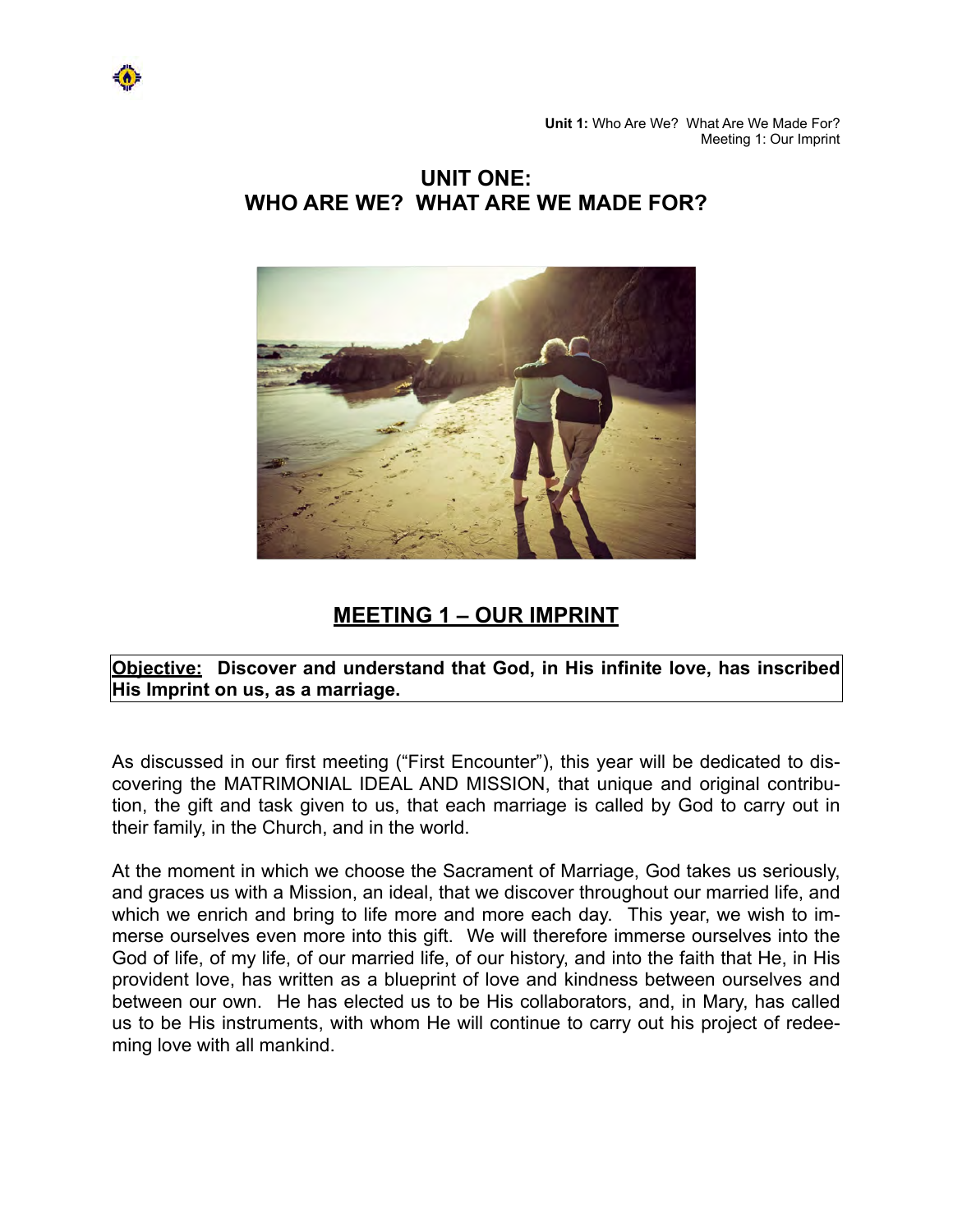# UNIT ONE:
# WHO ARE WE? WHAT ARE WE MADE FOR?

## MEETING 1 – OUR IMPRINT

**Objective: Discover and understand that God, in His infinite love, has inscribed His Imprint on us, as a marriage.**

As discussed in our first meeting ("First Encounter"), this year will be dedicated to discovering the MATRIMONIAL IDEAL AND MISSION, that unique and original contribution, the gift and task given to us, that each marriage is called by God to carry out in their family, in the Church, and in the world.

At the moment in which we choose the Sacrament of Marriage, God takes us seriously, and graces us with a Mission, an ideal, that we discover throughout our married life, and which we enrich and bring to life more and more each day. This year, we wish to immerse ourselves even more into this gift. We will therefore immerse ourselves into the God of life, of my life, of our married life, of our history, and into the faith that He, in His provident love, has written as a blueprint of love and kindness between ourselves and between our own. He has elected us to be His collaborators, and, in Mary, has called us to be His instruments, with whom He will continue to carry out his project of redeeming love with all mankind.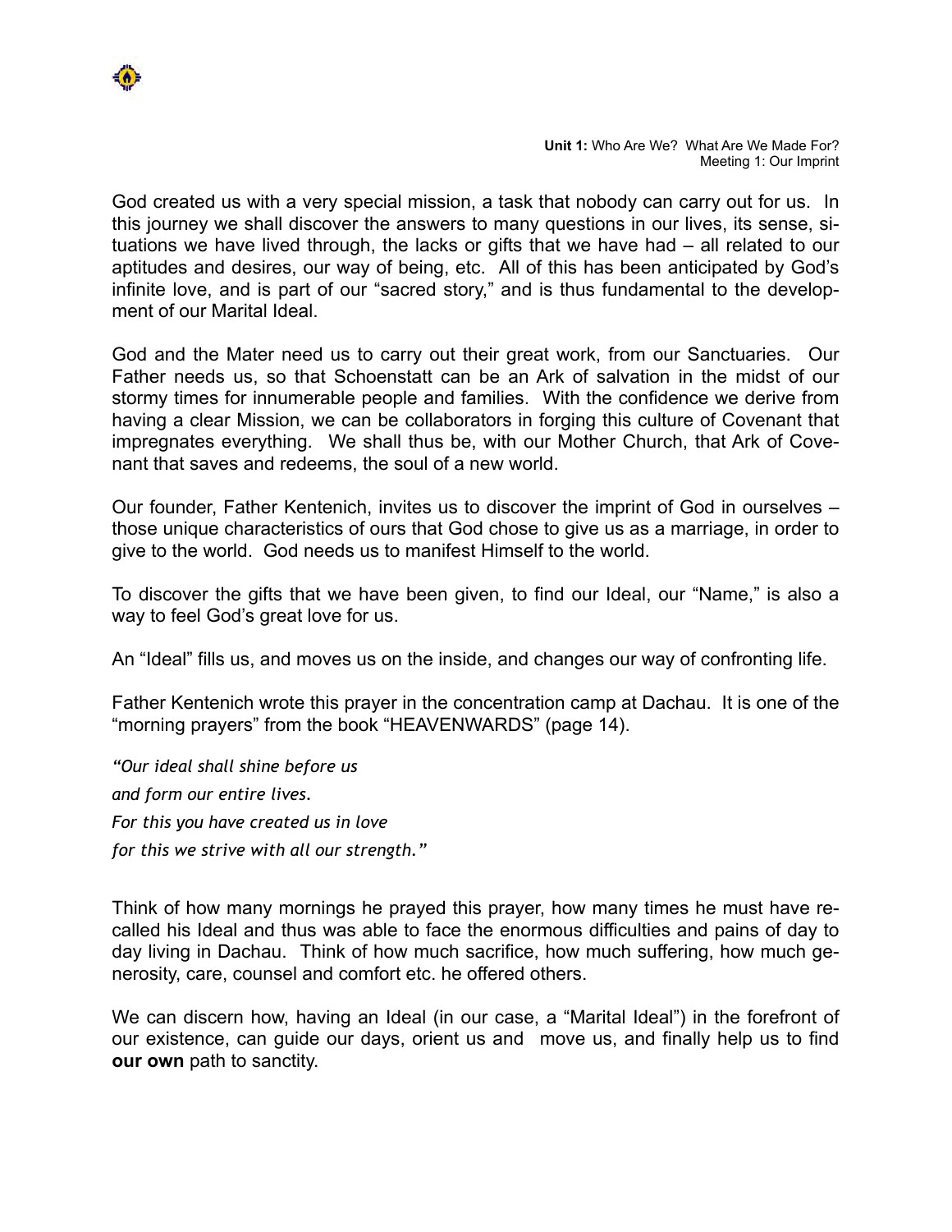God created us with a very special mission, a task that nobody can carry out for us. In this journey we shall discover the answers to many questions in our lives, its sense, situations we have lived through, the lacks or gifts that we have had – all related to our aptitudes and desires, our way of being, etc. All of this has been anticipated by God's infinite love, and is part of our "sacred story," and is thus fundamental to the development of our Marital Ideal.

God and the Mater need us to carry out their great work, from our Sanctuaries. Our Father needs us, so that Schoenstatt can be an Ark of salvation in the midst of our stormy times for innumerable people and families. With the confidence we derive from having a clear Mission, we can be collaborators in forging this culture of Covenant that impregnates everything. We shall thus be, with our Mother Church, that Ark of Covenant that saves and redeems, the soul of a new world.

Our founder, Father Kentenich, invites us to discover the imprint of God in ourselves – those unique characteristics of ours that God chose to give us as a marriage, in order to give to the world. God needs us to manifest Himself to the world.

To discover the gifts that we have been given, to find our Ideal, our "Name," is also a way to feel God's great love for us.

An "Ideal" fills us, and moves us on the inside, and changes our way of confronting life.

Father Kentenich wrote this prayer in the concentration camp at Dachau. It is one of the "morning prayers" from the book "HEAVENWARDS" (page 14).

*"Our ideal shall shine before us*
*and form our entire lives.*
*For this you have created us in love*
*for this we strive with all our strength."*

Think of how many mornings he prayed this prayer, how many times he must have recalled his Ideal and thus was able to face the enormous difficulties and pains of day to day living in Dachau. Think of how much sacrifice, how much suffering, how much generosity, care, counsel and comfort etc. he offered others.

We can discern how, having an Ideal (in our case, a "Marital Ideal") in the forefront of our existence, can guide our days, orient us and move us, and finally help us to find **our own** path to sanctity.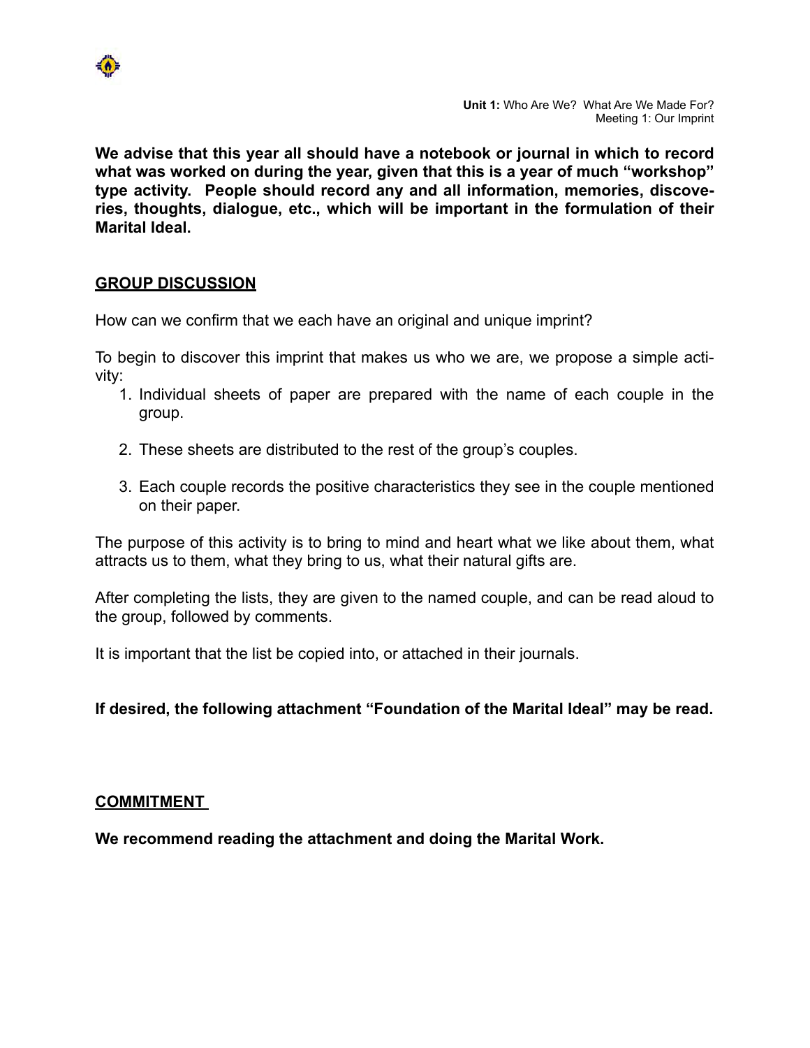**We advise that this year all should have a notebook or journal in which to record what was worked on during the year, given that this is a year of much "workshop" type activity. People should record any and all information, memories, discoveries, thoughts, dialogue, etc., which will be important in the formulation of their Marital Ideal.**

## GROUP DISCUSSION

How can we confirm that we each have an original and unique imprint?

To begin to discover this imprint that makes us who we are, we propose a simple activity:

1. Individual sheets of paper are prepared with the name of each couple in the group.
2. These sheets are distributed to the rest of the group's couples.
3. Each couple records the positive characteristics they see in the couple mentioned on their paper.

The purpose of this activity is to bring to mind and heart what we like about them, what attracts us to them, what they bring to us, what their natural gifts are.

After completing the lists, they are given to the named couple, and can be read aloud to the group, followed by comments.

It is important that the list be copied into, or attached in their journals.

**If desired, the following attachment "Foundation of the Marital Ideal" may be read.**

## COMMITMENT

**We recommend reading the attachment and doing the Marital Work.**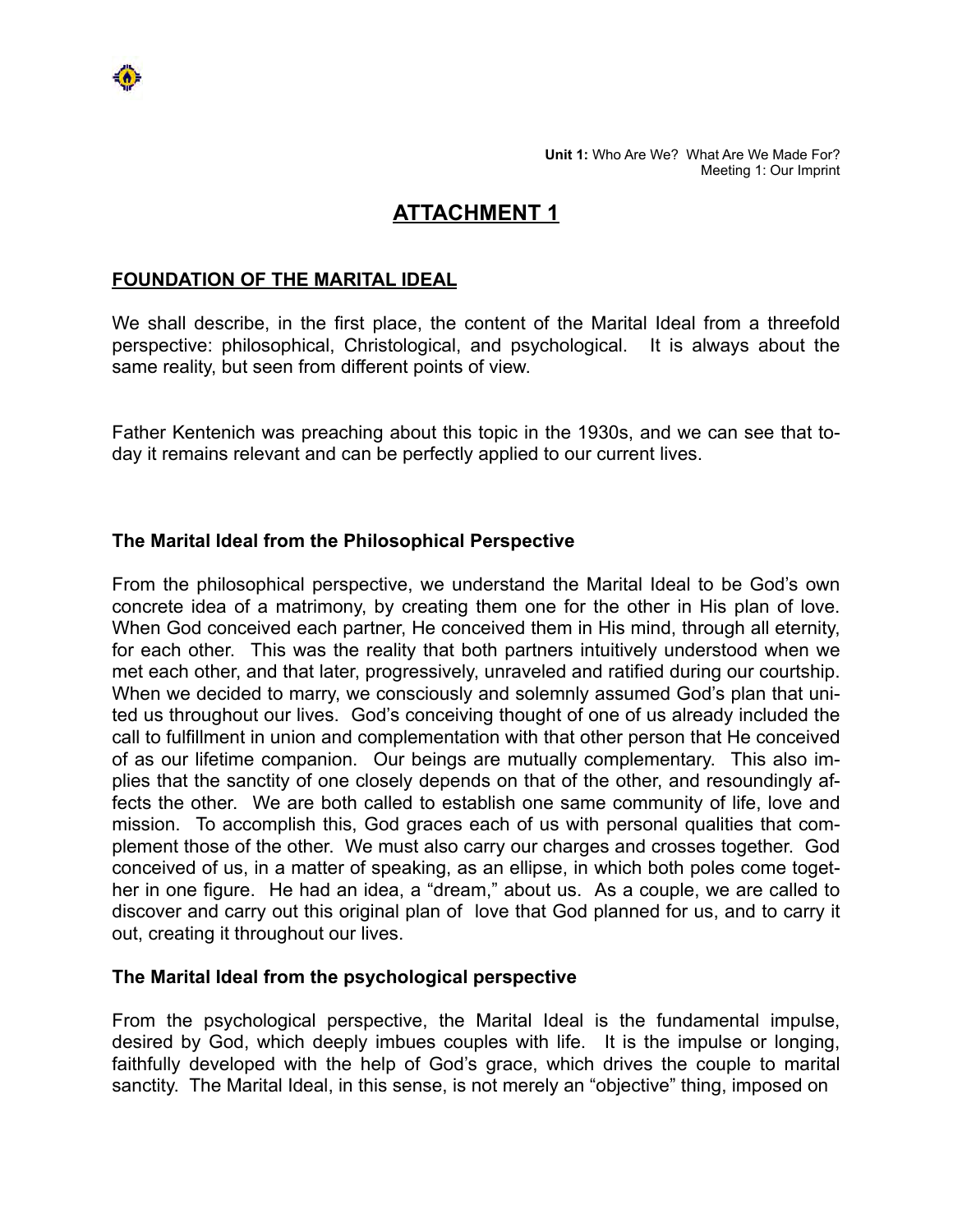# ATTACHMENT 1

## FOUNDATION OF THE MARITAL IDEAL

We shall describe, in the first place, the content of the Marital Ideal from a threefold perspective: philosophical, Christological, and psychological. It is always about the same reality, but seen from different points of view.

Father Kentenich was preaching about this topic in the 1930s, and we can see that today it remains relevant and can be perfectly applied to our current lives.

### The Marital Ideal from the Philosophical Perspective

From the philosophical perspective, we understand the Marital Ideal to be God's own concrete idea of a matrimony, by creating them one for the other in His plan of love. When God conceived each partner, He conceived them in His mind, through all eternity, for each other. This was the reality that both partners intuitively understood when we met each other, and that later, progressively, unraveled and ratified during our courtship. When we decided to marry, we consciously and solemnly assumed God's plan that united us throughout our lives. God's conceiving thought of one of us already included the call to fulfillment in union and complementation with that other person that He conceived of as our lifetime companion. Our beings are mutually complementary. This also implies that the sanctity of one closely depends on that of the other, and resoundingly affects the other. We are both called to establish one same community of life, love and mission. To accomplish this, God graces each of us with personal qualities that complement those of the other. We must also carry our charges and crosses together. God conceived of us, in a matter of speaking, as an ellipse, in which both poles come together in one figure. He had an idea, a "dream," about us. As a couple, we are called to discover and carry out this original plan of love that God planned for us, and to carry it out, creating it throughout our lives.

### The Marital Ideal from the psychological perspective

From the psychological perspective, the Marital Ideal is the fundamental impulse, desired by God, which deeply imbues couples with life. It is the impulse or longing, faithfully developed with the help of God's grace, which drives the couple to marital sanctity. The Marital Ideal, in this sense, is not merely an "objective" thing, imposed on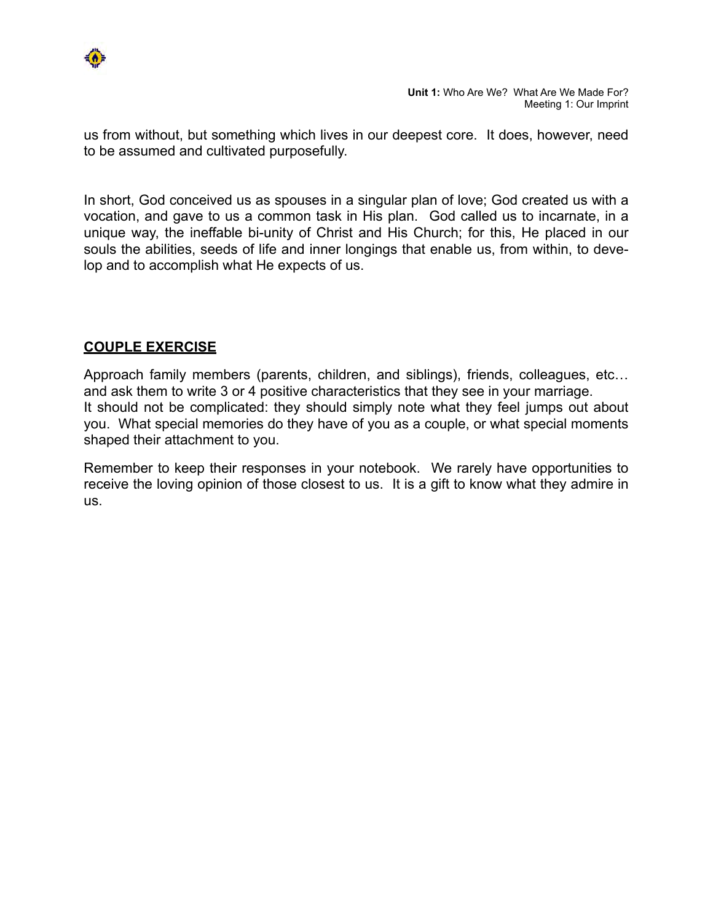us from without, but something which lives in our deepest core. It does, however, need to be assumed and cultivated purposefully.

In short, God conceived us as spouses in a singular plan of love; God created us with a vocation, and gave to us a common task in His plan. God called us to incarnate, in a unique way, the ineffable bi-unity of Christ and His Church; for this, He placed in our souls the abilities, seeds of life and inner longings that enable us, from within, to develop and to accomplish what He expects of us.

## COUPLE EXERCISE

Approach family members (parents, children, and siblings), friends, colleagues, etc… and ask them to write 3 or 4 positive characteristics that they see in your marriage.
It should not be complicated: they should simply note what they feel jumps out about you. What special memories do they have of you as a couple, or what special moments shaped their attachment to you.

Remember to keep their responses in your notebook. We rarely have opportunities to receive the loving opinion of those closest to us. It is a gift to know what they admire in us.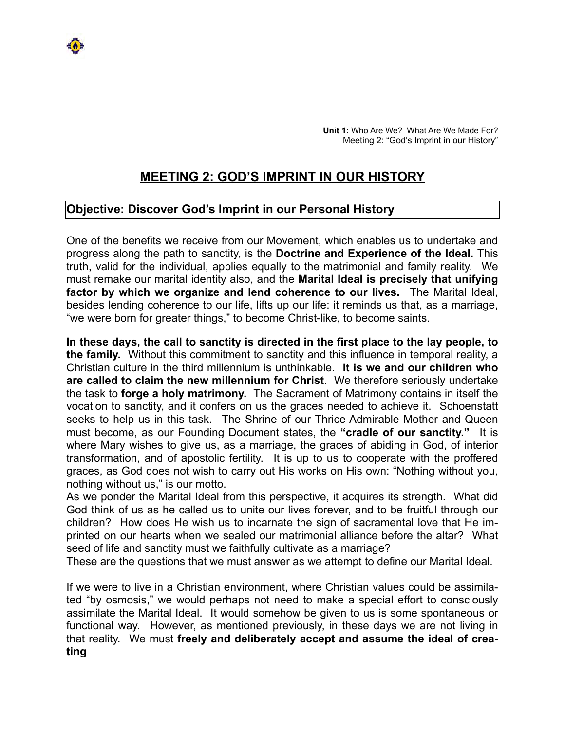# MEETING 2: GOD'S IMPRINT IN OUR HISTORY

## Objective: Discover God's Imprint in our Personal History

One of the benefits we receive from our Movement, which enables us to undertake and progress along the path to sanctity, is the **Doctrine and Experience of the Ideal.** This truth, valid for the individual, applies equally to the matrimonial and family reality. We must remake our marital identity also, and the **Marital Ideal is precisely that unifying factor by which we organize and lend coherence to our lives.** The Marital Ideal, besides lending coherence to our life, lifts up our life: it reminds us that, as a marriage, "we were born for greater things," to become Christ-like, to become saints.

**In these days, the call to sanctity is directed in the first place to the lay people, to the family.** Without this commitment to sanctity and this influence in temporal reality, a Christian culture in the third millennium is unthinkable. **It is we and our children who are called to claim the new millennium for Christ**. We therefore seriously undertake the task to **forge a holy matrimony.** The Sacrament of Matrimony contains in itself the vocation to sanctity, and it confers on us the graces needed to achieve it. Schoenstatt seeks to help us in this task. The Shrine of our Thrice Admirable Mother and Queen must become, as our Founding Document states, the **"cradle of our sanctity."** It is where Mary wishes to give us, as a marriage, the graces of abiding in God, of interior transformation, and of apostolic fertility. It is up to us to cooperate with the proffered graces, as God does not wish to carry out His works on His own: "Nothing without you, nothing without us," is our motto.

As we ponder the Marital Ideal from this perspective, it acquires its strength. What did God think of us as he called us to unite our lives forever, and to be fruitful through our children? How does He wish us to incarnate the sign of sacramental love that He imprinted on our hearts when we sealed our matrimonial alliance before the altar? What seed of life and sanctity must we faithfully cultivate as a marriage?

These are the questions that we must answer as we attempt to define our Marital Ideal.

If we were to live in a Christian environment, where Christian values could be assimilated "by osmosis," we would perhaps not need to make a special effort to consciously assimilate the Marital Ideal. It would somehow be given to us is some spontaneous or functional way. However, as mentioned previously, in these days we are not living in that reality. We must **freely and deliberately accept and assume the ideal of creating**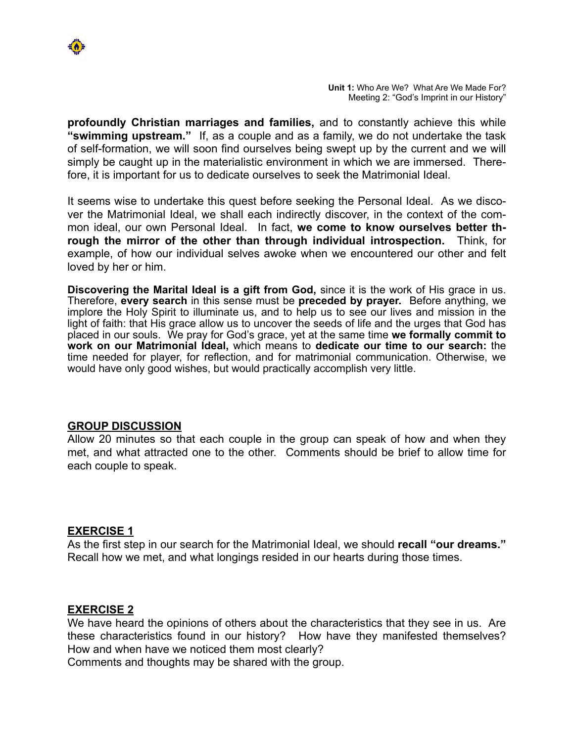**profoundly Christian marriages and families,** and to constantly achieve this while **"swimming upstream."** If, as a couple and as a family, we do not undertake the task of self-formation, we will soon find ourselves being swept up by the current and we will simply be caught up in the materialistic environment in which we are immersed. Therefore, it is important for us to dedicate ourselves to seek the Matrimonial Ideal.

It seems wise to undertake this quest before seeking the Personal Ideal. As we discover the Matrimonial Ideal, we shall each indirectly discover, in the context of the common ideal, our own Personal Ideal. In fact, **we come to know ourselves better through the mirror of the other than through individual introspection.** Think, for example, of how our individual selves awoke when we encountered our other and felt loved by her or him.

**Discovering the Marital Ideal is a gift from God,** since it is the work of His grace in us. Therefore, **every search** in this sense must be **preceded by prayer.** Before anything, we implore the Holy Spirit to illuminate us, and to help us to see our lives and mission in the light of faith: that His grace allow us to uncover the seeds of life and the urges that God has placed in our souls. We pray for God's grace, yet at the same time **we formally commit to work on our Matrimonial Ideal,** which means to **dedicate our time to our search:** the time needed for player, for reflection, and for matrimonial communication. Otherwise, we would have only good wishes, but would practically accomplish very little.

## GROUP DISCUSSION

Allow 20 minutes so that each couple in the group can speak of how and when they met, and what attracted one to the other. Comments should be brief to allow time for each couple to speak.

## EXERCISE 1

As the first step in our search for the Matrimonial Ideal, we should **recall "our dreams."** Recall how we met, and what longings resided in our hearts during those times.

## EXERCISE 2

We have heard the opinions of others about the characteristics that they see in us. Are these characteristics found in our history? How have they manifested themselves? How and when have we noticed them most clearly?
Comments and thoughts may be shared with the group.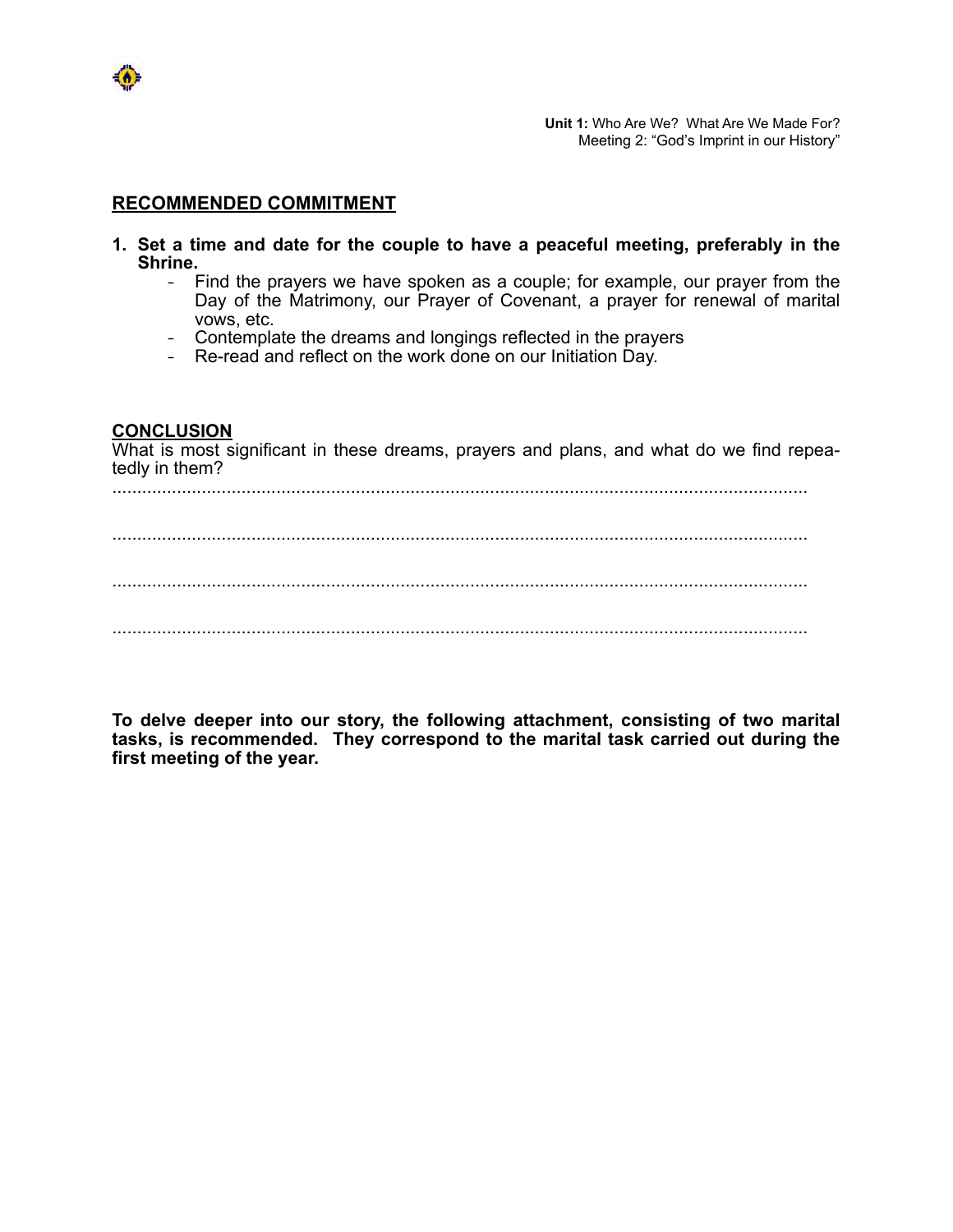## RECOMMENDED COMMITMENT

1. **Set a time and date for the couple to have a peaceful meeting, preferably in the Shrine.**
   - Find the prayers we have spoken as a couple; for example, our prayer from the Day of the Matrimony, our Prayer of Covenant, a prayer for renewal of marital vows, etc.
   - Contemplate the dreams and longings reflected in the prayers
   - Re-read and reflect on the work done on our Initiation Day.

## CONCLUSION

What is most significant in these dreams, prayers and plans, and what do we find repeatedly in them?

..........................................................................................................................................

..........................................................................................................................................

..........................................................................................................................................

..........................................................................................................................................

**To delve deeper into our story, the following attachment, consisting of two marital tasks, is recommended. They correspond to the marital task carried out during the first meeting of the year.**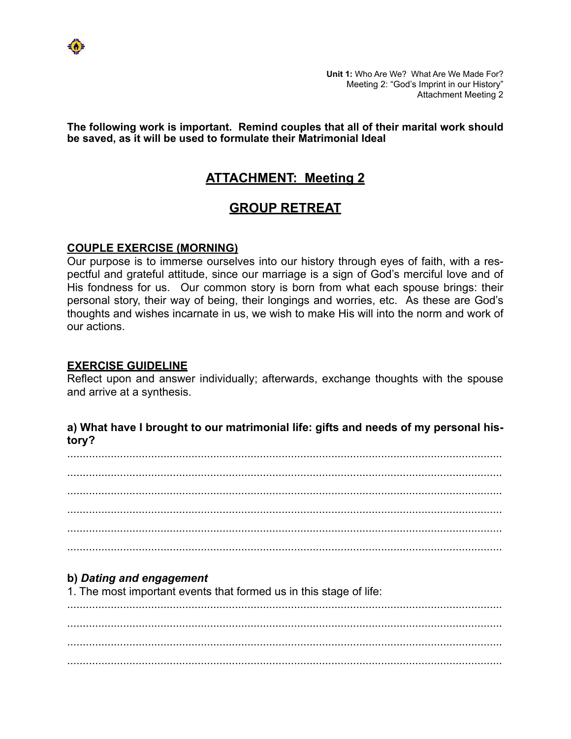**Unit 1:** Who Are We? What Are We Made For?
Meeting 2: "God's Imprint in our History"
Attachment Meeting 2

**The following work is important. Remind couples that all of their marital work should be saved, as it will be used to formulate their Matrimonial Ideal**

# ATTACHMENT: Meeting 2

# GROUP RETREAT

## COUPLE EXERCISE (MORNING)

Our purpose is to immerse ourselves into our history through eyes of faith, with a respectful and grateful attitude, since our marriage is a sign of God's merciful love and of His fondness for us. Our common story is born from what each spouse brings: their personal story, their way of being, their longings and worries, etc. As these are God's thoughts and wishes incarnate in us, we wish to make His will into the norm and work of our actions.

## EXERCISE GUIDELINE

Reflect upon and answer individually; afterwards, exchange thoughts with the spouse and arrive at a synthesis.

**a) What have I brought to our matrimonial life: gifts and needs of my personal history?**

..............................................................................................................................
..............................................................................................................................
..............................................................................................................................
..............................................................................................................................
..............................................................................................................................
..............................................................................................................................

**b)** ***Dating and engagement***

1. The most important events that formed us in this stage of life:

..............................................................................................................................
..............................................................................................................................
..............................................................................................................................
..............................................................................................................................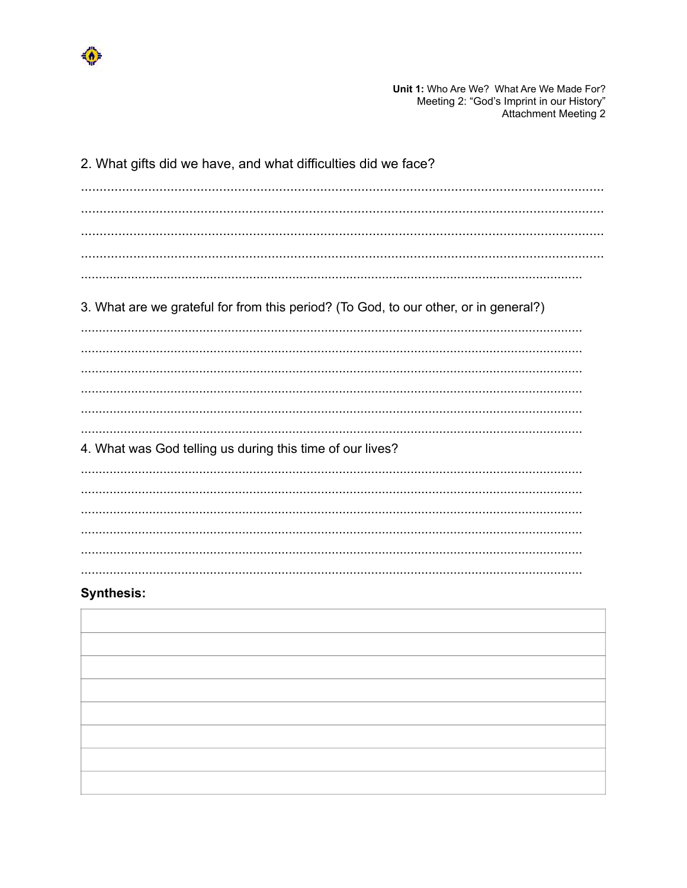2. What gifts did we have, and what difficulties did we face?

..................................................................................................................................................
..................................................................................................................................................
..................................................................................................................................................
..................................................................................................................................................
..................................................................................................................................................

3. What are we grateful for from this period? (To God, to our other, or in general?)

..................................................................................................................................................
..................................................................................................................................................
..................................................................................................................................................
..................................................................................................................................................
..................................................................................................................................................
..................................................................................................................................................

4. What was God telling us during this time of our lives?

..................................................................................................................................................
..................................................................................................................................................
..................................................................................................................................................
..................................................................................................................................................
..................................................................................................................................................
..................................................................................................................................................

**Synthesis:**

| |
|---|
| |
| |
| |
| |
| |
| |
| |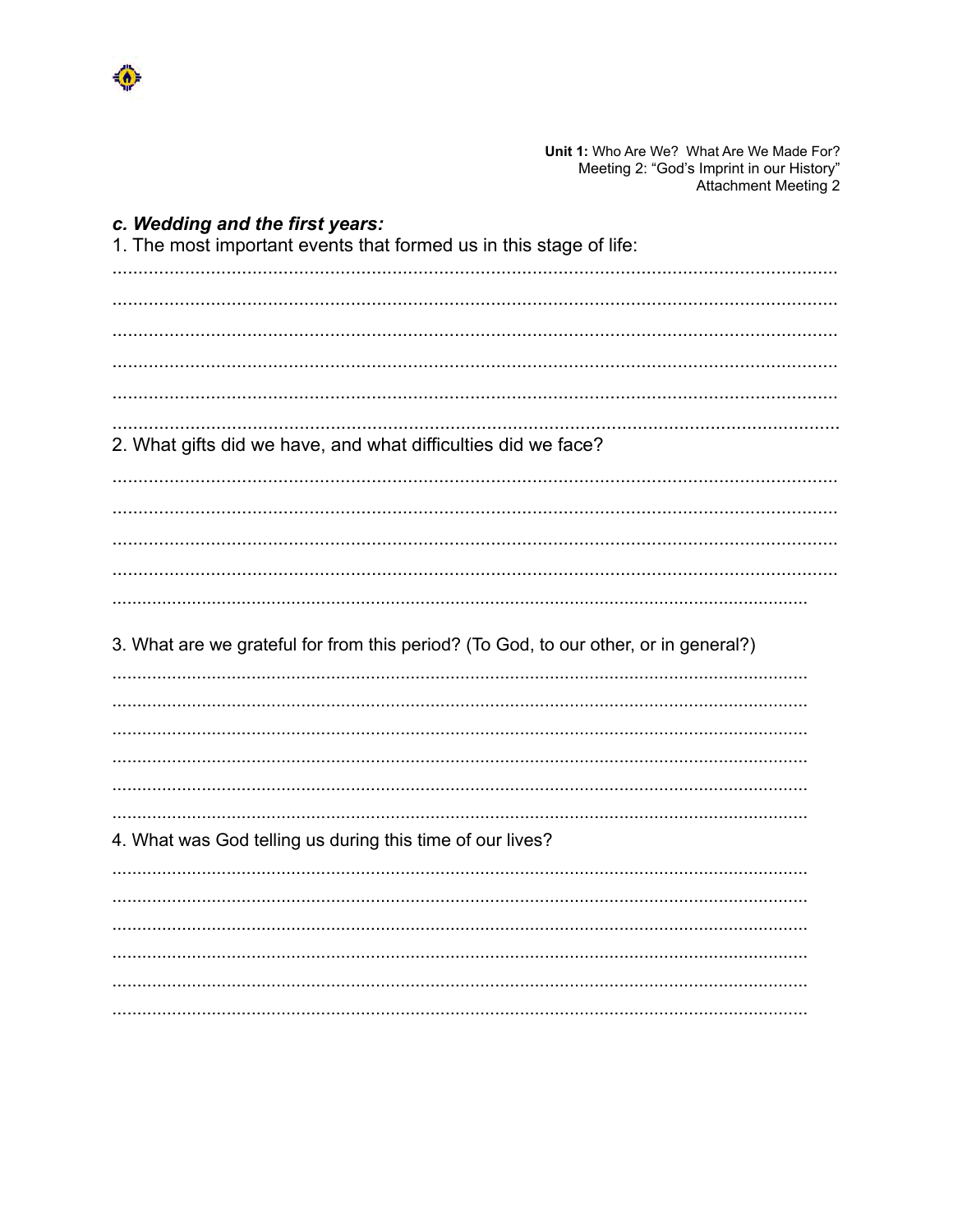### *c. Wedding and the first years:*

1. The most important events that formed us in this stage of life:

..............................................................................................................................................

..............................................................................................................................................

..............................................................................................................................................

..............................................................................................................................................

..............................................................................................................................................

..............................................................................................................................................

2. What gifts did we have, and what difficulties did we face?

..............................................................................................................................................

..............................................................................................................................................

..............................................................................................................................................

..............................................................................................................................................

..............................................................................................................................................

3. What are we grateful for from this period? (To God, to our other, or in general?)

..............................................................................................................................................

..............................................................................................................................................

..............................................................................................................................................

..............................................................................................................................................

..............................................................................................................................................

..............................................................................................................................................

4. What was God telling us during this time of our lives?

..............................................................................................................................................

..............................................................................................................................................

..............................................................................................................................................

..............................................................................................................................................

..............................................................................................................................................

..............................................................................................................................................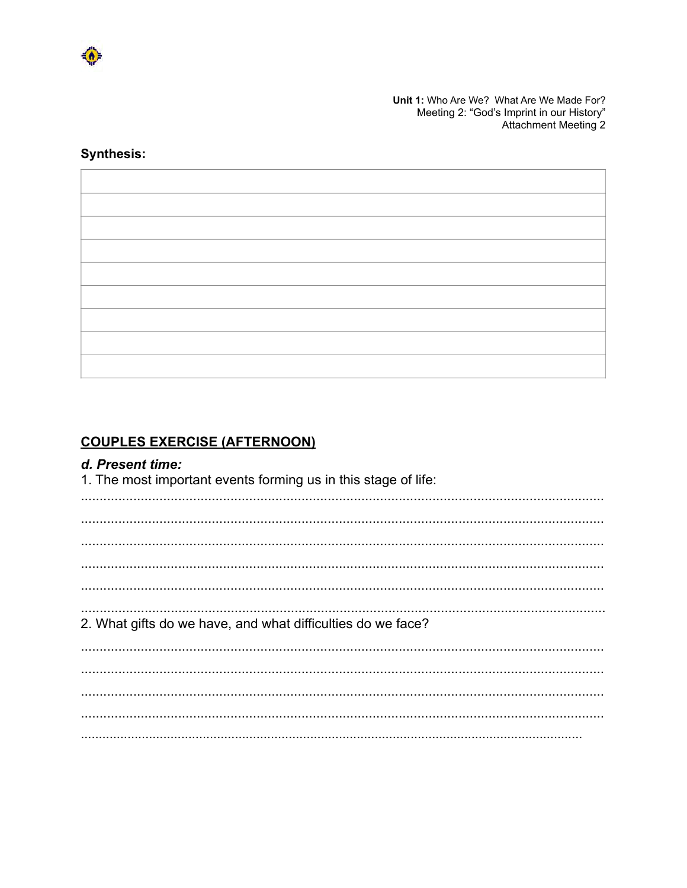**Synthesis:**

| |
|---|
| |
| |
| |
| |
| |
| |
| |
| |

## COUPLES EXERCISE (AFTERNOON)

### *d. Present time:*

1. The most important events forming us in this stage of life:

..............................................................................................................................

..............................................................................................................................

..............................................................................................................................

..............................................................................................................................

..............................................................................................................................

..............................................................................................................................

2. What gifts do we have, and what difficulties do we face?

..............................................................................................................................

..............................................................................................................................

..............................................................................................................................

..............................................................................................................................

..............................................................................................................................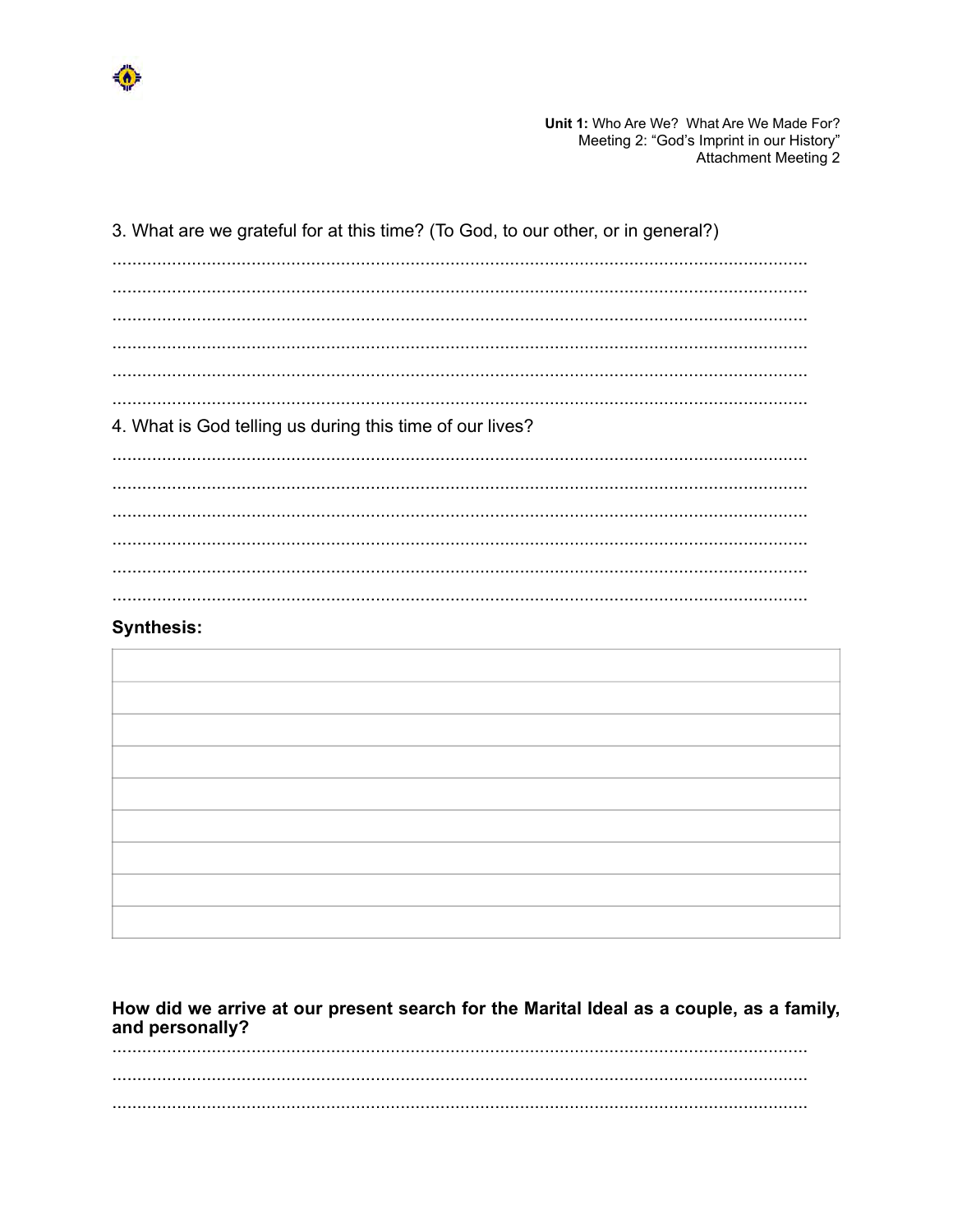3. What are we grateful for at this time? (To God, to our other, or in general?)

...........................................................................................................................................

...........................................................................................................................................

...........................................................................................................................................

...........................................................................................................................................

...........................................................................................................................................

...........................................................................................................................................

4. What is God telling us during this time of our lives?

...........................................................................................................................................

...........................................................................................................................................

...........................................................................................................................................

...........................................................................................................................................

...........................................................................................................................................

...........................................................................................................................................

**Synthesis:**

| |
|---|
| |
| |
| |
| |
| |
| |
| |
| |

**How did we arrive at our present search for the Marital Ideal as a couple, as a family, and personally?**

...........................................................................................................................................

...........................................................................................................................................

...........................................................................................................................................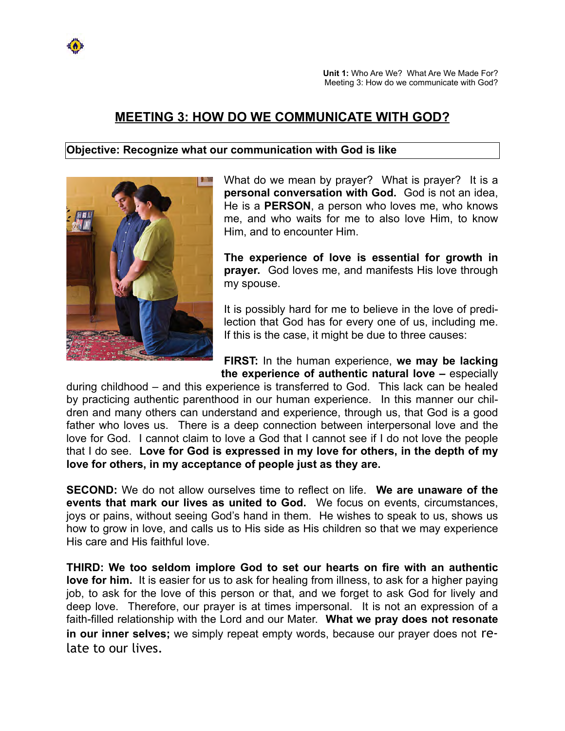# MEETING 3: HOW DO WE COMMUNICATE WITH GOD?

**Objective: Recognize what our communication with God is like**

What do we mean by prayer? What is prayer? It is a **personal conversation with God.** God is not an idea, He is a **PERSON**, a person who loves me, who knows me, and who waits for me to also love Him, to know Him, and to encounter Him.

**The experience of love is essential for growth in prayer.** God loves me, and manifests His love through my spouse.

It is possibly hard for me to believe in the love of predilection that God has for every one of us, including me. If this is the case, it might be due to three causes:

**FIRST:** In the human experience, **we may be lacking the experience of authentic natural love –** especially during childhood – and this experience is transferred to God. This lack can be healed by practicing authentic parenthood in our human experience. In this manner our children and many others can understand and experience, through us, that God is a good father who loves us. There is a deep connection between interpersonal love and the love for God. I cannot claim to love a God that I cannot see if I do not love the people that I do see. **Love for God is expressed in my love for others, in the depth of my love for others, in my acceptance of people just as they are.**

**SECOND:** We do not allow ourselves time to reflect on life. **We are unaware of the events that mark our lives as united to God.** We focus on events, circumstances, joys or pains, without seeing God's hand in them. He wishes to speak to us, shows us how to grow in love, and calls us to His side as His children so that we may experience His care and His faithful love.

**THIRD: We too seldom implore God to set our hearts on fire with an authentic love for him.** It is easier for us to ask for healing from illness, to ask for a higher paying job, to ask for the love of this person or that, and we forget to ask God for lively and deep love. Therefore, our prayer is at times impersonal. It is not an expression of a faith-filled relationship with the Lord and our Mater. **What we pray does not resonate in our inner selves;** we simply repeat empty words, because our prayer does not relate to our lives.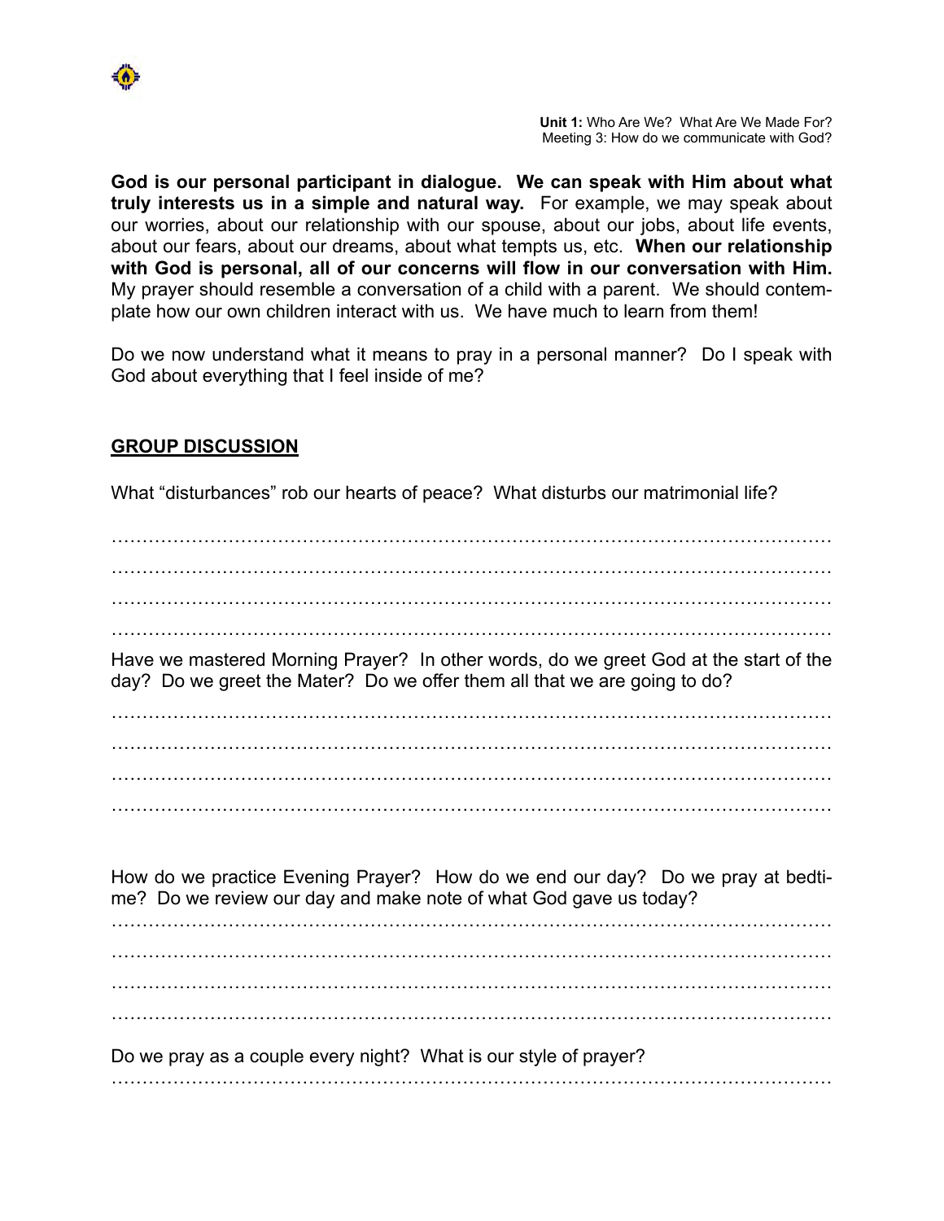God is our personal participant in dialogue. We can speak with Him about what truly interests us in a simple and natural way. For example, we may speak about our worries, about our relationship with our spouse, about our jobs, about life events, about our fears, about our dreams, about what tempts us, etc. **When our relationship with God is personal, all of our concerns will flow in our conversation with Him.** My prayer should resemble a conversation of a child with a parent. We should contemplate how our own children interact with us. We have much to learn from them!

Do we now understand what it means to pray in a personal manner? Do I speak with God about everything that I feel inside of me?

## GROUP DISCUSSION

What "disturbances" rob our hearts of peace? What disturbs our matrimonial life?

…………………………………………………………………………………………………………
…………………………………………………………………………………………………………
…………………………………………………………………………………………………………
…………………………………………………………………………………………………………

Have we mastered Morning Prayer? In other words, do we greet God at the start of the day? Do we greet the Mater? Do we offer them all that we are going to do?

…………………………………………………………………………………………………………
…………………………………………………………………………………………………………
…………………………………………………………………………………………………………
…………………………………………………………………………………………………………

How do we practice Evening Prayer? How do we end our day? Do we pray at bedtime? Do we review our day and make note of what God gave us today?

…………………………………………………………………………………………………………
…………………………………………………………………………………………………………
…………………………………………………………………………………………………………
…………………………………………………………………………………………………………

Do we pray as a couple every night? What is our style of prayer?

…………………………………………………………………………………………………………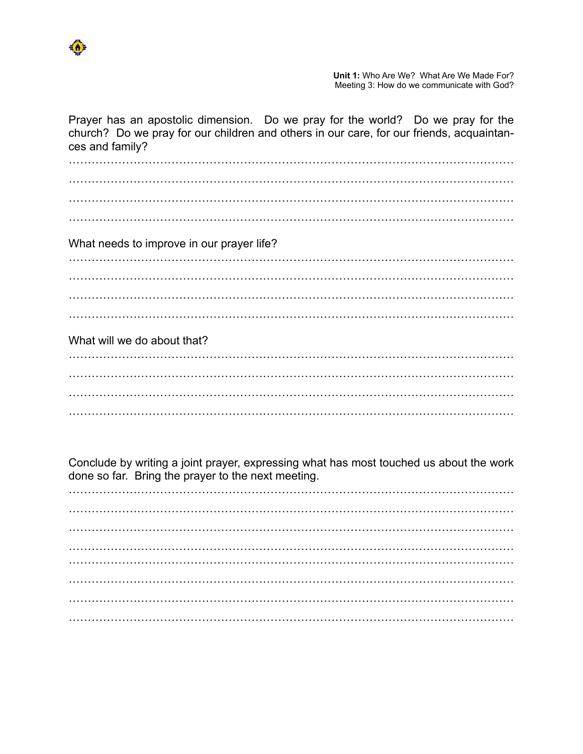Prayer has an apostolic dimension. Do we pray for the world? Do we pray for the church? Do we pray for our children and others in our care, for our friends, acquaintances and family?

…………………………………………………………………………………………………………

…………………………………………………………………………………………………………

…………………………………………………………………………………………………………

…………………………………………………………………………………………………………

What needs to improve in our prayer life?

…………………………………………………………………………………………………………

…………………………………………………………………………………………………………

…………………………………………………………………………………………………………

…………………………………………………………………………………………………………

What will we do about that?

…………………………………………………………………………………………………………

…………………………………………………………………………………………………………

…………………………………………………………………………………………………………

…………………………………………………………………………………………………………

Conclude by writing a joint prayer, expressing what has most touched us about the work done so far. Bring the prayer to the next meeting.

…………………………………………………………………………………………………………

…………………………………………………………………………………………………………

…………………………………………………………………………………………………………

…………………………………………………………………………………………………………

…………………………………………………………………………………………………………

…………………………………………………………………………………………………………

…………………………………………………………………………………………………………

…………………………………………………………………………………………………………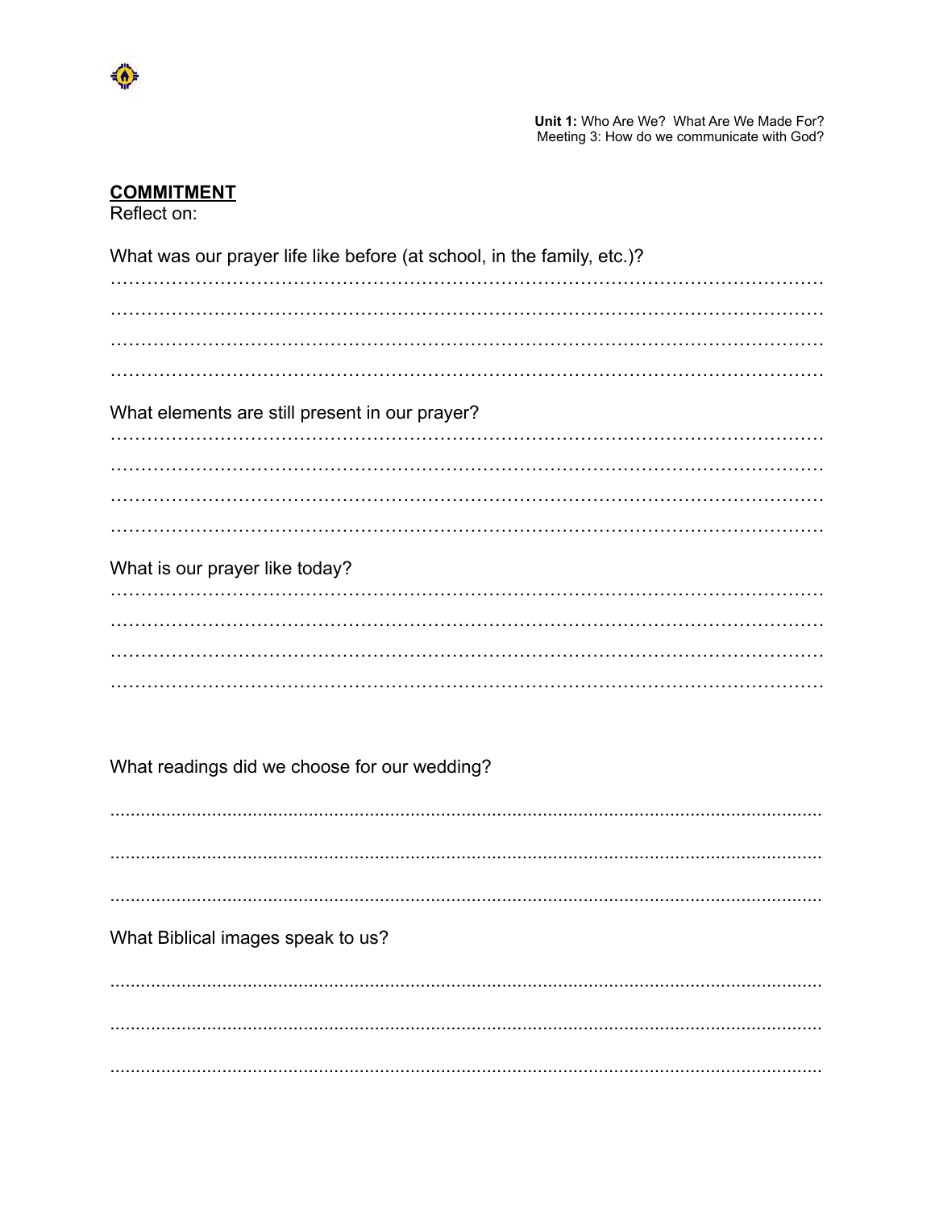## COMMITMENT

Reflect on:

What was our prayer life like before (at school, in the family, etc.)?

…………………………………………………………………………………………………………

…………………………………………………………………………………………………………

…………………………………………………………………………………………………………

…………………………………………………………………………………………………………

What elements are still present in our prayer?

…………………………………………………………………………………………………………

…………………………………………………………………………………………………………

…………………………………………………………………………………………………………

…………………………………………………………………………………………………………

What is our prayer like today?

…………………………………………………………………………………………………………

…………………………………………………………………………………………………………

…………………………………………………………………………………………………………

…………………………………………………………………………………………………………

What readings did we choose for our wedding?

............................................................................................................................................

............................................................................................................................................

............................................................................................................................................

What Biblical images speak to us?

............................................................................................................................................

............................................................................................................................................

............................................................................................................................................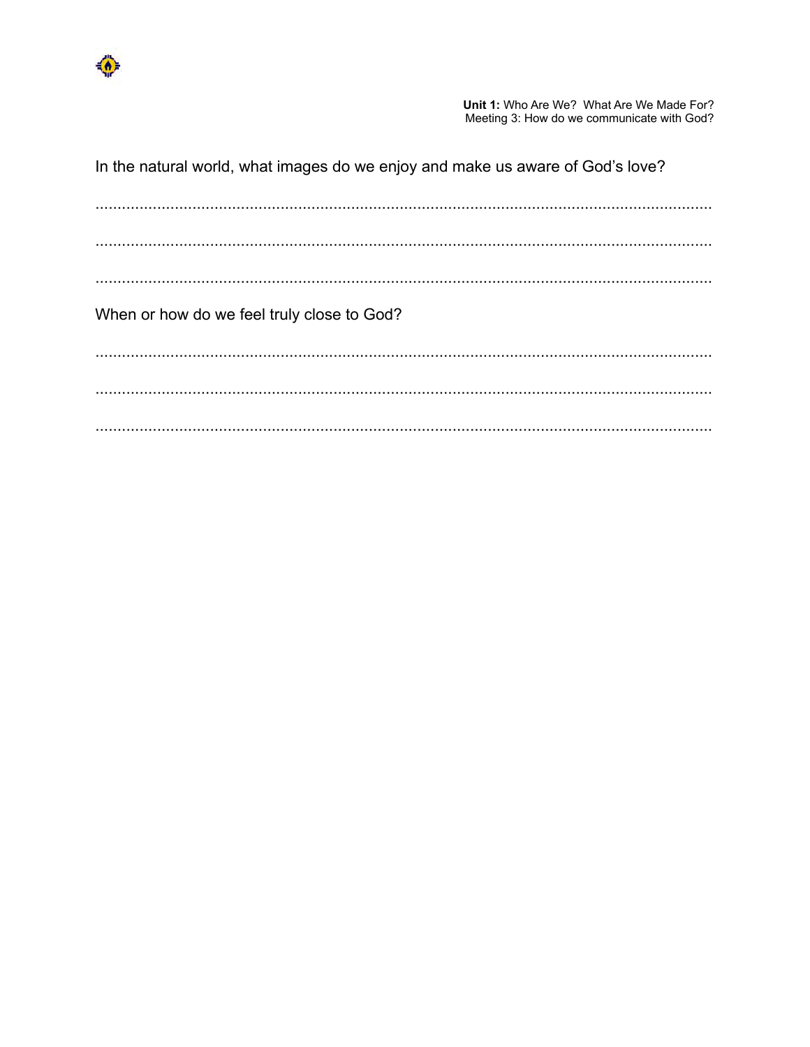In the natural world, what images do we enjoy and make us aware of God's love?

..............................................................................................................................

..............................................................................................................................

..............................................................................................................................

When or how do we feel truly close to God?

..............................................................................................................................

..............................................................................................................................

..............................................................................................................................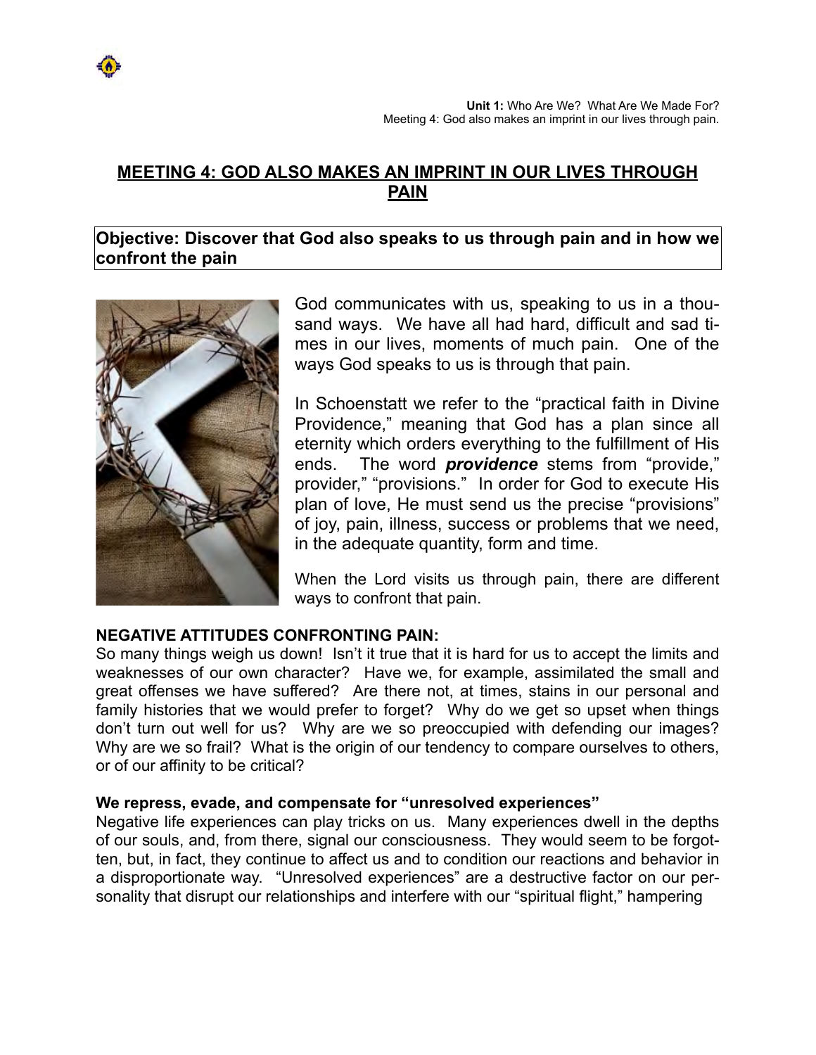# MEETING 4: GOD ALSO MAKES AN IMPRINT IN OUR LIVES THROUGH PAIN

**Objective: Discover that God also speaks to us through pain and in how we confront the pain**

God communicates with us, speaking to us in a thousand ways. We have all had hard, difficult and sad times in our lives, moments of much pain. One of the ways God speaks to us is through that pain.

In Schoenstatt we refer to the "practical faith in Divine Providence," meaning that God has a plan since all eternity which orders everything to the fulfillment of His ends. The word ***providence*** stems from "provide," provider," "provisions." In order for God to execute His plan of love, He must send us the precise "provisions" of joy, pain, illness, success or problems that we need, in the adequate quantity, form and time.

When the Lord visits us through pain, there are different ways to confront that pain.

**NEGATIVE ATTITUDES CONFRONTING PAIN:**

So many things weigh us down! Isn't it true that it is hard for us to accept the limits and weaknesses of our own character? Have we, for example, assimilated the small and great offenses we have suffered? Are there not, at times, stains in our personal and family histories that we would prefer to forget? Why do we get so upset when things don't turn out well for us? Why are we so preoccupied with defending our images? Why are we so frail? What is the origin of our tendency to compare ourselves to others, or of our affinity to be critical?

**We repress, evade, and compensate for "unresolved experiences"**

Negative life experiences can play tricks on us. Many experiences dwell in the depths of our souls, and, from there, signal our consciousness. They would seem to be forgotten, but, in fact, they continue to affect us and to condition our reactions and behavior in a disproportionate way. "Unresolved experiences" are a destructive factor on our personality that disrupt our relationships and interfere with our "spiritual flight," hampering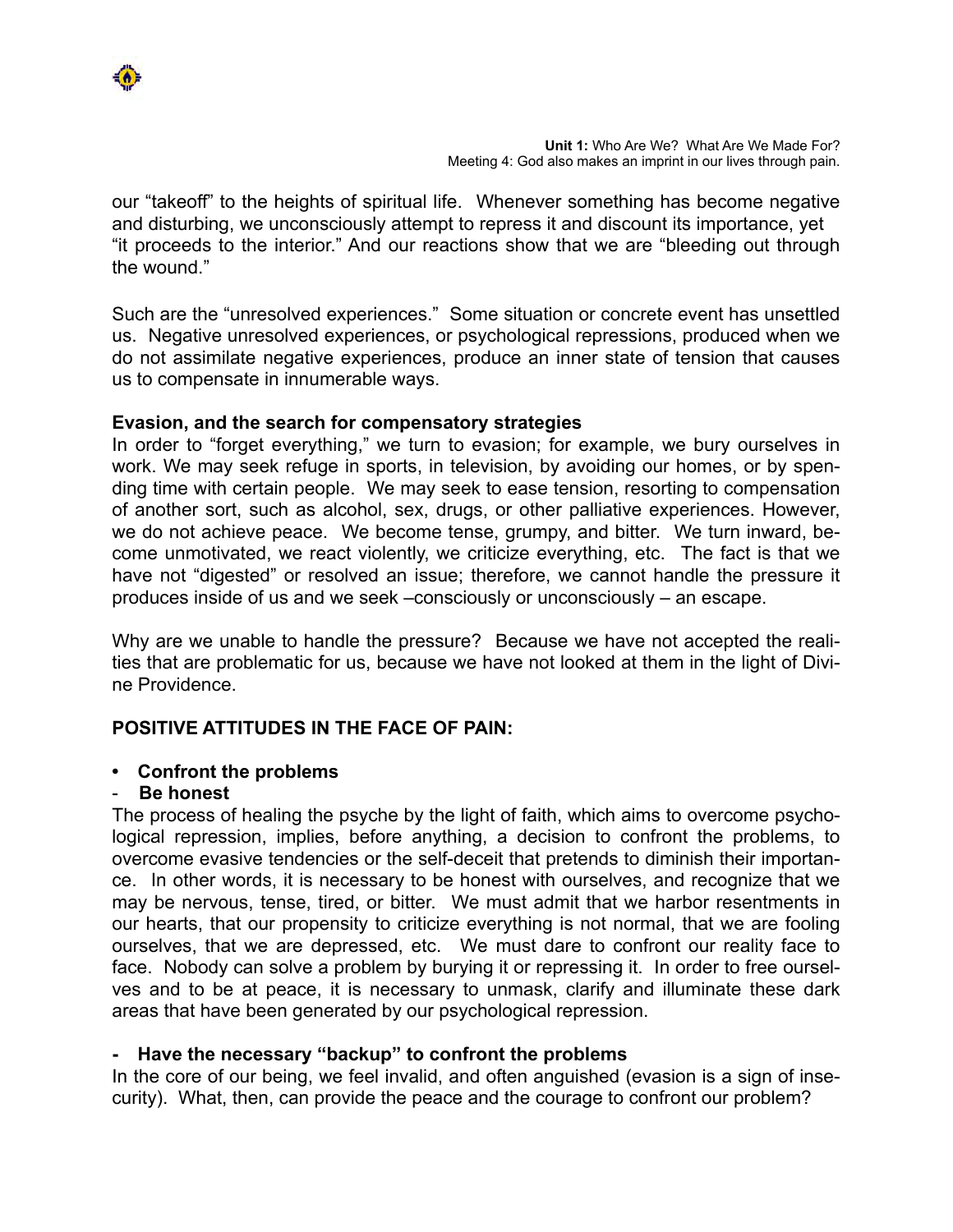our "takeoff" to the heights of spiritual life. Whenever something has become negative and disturbing, we unconsciously attempt to repress it and discount its importance, yet "it proceeds to the interior." And our reactions show that we are "bleeding out through the wound."

Such are the "unresolved experiences." Some situation or concrete event has unsettled us. Negative unresolved experiences, or psychological repressions, produced when we do not assimilate negative experiences, produce an inner state of tension that causes us to compensate in innumerable ways.

**Evasion, and the search for compensatory strategies**

In order to "forget everything," we turn to evasion; for example, we bury ourselves in work. We may seek refuge in sports, in television, by avoiding our homes, or by spending time with certain people. We may seek to ease tension, resorting to compensation of another sort, such as alcohol, sex, drugs, or other palliative experiences. However, we do not achieve peace. We become tense, grumpy, and bitter. We turn inward, become unmotivated, we react violently, we criticize everything, etc. The fact is that we have not "digested" or resolved an issue; therefore, we cannot handle the pressure it produces inside of us and we seek –consciously or unconsciously – an escape.

Why are we unable to handle the pressure? Because we have not accepted the realities that are problematic for us, because we have not looked at them in the light of Divine Providence.

**POSITIVE ATTITUDES IN THE FACE OF PAIN:**

- **Confront the problems**

- **Be honest**

The process of healing the psyche by the light of faith, which aims to overcome psychological repression, implies, before anything, a decision to confront the problems, to overcome evasive tendencies or the self-deceit that pretends to diminish their importance. In other words, it is necessary to be honest with ourselves, and recognize that we may be nervous, tense, tired, or bitter. We must admit that we harbor resentments in our hearts, that our propensity to criticize everything is not normal, that we are fooling ourselves, that we are depressed, etc. We must dare to confront our reality face to face. Nobody can solve a problem by burying it or repressing it. In order to free ourselves and to be at peace, it is necessary to unmask, clarify and illuminate these dark areas that have been generated by our psychological repression.

- **Have the necessary "backup" to confront the problems**

In the core of our being, we feel invalid, and often anguished (evasion is a sign of insecurity). What, then, can provide the peace and the courage to confront our problem?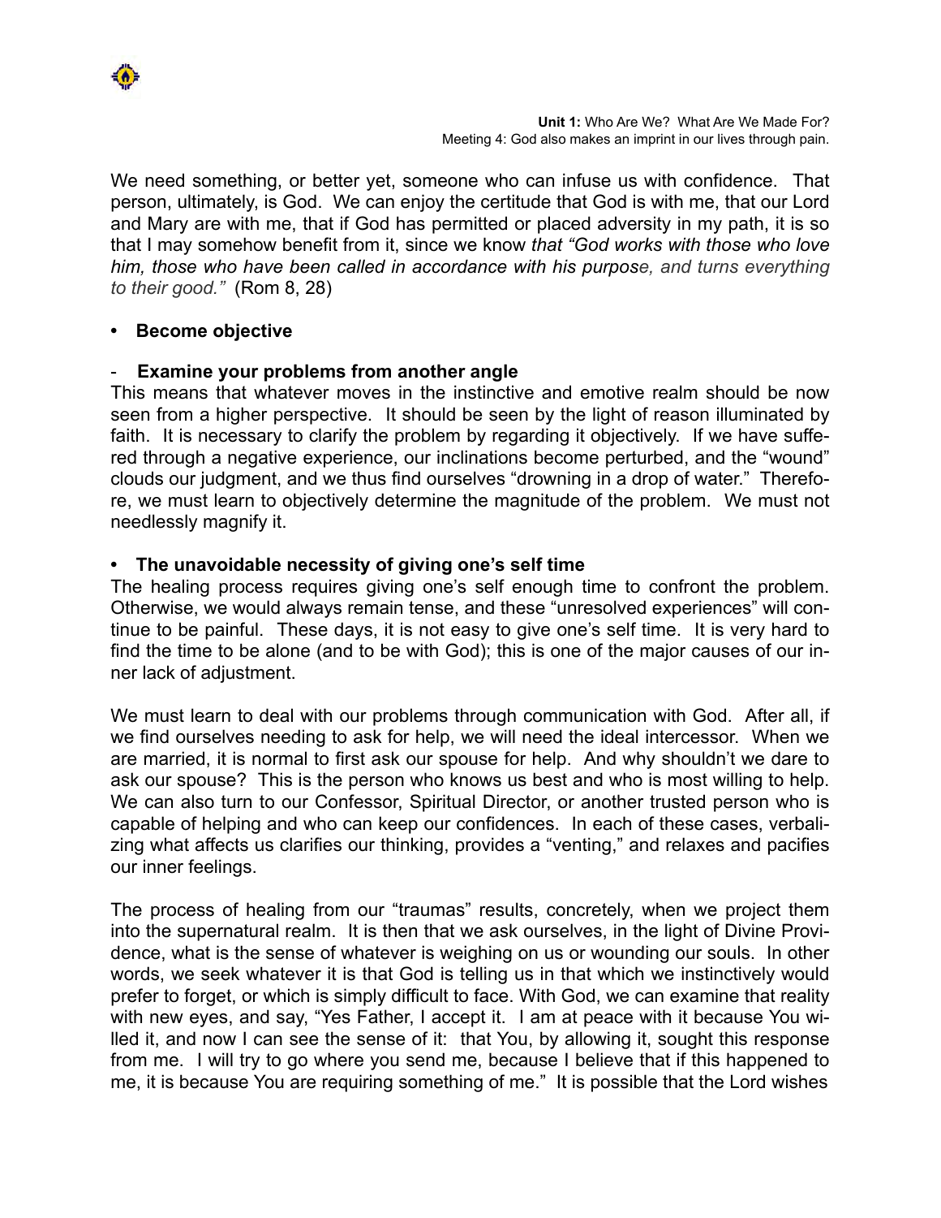We need something, or better yet, someone who can infuse us with confidence. That person, ultimately, is God. We can enjoy the certitude that God is with me, that our Lord and Mary are with me, that if God has permitted or placed adversity in my path, it is so that I may somehow benefit from it, since we know *that "God works with those who love him, those who have been called in accordance with his purpose, and turns everything to their good."* (Rom 8, 28)

- **Become objective**

- **Examine your problems from another angle**

This means that whatever moves in the instinctive and emotive realm should be now seen from a higher perspective. It should be seen by the light of reason illuminated by faith. It is necessary to clarify the problem by regarding it objectively. If we have suffered through a negative experience, our inclinations become perturbed, and the "wound" clouds our judgment, and we thus find ourselves "drowning in a drop of water." Therefore, we must learn to objectively determine the magnitude of the problem. We must not needlessly magnify it.

- **The unavoidable necessity of giving one's self time**

The healing process requires giving one's self enough time to confront the problem. Otherwise, we would always remain tense, and these "unresolved experiences" will continue to be painful. These days, it is not easy to give one's self time. It is very hard to find the time to be alone (and to be with God); this is one of the major causes of our inner lack of adjustment.

We must learn to deal with our problems through communication with God. After all, if we find ourselves needing to ask for help, we will need the ideal intercessor. When we are married, it is normal to first ask our spouse for help. And why shouldn't we dare to ask our spouse? This is the person who knows us best and who is most willing to help. We can also turn to our Confessor, Spiritual Director, or another trusted person who is capable of helping and who can keep our confidences. In each of these cases, verbalizing what affects us clarifies our thinking, provides a "venting," and relaxes and pacifies our inner feelings.

The process of healing from our "traumas" results, concretely, when we project them into the supernatural realm. It is then that we ask ourselves, in the light of Divine Providence, what is the sense of whatever is weighing on us or wounding our souls. In other words, we seek whatever it is that God is telling us in that which we instinctively would prefer to forget, or which is simply difficult to face. With God, we can examine that reality with new eyes, and say, "Yes Father, I accept it. I am at peace with it because You willed it, and now I can see the sense of it: that You, by allowing it, sought this response from me. I will try to go where you send me, because I believe that if this happened to me, it is because You are requiring something of me." It is possible that the Lord wishes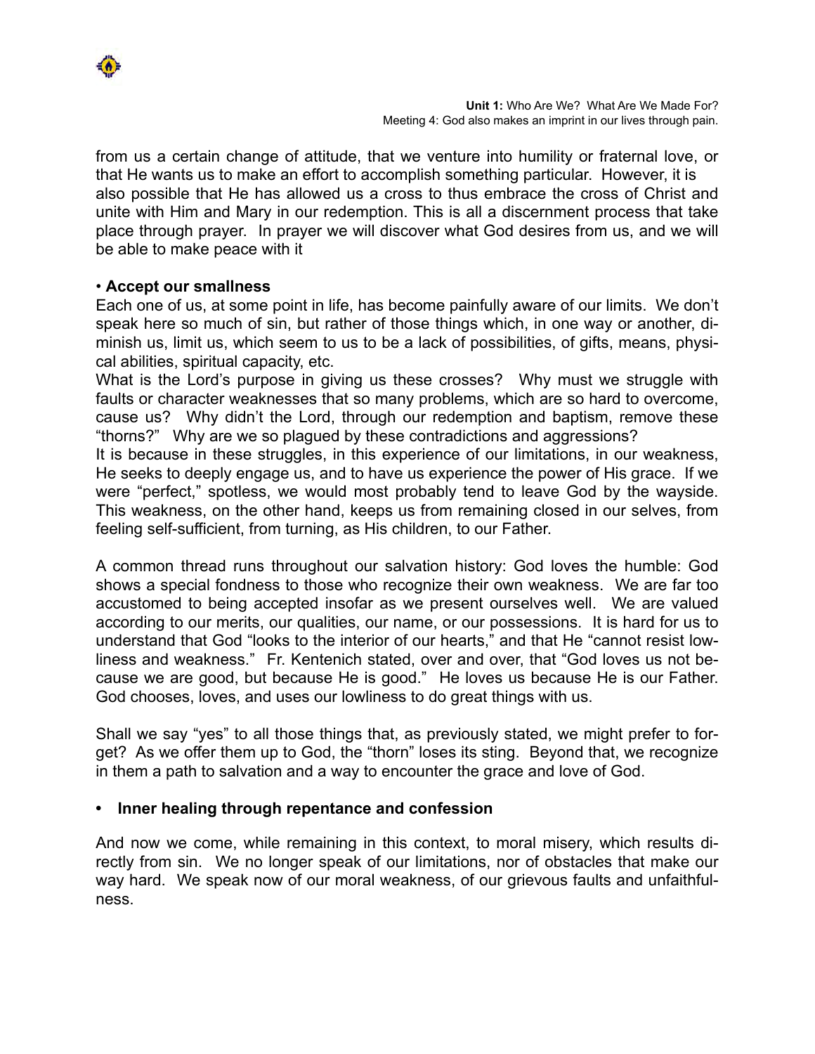from us a certain change of attitude, that we venture into humility or fraternal love, or that He wants us to make an effort to accomplish something particular. However, it is also possible that He has allowed us a cross to thus embrace the cross of Christ and unite with Him and Mary in our redemption. This is all a discernment process that take place through prayer. In prayer we will discover what God desires from us, and we will be able to make peace with it

• **Accept our smallness**

Each one of us, at some point in life, has become painfully aware of our limits. We don't speak here so much of sin, but rather of those things which, in one way or another, diminish us, limit us, which seem to us to be a lack of possibilities, of gifts, means, physical abilities, spiritual capacity, etc.

What is the Lord's purpose in giving us these crosses? Why must we struggle with faults or character weaknesses that so many problems, which are so hard to overcome, cause us? Why didn't the Lord, through our redemption and baptism, remove these "thorns?" Why are we so plagued by these contradictions and aggressions?

It is because in these struggles, in this experience of our limitations, in our weakness, He seeks to deeply engage us, and to have us experience the power of His grace. If we were "perfect," spotless, we would most probably tend to leave God by the wayside. This weakness, on the other hand, keeps us from remaining closed in our selves, from feeling self-sufficient, from turning, as His children, to our Father.

A common thread runs throughout our salvation history: God loves the humble: God shows a special fondness to those who recognize their own weakness. We are far too accustomed to being accepted insofar as we present ourselves well. We are valued according to our merits, our qualities, our name, or our possessions. It is hard for us to understand that God "looks to the interior of our hearts," and that He "cannot resist lowliness and weakness." Fr. Kentenich stated, over and over, that "God loves us not because we are good, but because He is good." He loves us because He is our Father. God chooses, loves, and uses our lowliness to do great things with us.

Shall we say "yes" to all those things that, as previously stated, we might prefer to forget? As we offer them up to God, the "thorn" loses its sting. Beyond that, we recognize in them a path to salvation and a way to encounter the grace and love of God.

• **Inner healing through repentance and confession**

And now we come, while remaining in this context, to moral misery, which results directly from sin. We no longer speak of our limitations, nor of obstacles that make our way hard. We speak now of our moral weakness, of our grievous faults and unfaithfulness.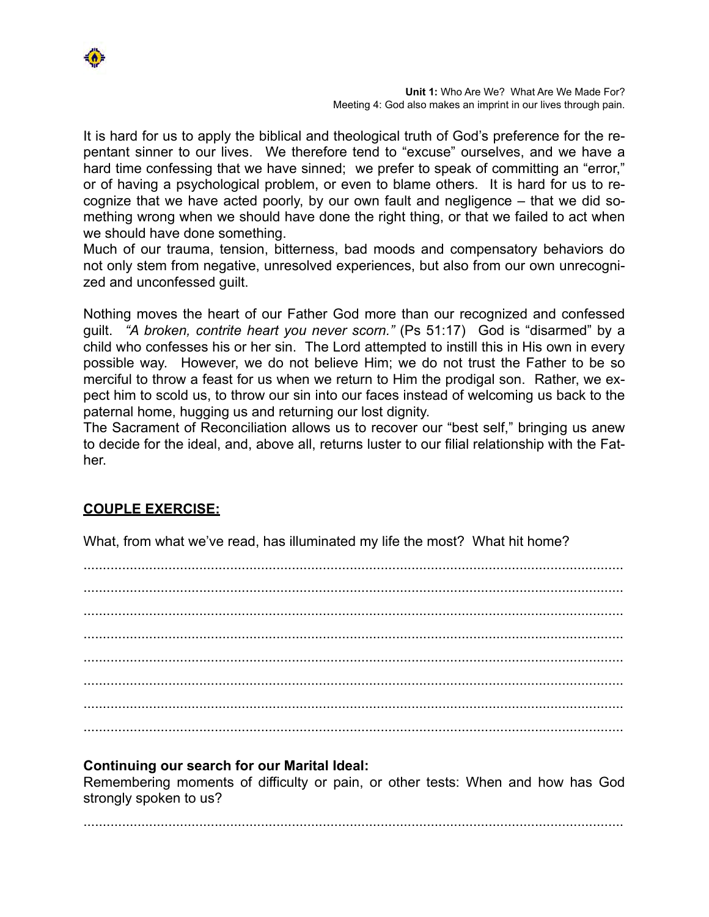It is hard for us to apply the biblical and theological truth of God's preference for the repentant sinner to our lives. We therefore tend to "excuse" ourselves, and we have a hard time confessing that we have sinned; we prefer to speak of committing an "error," or of having a psychological problem, or even to blame others. It is hard for us to recognize that we have acted poorly, by our own fault and negligence – that we did something wrong when we should have done the right thing, or that we failed to act when we should have done something.
Much of our trauma, tension, bitterness, bad moods and compensatory behaviors do not only stem from negative, unresolved experiences, but also from our own unrecognized and unconfessed guilt.

Nothing moves the heart of our Father God more than our recognized and confessed guilt. *"A broken, contrite heart you never scorn."* (Ps 51:17) God is "disarmed" by a child who confesses his or her sin. The Lord attempted to instill this in His own in every possible way. However, we do not believe Him; we do not trust the Father to be so merciful to throw a feast for us when we return to Him the prodigal son. Rather, we expect him to scold us, to throw our sin into our faces instead of welcoming us back to the paternal home, hugging us and returning our lost dignity.
The Sacrament of Reconciliation allows us to recover our "best self," bringing us anew to decide for the ideal, and, above all, returns luster to our filial relationship with the Father.

**COUPLE EXERCISE:**

What, from what we've read, has illuminated my life the most? What hit home?

..........................................................................................................................................
..........................................................................................................................................
..........................................................................................................................................
..........................................................................................................................................
..........................................................................................................................................
..........................................................................................................................................
..........................................................................................................................................
..........................................................................................................................................

**Continuing our search for our Marital Ideal:**
Remembering moments of difficulty or pain, or other tests: When and how has God strongly spoken to us?

..........................................................................................................................................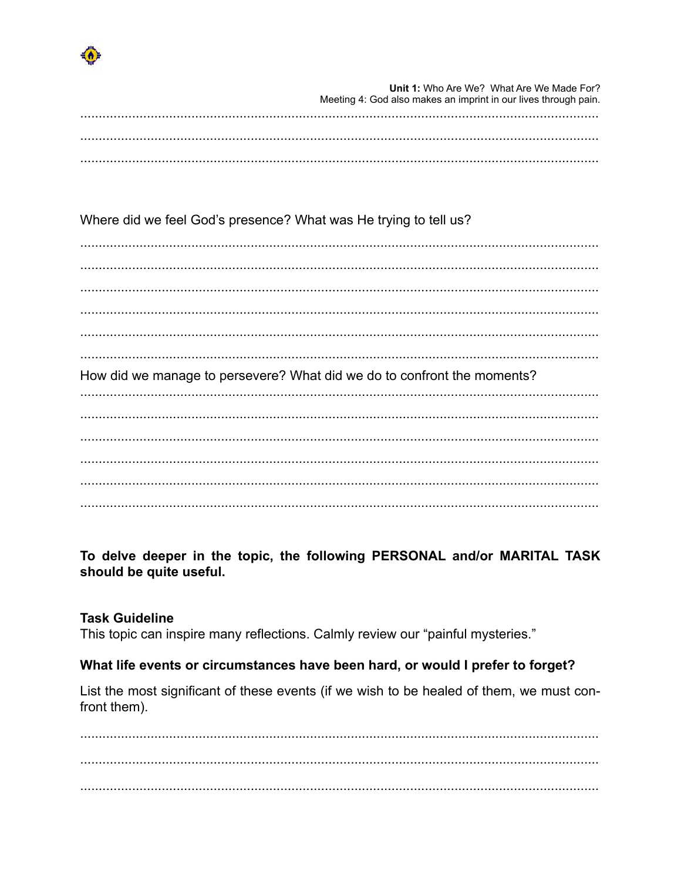Where did we feel God's presence? What was He trying to tell us?

How did we manage to persevere? What did we do to confront the moments?

**To delve deeper in the topic, the following PERSONAL and/or MARITAL TASK should be quite useful.**

**Task Guideline**

This topic can inspire many reflections. Calmly review our "painful mysteries."

**What life events or circumstances have been hard, or would I prefer to forget?**

List the most significant of these events (if we wish to be healed of them, we must confront them).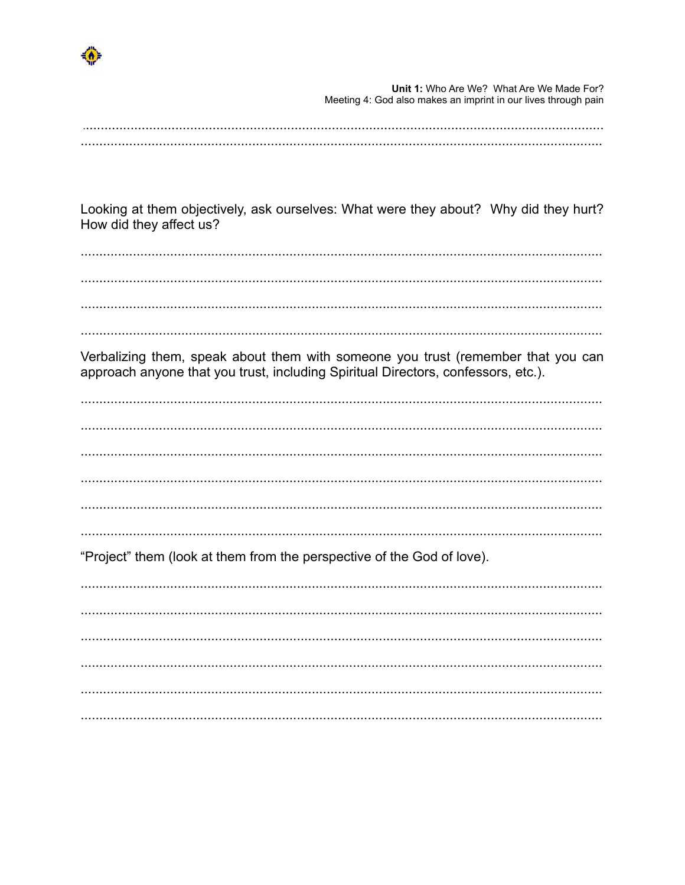Looking at them objectively, ask ourselves: What were they about? Why did they hurt? How did they affect us?

Verbalizing them, speak about them with someone you trust (remember that you can approach anyone that you trust, including Spiritual Directors, confessors, etc.).

“Project” them (look at them from the perspective of the God of love).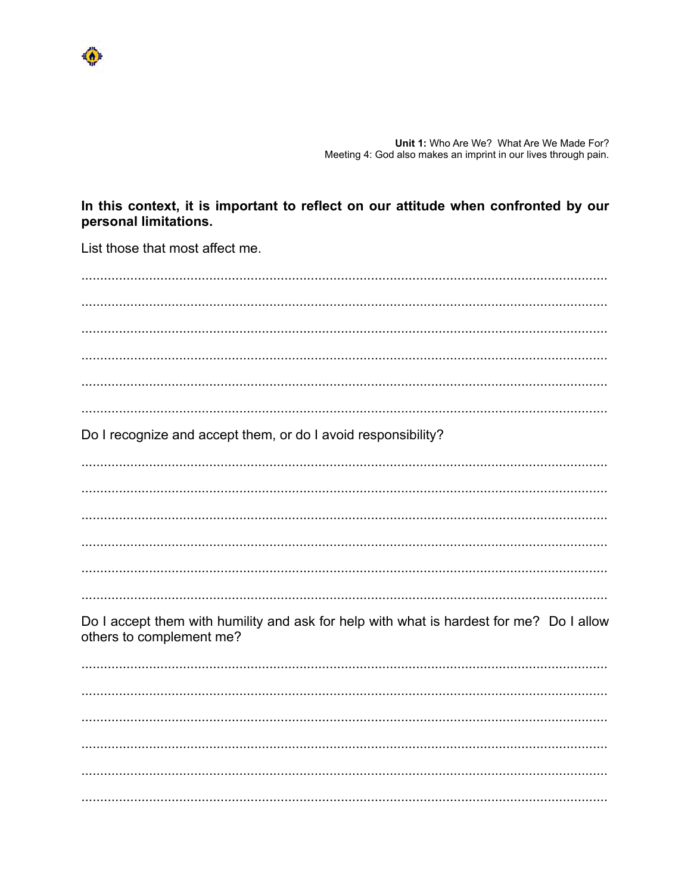**In this context, it is important to reflect on our attitude when confronted by our personal limitations.**

List those that most affect me.

.............................................................................................................................................

.............................................................................................................................................

.............................................................................................................................................

.............................................................................................................................................

.............................................................................................................................................

.............................................................................................................................................

Do I recognize and accept them, or do I avoid responsibility?

.............................................................................................................................................

.............................................................................................................................................

.............................................................................................................................................

.............................................................................................................................................

.............................................................................................................................................

.............................................................................................................................................

Do I accept them with humility and ask for help with what is hardest for me? Do I allow others to complement me?

.............................................................................................................................................

.............................................................................................................................................

.............................................................................................................................................

.............................................................................................................................................

.............................................................................................................................................

.............................................................................................................................................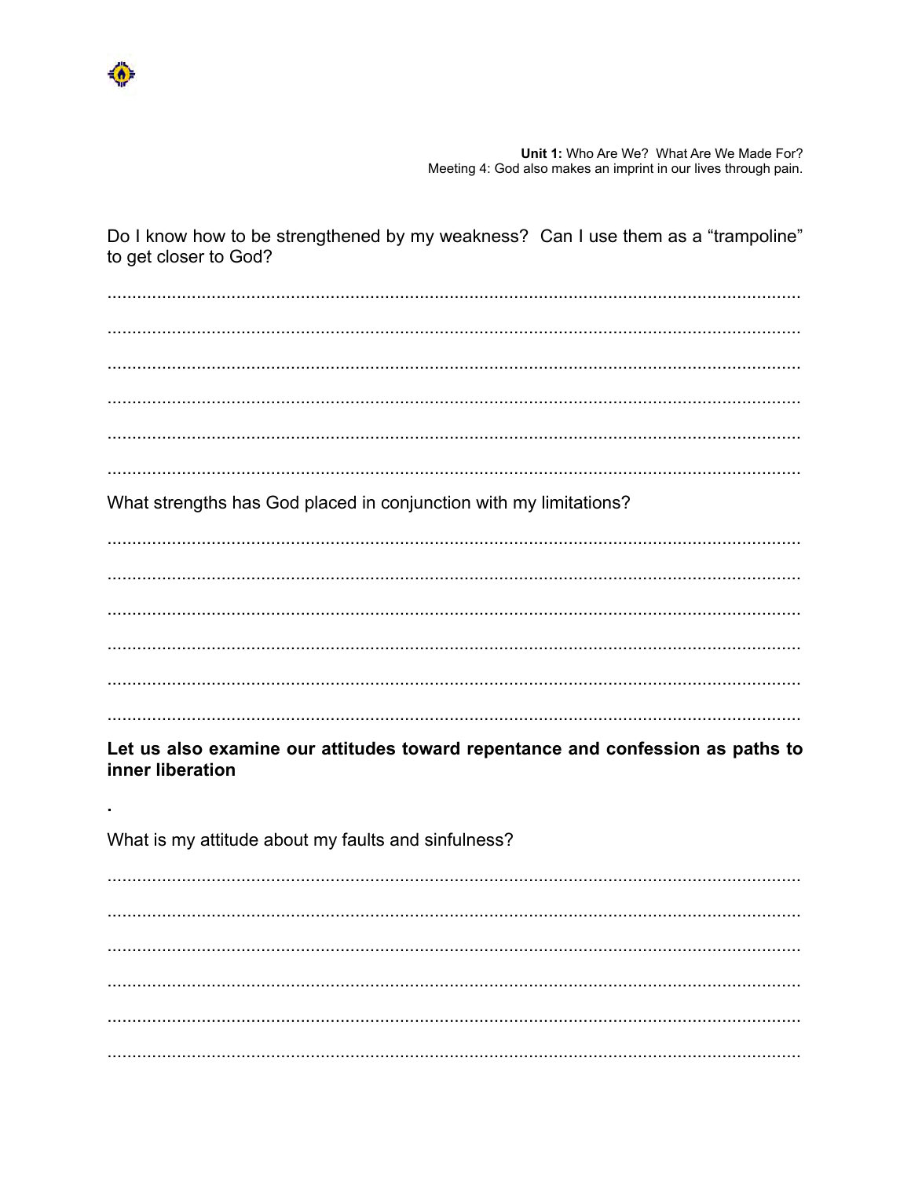Do I know how to be strengthened by my weakness? Can I use them as a “trampoline” to get closer to God?

..........................................................................................................................................

..........................................................................................................................................

..........................................................................................................................................

..........................................................................................................................................

..........................................................................................................................................

..........................................................................................................................................

What strengths has God placed in conjunction with my limitations?

..........................................................................................................................................

..........................................................................................................................................

..........................................................................................................................................

..........................................................................................................................................

..........................................................................................................................................

..........................................................................................................................................

**Let us also examine our attitudes toward repentance and confession as paths to inner liberation**

.

What is my attitude about my faults and sinfulness?

..........................................................................................................................................

..........................................................................................................................................

..........................................................................................................................................

..........................................................................................................................................

..........................................................................................................................................

..........................................................................................................................................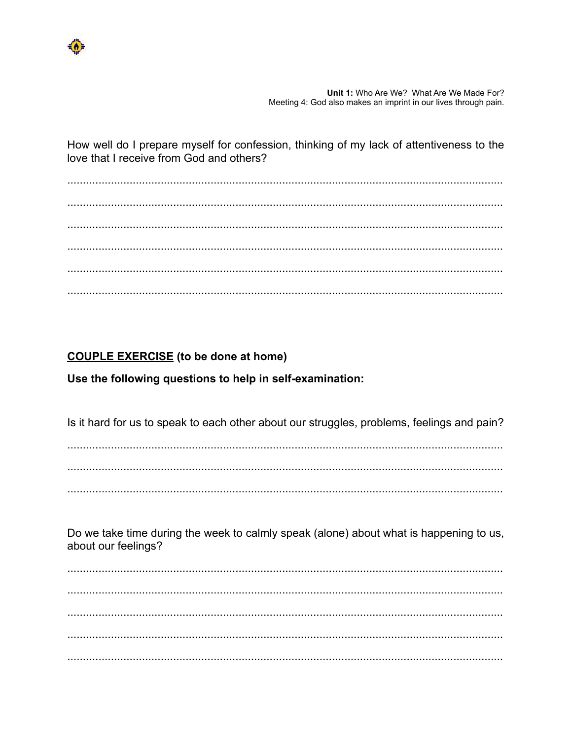How well do I prepare myself for confession, thinking of my lack of attentiveness to the love that I receive from God and others?

..........................................................................................................................................

..........................................................................................................................................

..........................................................................................................................................

..........................................................................................................................................

..........................................................................................................................................

..........................................................................................................................................

**<u>COUPLE EXERCISE</u> (to be done at home)**

**Use the following questions to help in self-examination:**

Is it hard for us to speak to each other about our struggles, problems, feelings and pain?

..........................................................................................................................................

..........................................................................................................................................

..........................................................................................................................................

Do we take time during the week to calmly speak (alone) about what is happening to us, about our feelings?

..........................................................................................................................................

..........................................................................................................................................

..........................................................................................................................................

..........................................................................................................................................

..........................................................................................................................................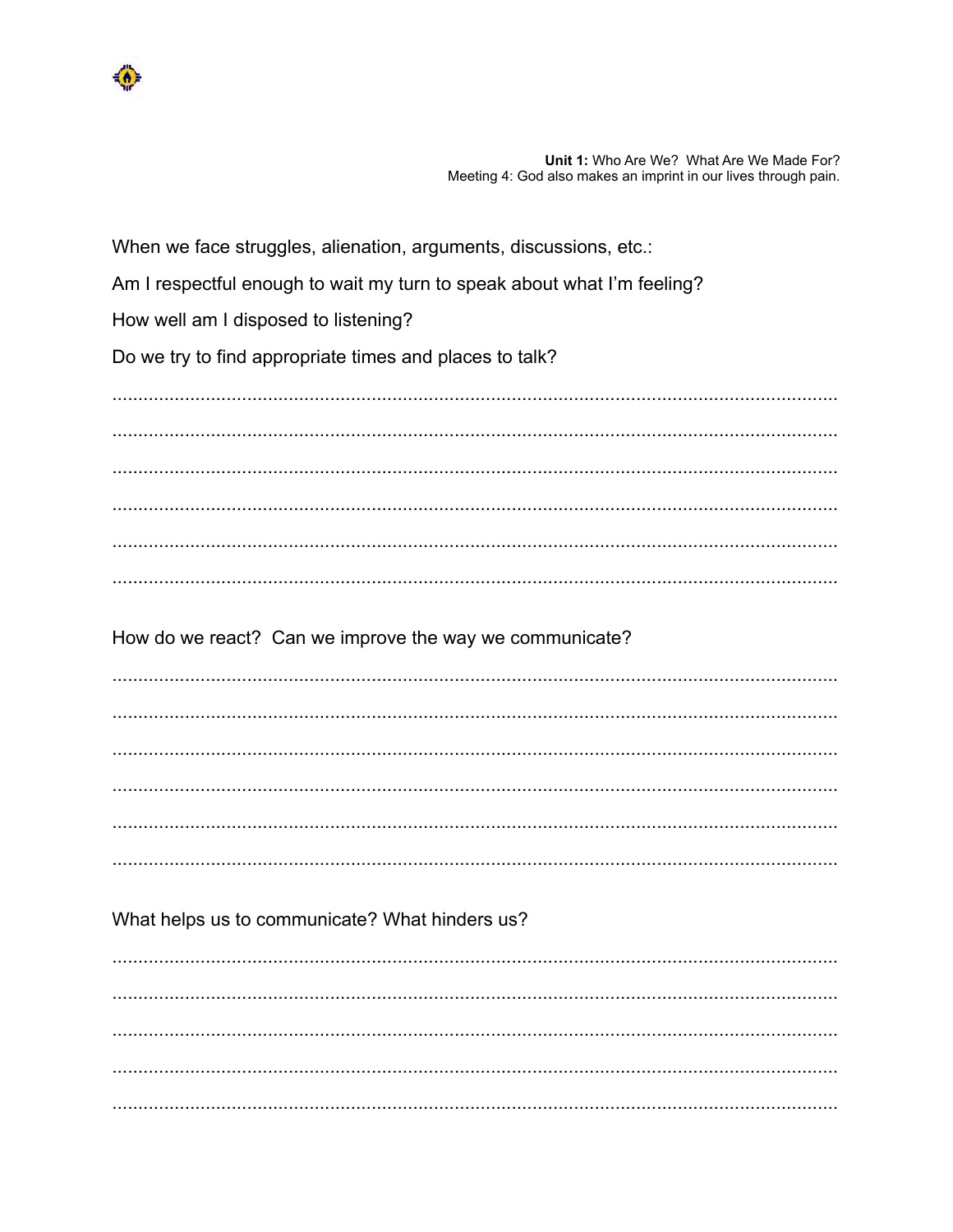When we face struggles, alienation, arguments, discussions, etc.:

Am I respectful enough to wait my turn to speak about what I'm feeling?

How well am I disposed to listening?

Do we try to find appropriate times and places to talk?

..........................................................................................................................................

..........................................................................................................................................

..........................................................................................................................................

..........................................................................................................................................

..........................................................................................................................................

..........................................................................................................................................

How do we react? Can we improve the way we communicate?

..........................................................................................................................................

..........................................................................................................................................

..........................................................................................................................................

..........................................................................................................................................

..........................................................................................................................................

..........................................................................................................................................

What helps us to communicate? What hinders us?

..........................................................................................................................................

..........................................................................................................................................

..........................................................................................................................................

..........................................................................................................................................

..........................................................................................................................................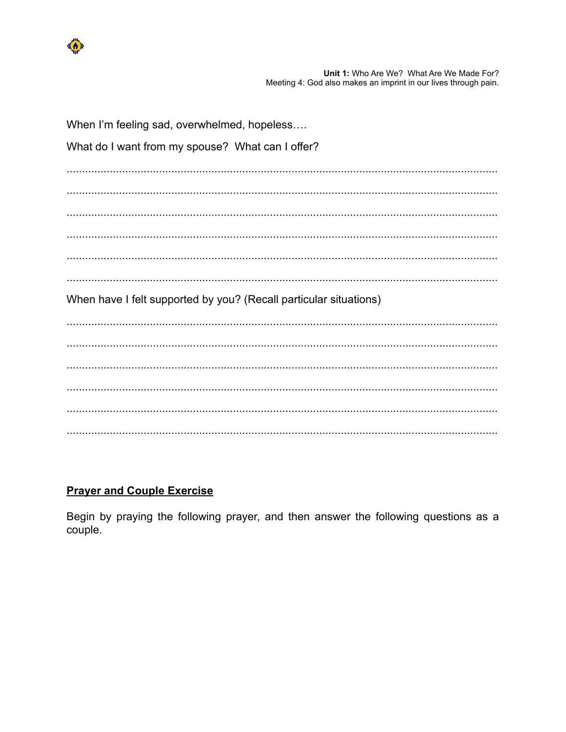When I'm feeling sad, overwhelmed, hopeless….

What do I want from my spouse? What can I offer?

..............................................................................................................................

..............................................................................................................................

..............................................................................................................................

..............................................................................................................................

..............................................................................................................................

..............................................................................................................................

When have I felt supported by you? (Recall particular situations)

..............................................................................................................................

..............................................................................................................................

..............................................................................................................................

..............................................................................................................................

..............................................................................................................................

..............................................................................................................................

**Prayer and Couple Exercise**

Begin by praying the following prayer, and then answer the following questions as a couple.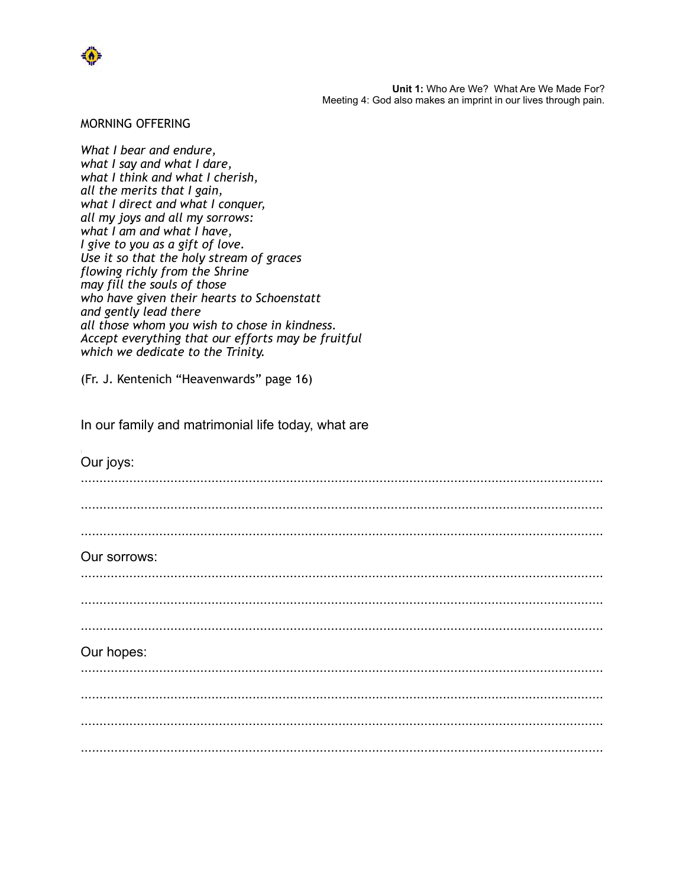**Unit 1:** Who Are We? What Are We Made For?
Meeting 4: God also makes an imprint in our lives through pain.

MORNING OFFERING

*What I bear and endure,*
*what I say and what I dare,*
*what I think and what I cherish,*
*all the merits that I gain,*
*what I direct and what I conquer,*
*all my joys and all my sorrows:*
*what I am and what I have,*
*I give to you as a gift of love.*
*Use it so that the holy stream of graces*
*flowing richly from the Shrine*
*may fill the souls of those*
*who have given their hearts to Schoenstatt*
*and gently lead there*
*all those whom you wish to chose in kindness.*
*Accept everything that our efforts may be fruitful*
*which we dedicate to the Trinity.*

(Fr. J. Kentenich "Heavenwards" page 16)

In our family and matrimonial life today, what are

Our joys:

................................................................................................................................

................................................................................................................................

................................................................................................................................

Our sorrows:

................................................................................................................................

................................................................................................................................

................................................................................................................................

Our hopes:

................................................................................................................................

................................................................................................................................

................................................................................................................................

................................................................................................................................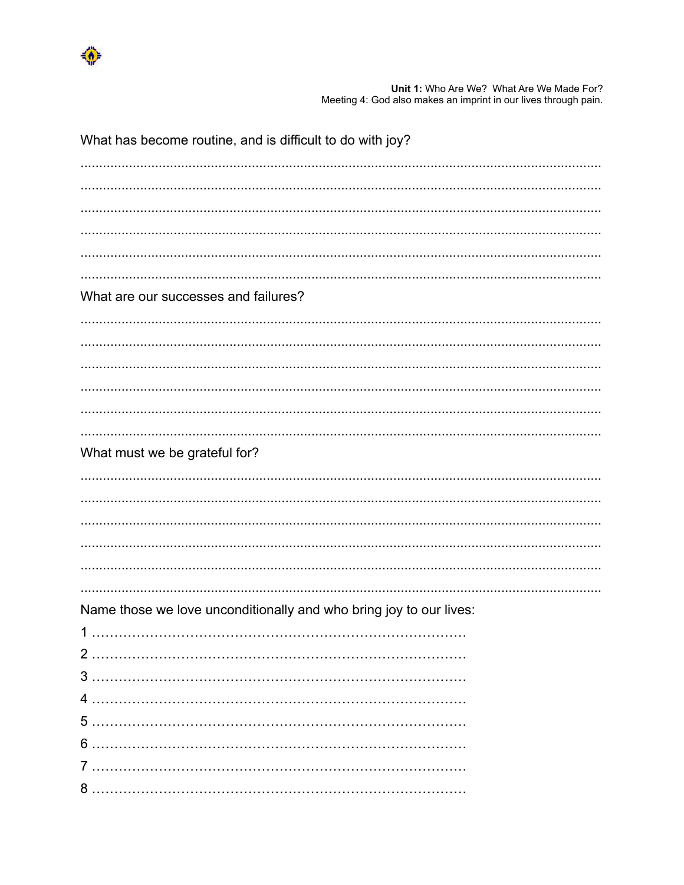What has become routine, and is difficult to do with joy?

..................................................................................................................................

..................................................................................................................................

..................................................................................................................................

..................................................................................................................................

..................................................................................................................................

..................................................................................................................................

What are our successes and failures?

..................................................................................................................................

..................................................................................................................................

..................................................................................................................................

..................................................................................................................................

..................................................................................................................................

..................................................................................................................................

What must we be grateful for?

..................................................................................................................................

..................................................................................................................................

..................................................................................................................................

..................................................................................................................................

..................................................................................................................................

..................................................................................................................................

Name those we love unconditionally and who bring joy to our lives:

1 …………………………………………………………………………

2 …………………………………………………………………………

3 …………………………………………………………………………

4 …………………………………………………………………………

5 …………………………………………………………………………

6 …………………………………………………………………………

7 …………………………………………………………………………

8 …………………………………………………………………………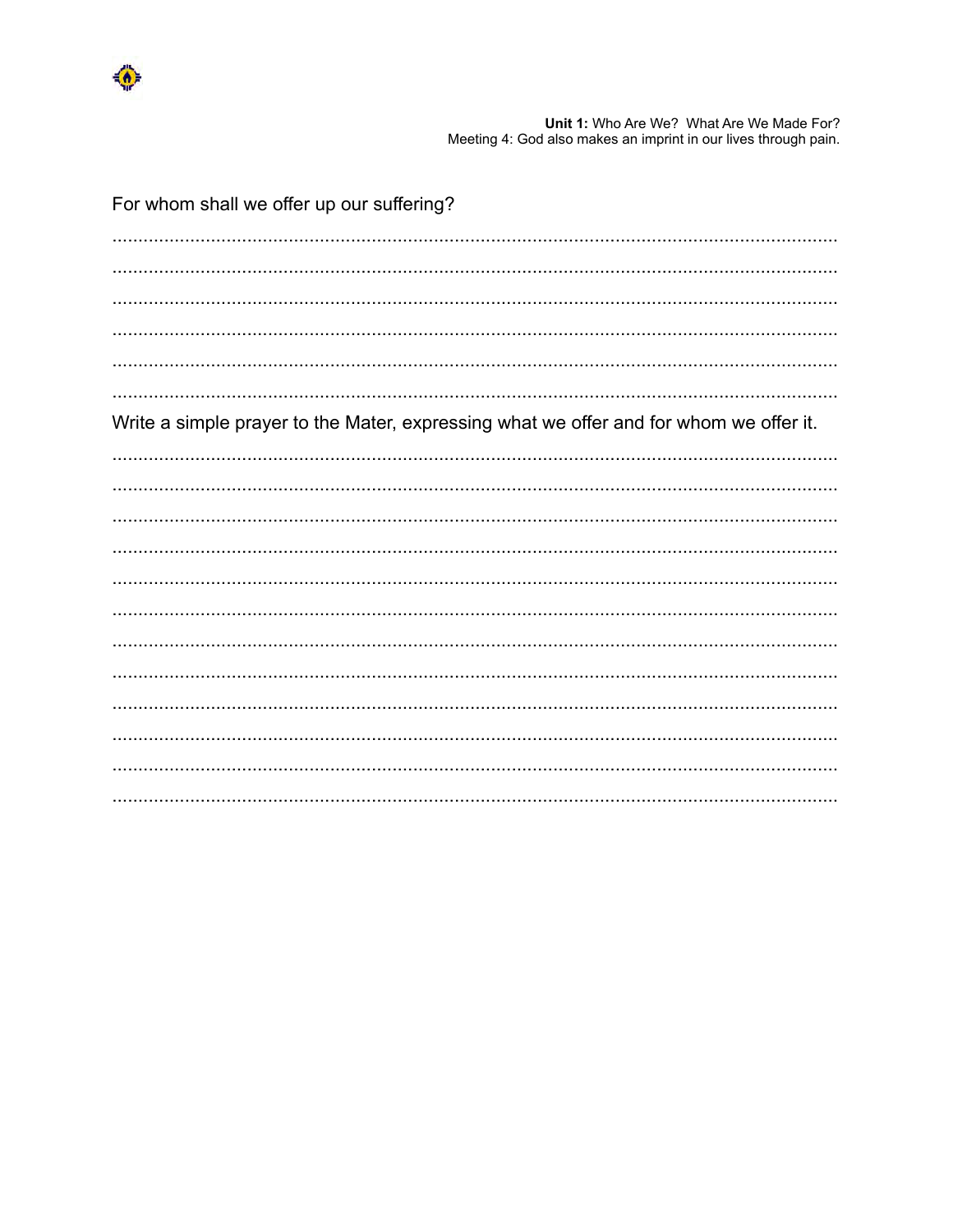For whom shall we offer up our suffering?

..............................................................................................................................................

..............................................................................................................................................

..............................................................................................................................................

..............................................................................................................................................

..............................................................................................................................................

..............................................................................................................................................

Write a simple prayer to the Mater, expressing what we offer and for whom we offer it.

..............................................................................................................................................

..............................................................................................................................................

..............................................................................................................................................

..............................................................................................................................................

..............................................................................................................................................

..............................................................................................................................................

..............................................................................................................................................

..............................................................................................................................................

..............................................................................................................................................

..............................................................................................................................................

..............................................................................................................................................

..............................................................................................................................................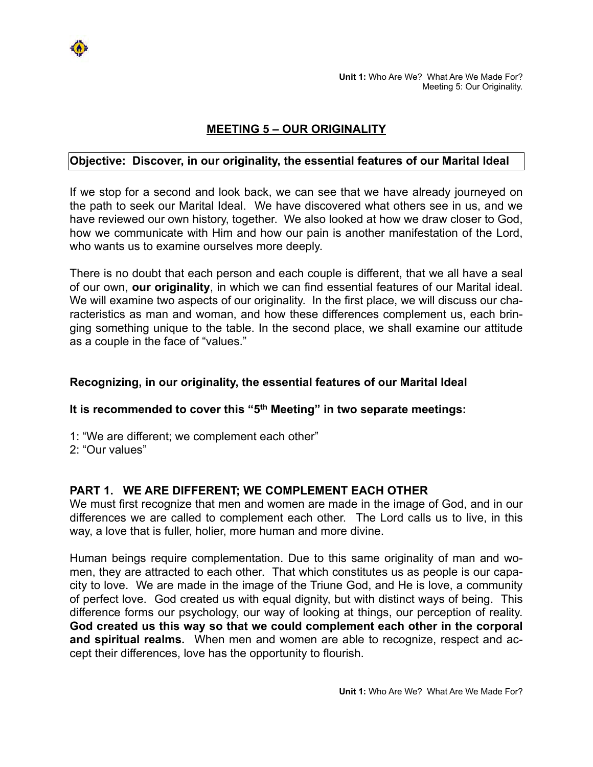# MEETING 5 – OUR ORIGINALITY

**Objective: Discover, in our originality, the essential features of our Marital Ideal**

If we stop for a second and look back, we can see that we have already journeyed on the path to seek our Marital Ideal. We have discovered what others see in us, and we have reviewed our own history, together. We also looked at how we draw closer to God, how we communicate with Him and how our pain is another manifestation of the Lord, who wants us to examine ourselves more deeply.

There is no doubt that each person and each couple is different, that we all have a seal of our own, **our originality**, in which we can find essential features of our Marital ideal. We will examine two aspects of our originality. In the first place, we will discuss our characteristics as man and woman, and how these differences complement us, each bringing something unique to the table. In the second place, we shall examine our attitude as a couple in the face of "values."

**Recognizing, in our originality, the essential features of our Marital Ideal**

**It is recommended to cover this "5th Meeting" in two separate meetings:**

1: "We are different; we complement each other"
2: "Our values"

## PART 1. WE ARE DIFFERENT; WE COMPLEMENT EACH OTHER

We must first recognize that men and women are made in the image of God, and in our differences we are called to complement each other. The Lord calls us to live, in this way, a love that is fuller, holier, more human and more divine.

Human beings require complementation. Due to this same originality of man and women, they are attracted to each other. That which constitutes us as people is our capacity to love. We are made in the image of the Triune God, and He is love, a community of perfect love. God created us with equal dignity, but with distinct ways of being. This difference forms our psychology, our way of looking at things, our perception of reality. **God created us this way so that we could complement each other in the corporal and spiritual realms.** When men and women are able to recognize, respect and accept their differences, love has the opportunity to flourish.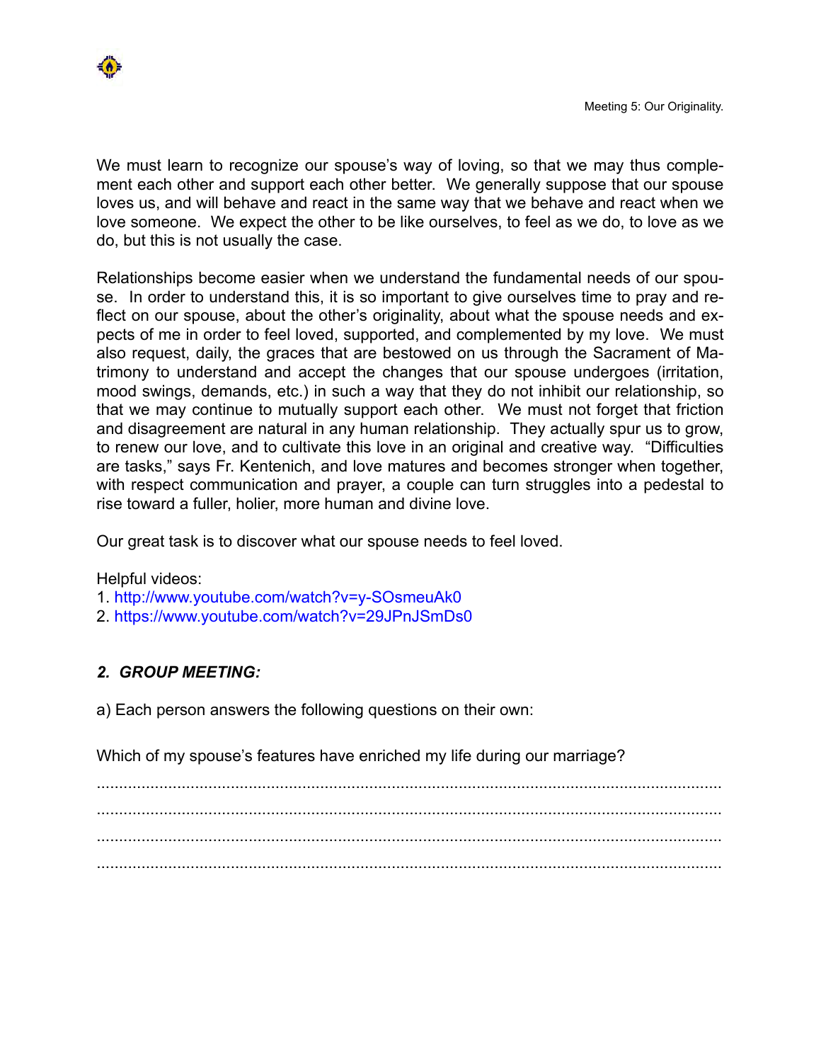We must learn to recognize our spouse's way of loving, so that we may thus complement each other and support each other better. We generally suppose that our spouse loves us, and will behave and react in the same way that we behave and react when we love someone. We expect the other to be like ourselves, to feel as we do, to love as we do, but this is not usually the case.

Relationships become easier when we understand the fundamental needs of our spouse. In order to understand this, it is so important to give ourselves time to pray and reflect on our spouse, about the other's originality, about what the spouse needs and expects of me in order to feel loved, supported, and complemented by my love. We must also request, daily, the graces that are bestowed on us through the Sacrament of Matrimony to understand and accept the changes that our spouse undergoes (irritation, mood swings, demands, etc.) in such a way that they do not inhibit our relationship, so that we may continue to mutually support each other. We must not forget that friction and disagreement are natural in any human relationship. They actually spur us to grow, to renew our love, and to cultivate this love in an original and creative way. "Difficulties are tasks," says Fr. Kentenich, and love matures and becomes stronger when together, with respect communication and prayer, a couple can turn struggles into a pedestal to rise toward a fuller, holier, more human and divine love.

Our great task is to discover what our spouse needs to feel loved.

Helpful videos:
1. http://www.youtube.com/watch?v=y-SOsmeuAk0
2. https://www.youtube.com/watch?v=29JPnJSmDs0

## *2. GROUP MEETING:*

a) Each person answers the following questions on their own:

Which of my spouse's features have enriched my life during our marriage?

.............................................................................................................................................
.............................................................................................................................................
.............................................................................................................................................
.............................................................................................................................................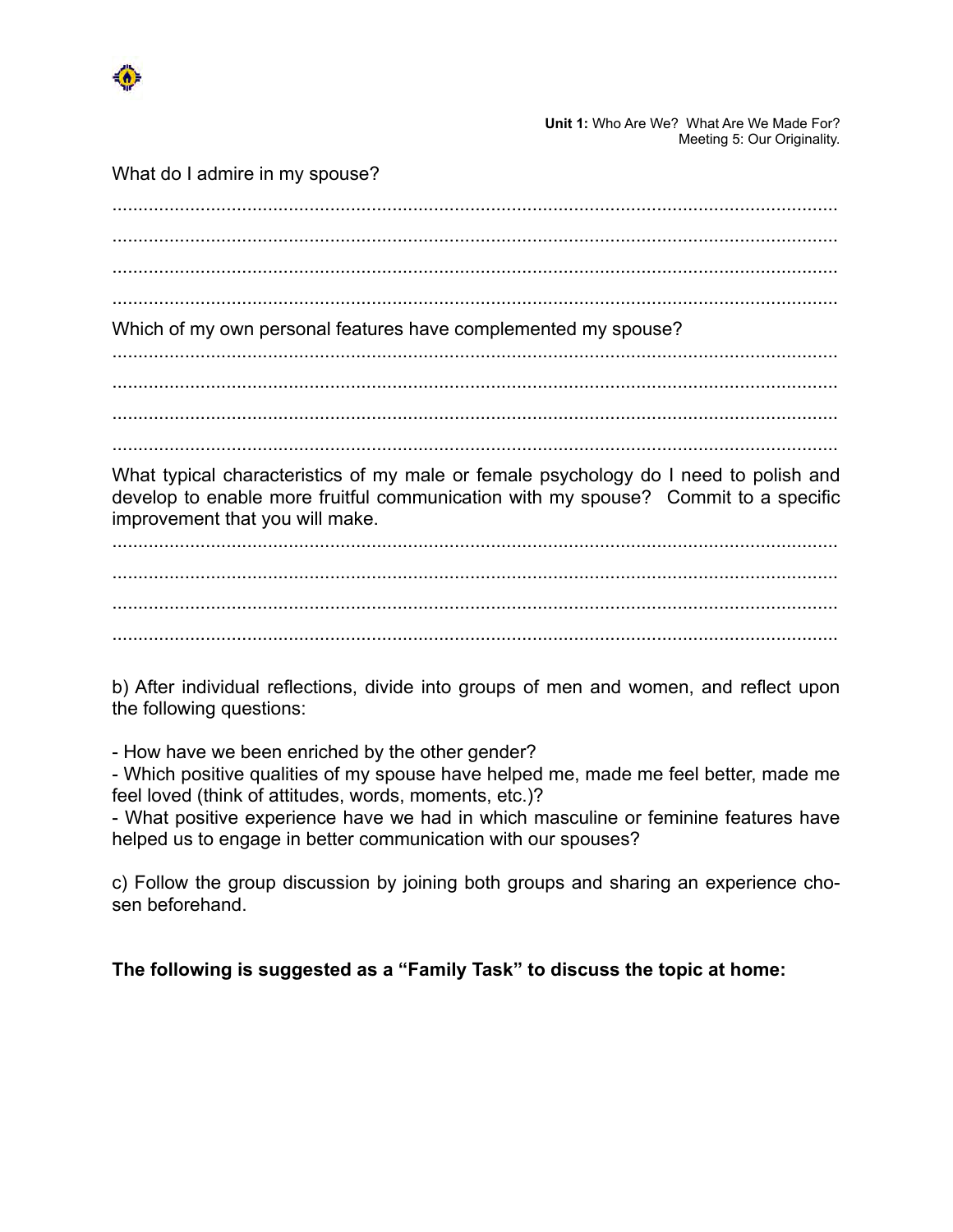What do I admire in my spouse?

..........................................................................................................................................

..........................................................................................................................................

..........................................................................................................................................

..........................................................................................................................................

Which of my own personal features have complemented my spouse?

..........................................................................................................................................

..........................................................................................................................................

..........................................................................................................................................

..........................................................................................................................................

What typical characteristics of my male or female psychology do I need to polish and develop to enable more fruitful communication with my spouse? Commit to a specific improvement that you will make.

..........................................................................................................................................

..........................................................................................................................................

..........................................................................................................................................

..........................................................................................................................................

b) After individual reflections, divide into groups of men and women, and reflect upon the following questions:

- How have we been enriched by the other gender?
- Which positive qualities of my spouse have helped me, made me feel better, made me feel loved (think of attitudes, words, moments, etc.)?
- What positive experience have we had in which masculine or feminine features have helped us to engage in better communication with our spouses?

c) Follow the group discussion by joining both groups and sharing an experience chosen beforehand.

**The following is suggested as a "Family Task" to discuss the topic at home:**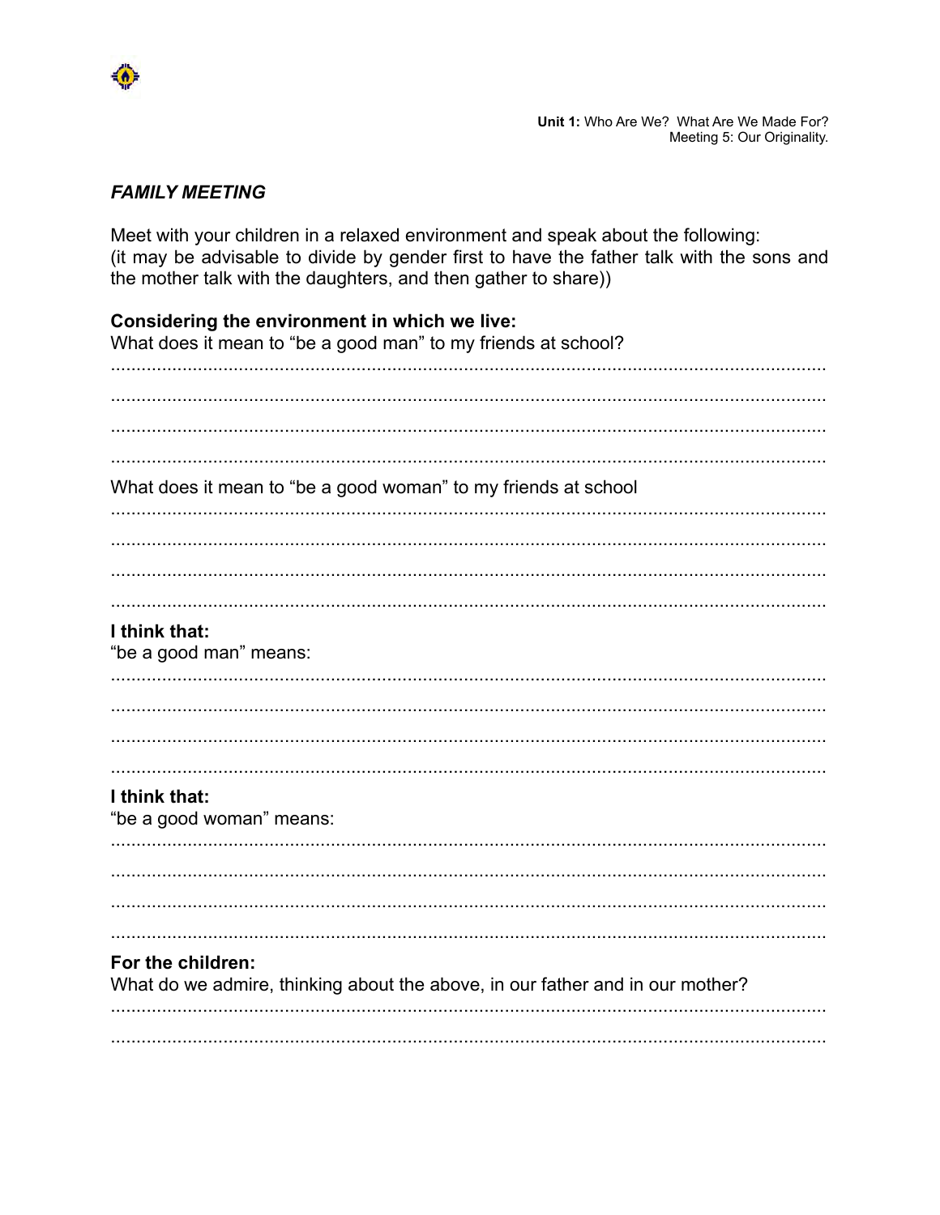**Unit 1:** Who Are We? What Are We Made For?
Meeting 5: Our Originality.

***FAMILY MEETING***

Meet with your children in a relaxed environment and speak about the following:
(it may be advisable to divide by gender first to have the father talk with the sons and the mother talk with the daughters, and then gather to share))

**Considering the environment in which we live:**
What does it mean to "be a good man" to my friends at school?

..............................................................................................................................................

..............................................................................................................................................

..............................................................................................................................................

..............................................................................................................................................

What does it mean to "be a good woman" to my friends at school

..............................................................................................................................................

..............................................................................................................................................

..............................................................................................................................................

..............................................................................................................................................

**I think that:**
"be a good man" means:

..............................................................................................................................................

..............................................................................................................................................

..............................................................................................................................................

..............................................................................................................................................

**I think that:**
"be a good woman" means:

..............................................................................................................................................

..............................................................................................................................................

..............................................................................................................................................

..............................................................................................................................................

**For the children:**
What do we admire, thinking about the above, in our father and in our mother?

..............................................................................................................................................

..............................................................................................................................................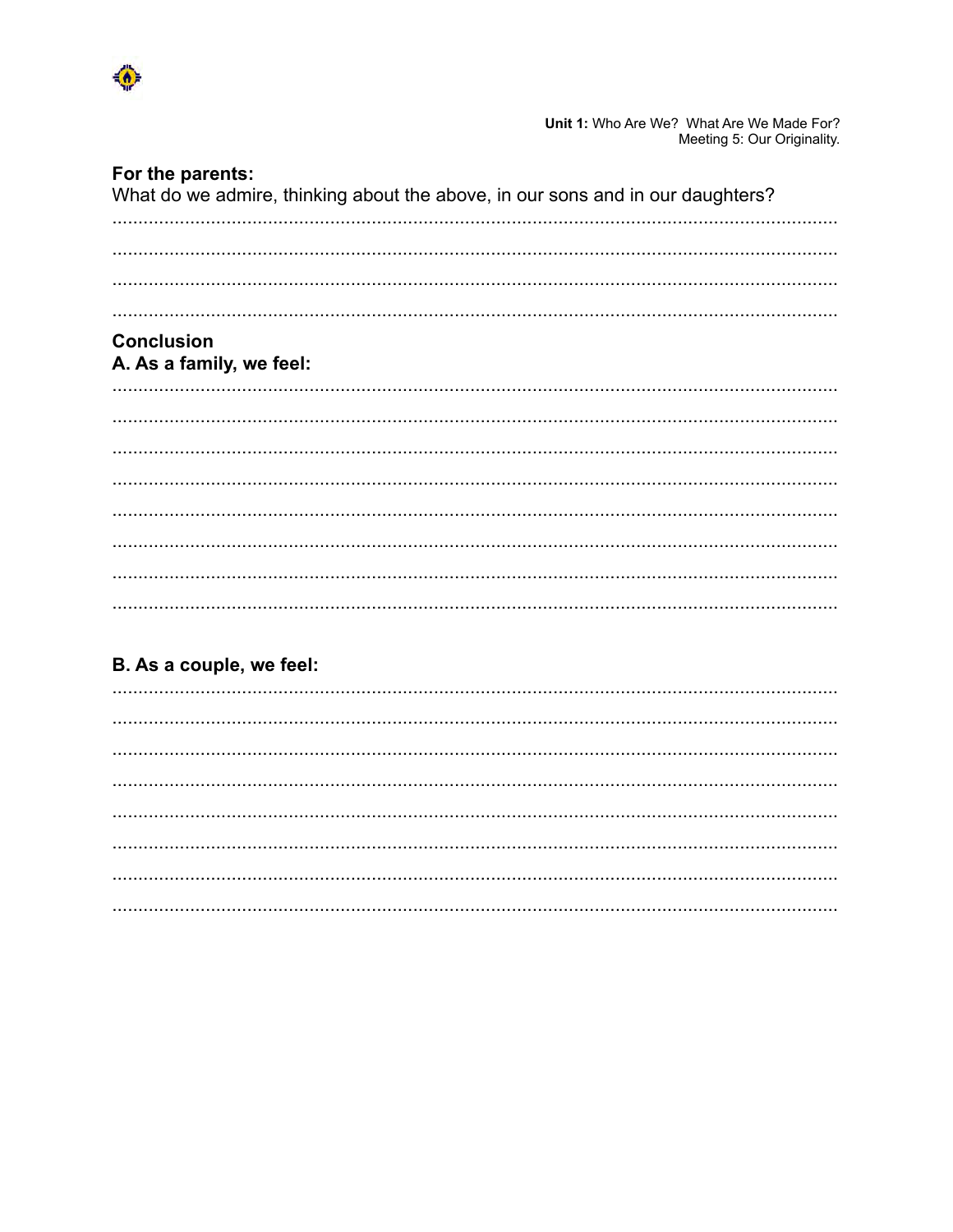**For the parents:**

What do we admire, thinking about the above, in our sons and in our daughters?

................................................................................................................................................

................................................................................................................................................

................................................................................................................................................

................................................................................................................................................

**Conclusion**

**A. As a family, we feel:**

................................................................................................................................................

................................................................................................................................................

................................................................................................................................................

................................................................................................................................................

................................................................................................................................................

................................................................................................................................................

................................................................................................................................................

................................................................................................................................................

**B. As a couple, we feel:**

................................................................................................................................................

................................................................................................................................................

................................................................................................................................................

................................................................................................................................................

................................................................................................................................................

................................................................................................................................................

................................................................................................................................................

................................................................................................................................................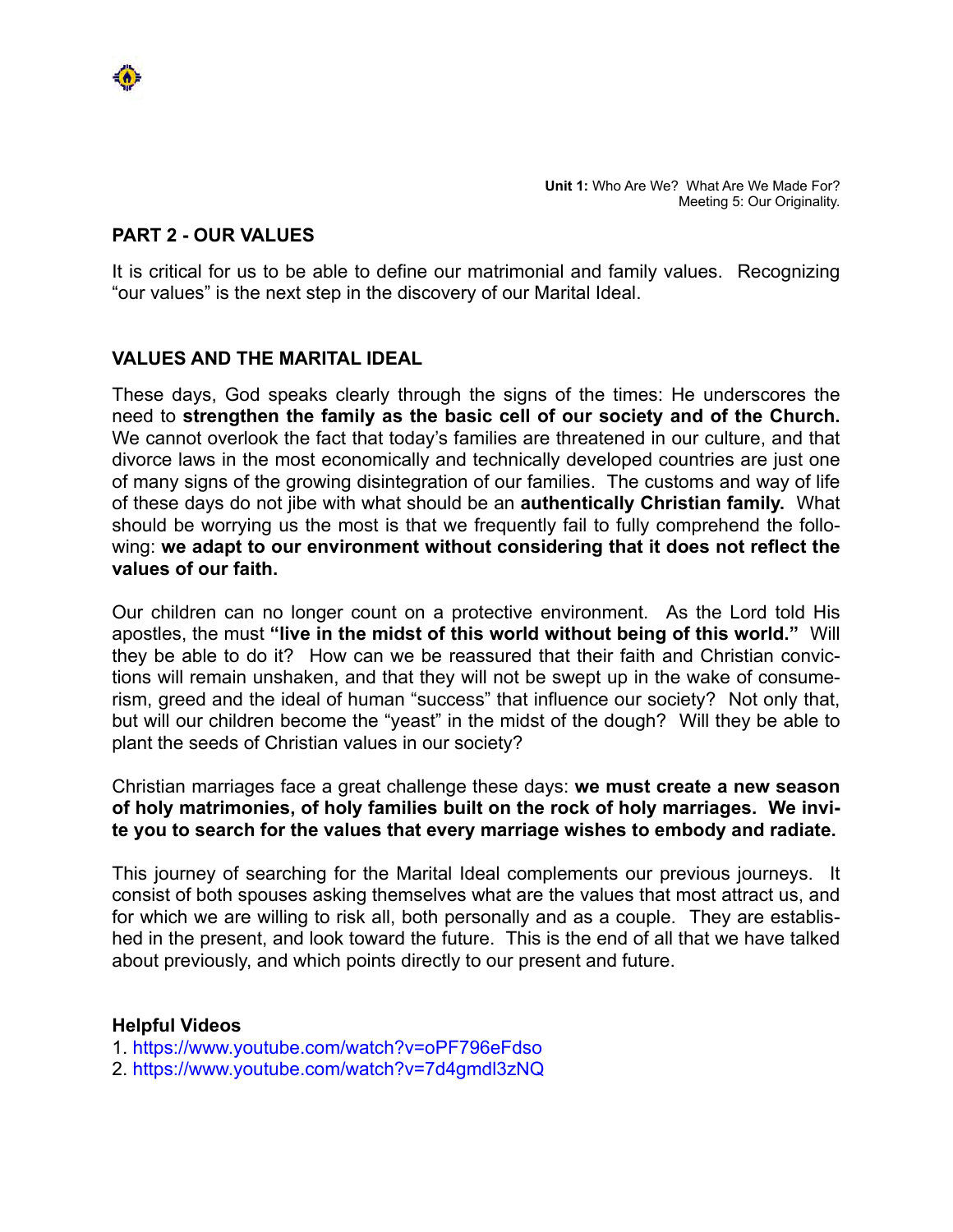**Unit 1:** Who Are We? What Are We Made For?
Meeting 5: Our Originality.

## PART 2 - OUR VALUES

It is critical for us to be able to define our matrimonial and family values. Recognizing "our values" is the next step in the discovery of our Marital Ideal.

## VALUES AND THE MARITAL IDEAL

These days, God speaks clearly through the signs of the times: He underscores the need to **strengthen the family as the basic cell of our society and of the Church.** We cannot overlook the fact that today's families are threatened in our culture, and that divorce laws in the most economically and technically developed countries are just one of many signs of the growing disintegration of our families. The customs and way of life of these days do not jibe with what should be an **authentically Christian family.** What should be worrying us the most is that we frequently fail to fully comprehend the following: **we adapt to our environment without considering that it does not reflect the values of our faith.**

Our children can no longer count on a protective environment. As the Lord told His apostles, the must **"live in the midst of this world without being of this world."** Will they be able to do it? How can we be reassured that their faith and Christian convictions will remain unshaken, and that they will not be swept up in the wake of consumerism, greed and the ideal of human "success" that influence our society? Not only that, but will our children become the "yeast" in the midst of the dough? Will they be able to plant the seeds of Christian values in our society?

Christian marriages face a great challenge these days: **we must create a new season of holy matrimonies, of holy families built on the rock of holy marriages. We invite you to search for the values that every marriage wishes to embody and radiate.**

This journey of searching for the Marital Ideal complements our previous journeys. It consist of both spouses asking themselves what are the values that most attract us, and for which we are willing to risk all, both personally and as a couple. They are established in the present, and look toward the future. This is the end of all that we have talked about previously, and which points directly to our present and future.

**Helpful Videos**

1. https://www.youtube.com/watch?v=oPF796eFdso
2. https://www.youtube.com/watch?v=7d4gmdl3zNQ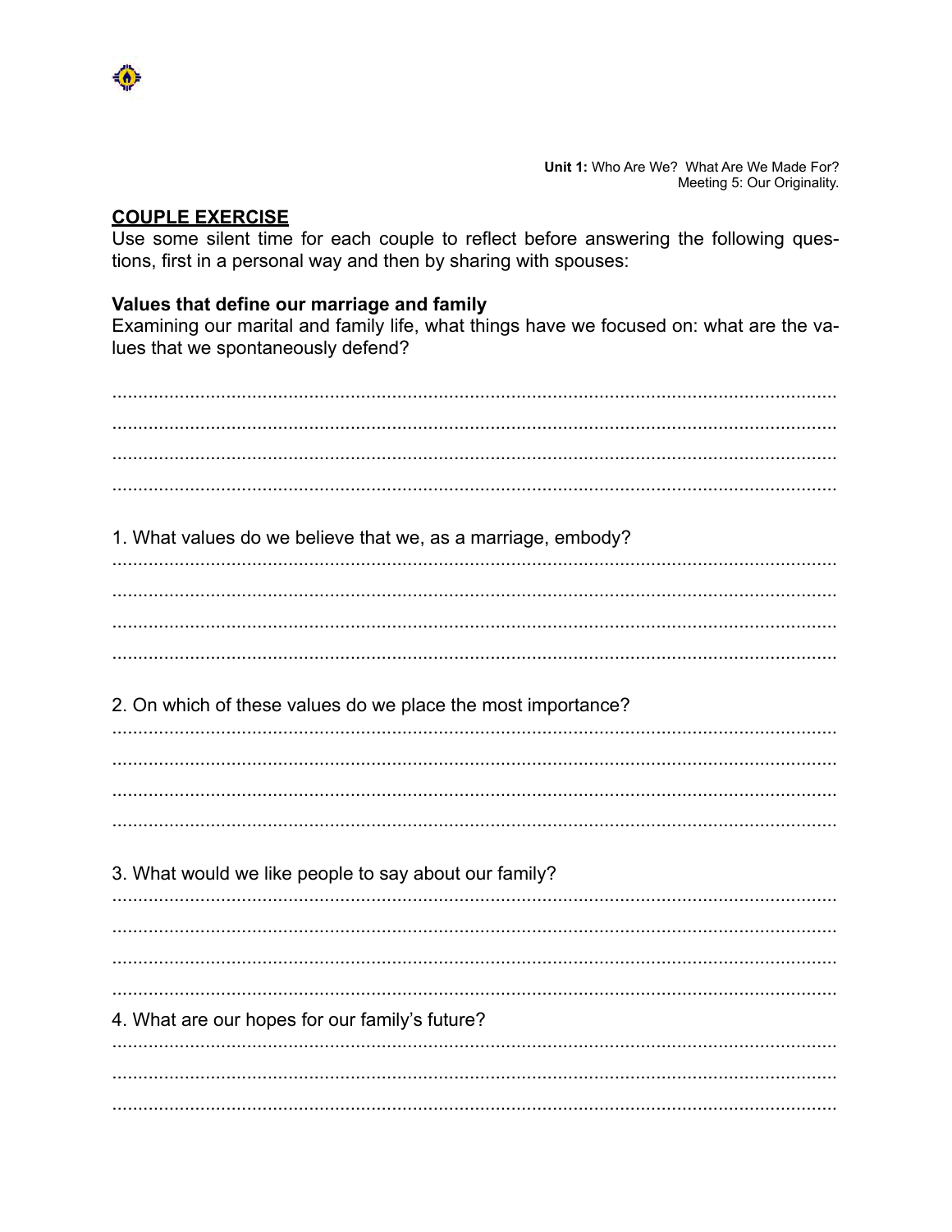**Unit 1:** Who Are We? What Are We Made For?
Meeting 5: Our Originality.

## COUPLE EXERCISE

Use some silent time for each couple to reflect before answering the following questions, first in a personal way and then by sharing with spouses:

### Values that define our marriage and family

Examining our marital and family life, what things have we focused on: what are the values that we spontaneously defend?

...............................................................................................................................
...............................................................................................................................
...............................................................................................................................
...............................................................................................................................

1. What values do we believe that we, as a marriage, embody?

...............................................................................................................................
...............................................................................................................................
...............................................................................................................................
...............................................................................................................................

2. On which of these values do we place the most importance?

...............................................................................................................................
...............................................................................................................................
...............................................................................................................................
...............................................................................................................................

3. What would we like people to say about our family?

...............................................................................................................................
...............................................................................................................................
...............................................................................................................................
...............................................................................................................................

4. What are our hopes for our family's future?

...............................................................................................................................
...............................................................................................................................
...............................................................................................................................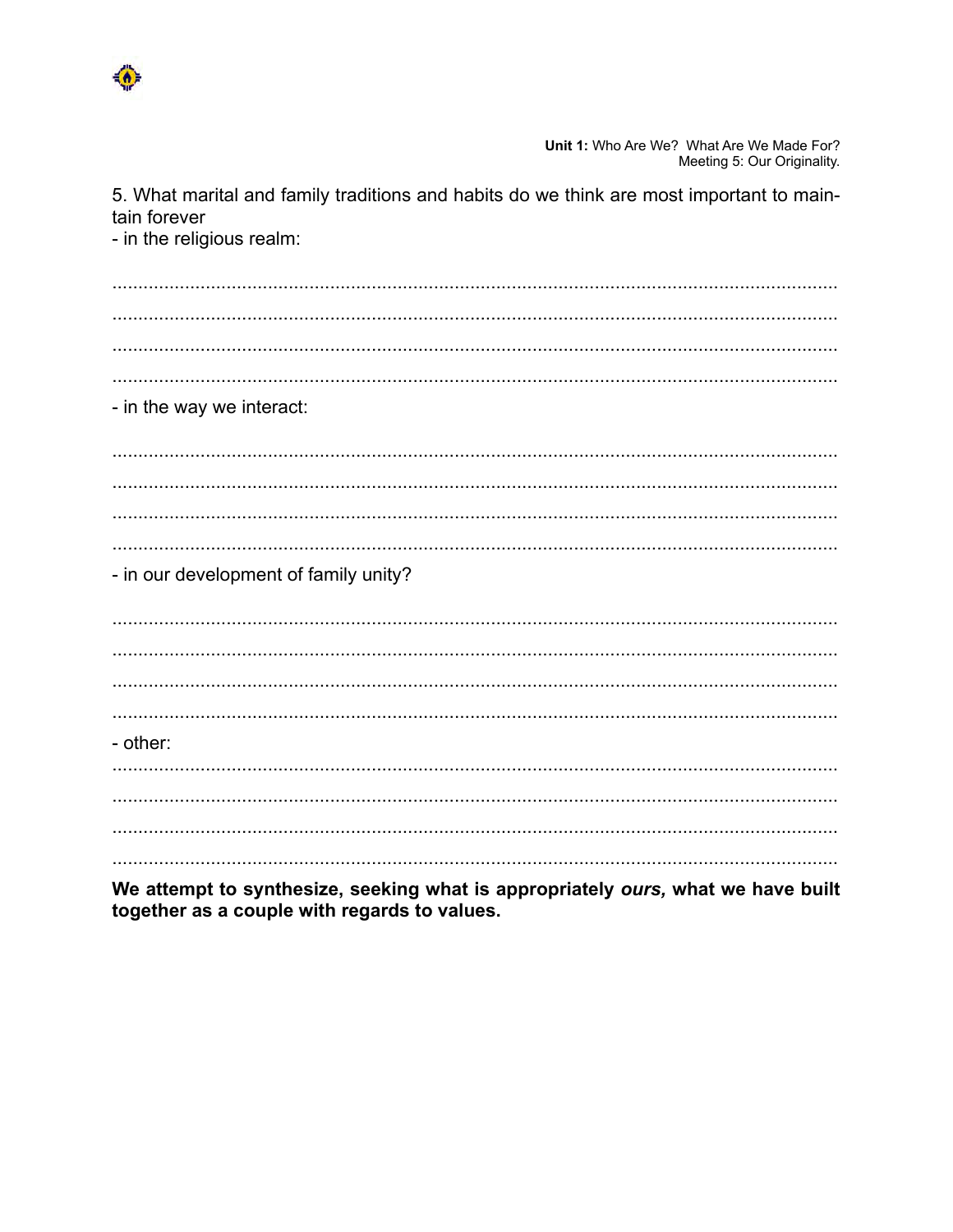5. What marital and family traditions and habits do we think are most important to maintain forever

- in the religious realm:

.............................................................................................................................................
.............................................................................................................................................
.............................................................................................................................................
.............................................................................................................................................

- in the way we interact:

.............................................................................................................................................
.............................................................................................................................................
.............................................................................................................................................
.............................................................................................................................................

- in our development of family unity?

.............................................................................................................................................
.............................................................................................................................................
.............................................................................................................................................
.............................................................................................................................................

- other:

.............................................................................................................................................
.............................................................................................................................................
.............................................................................................................................................
.............................................................................................................................................

**We attempt to synthesize, seeking what is appropriately *ours,* what we have built together as a couple with regards to values.**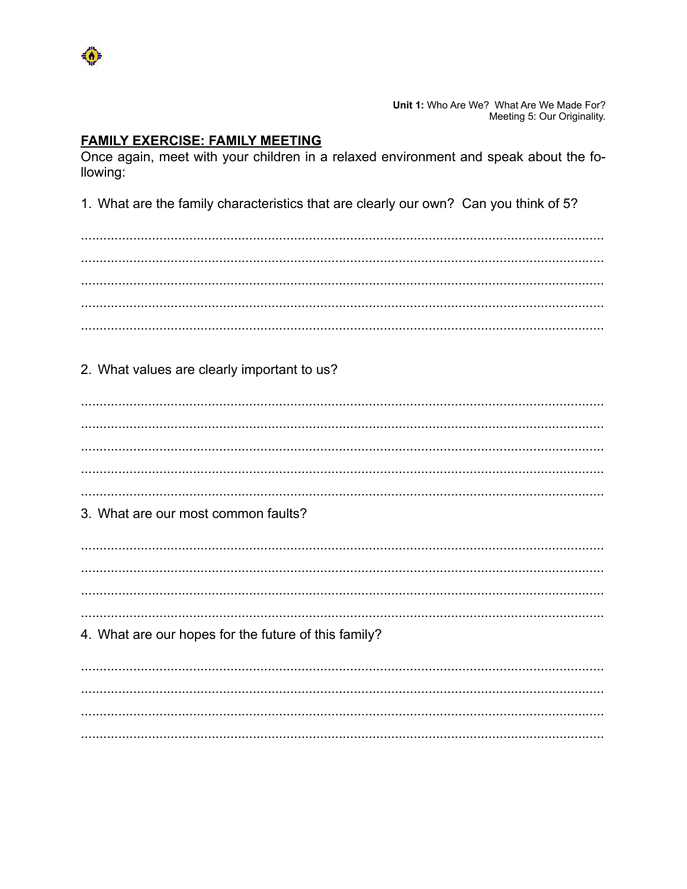**Unit 1:** Who Are We? What Are We Made For?
Meeting 5: Our Originality.

## FAMILY EXERCISE: FAMILY MEETING

Once again, meet with your children in a relaxed environment and speak about the following:

1. What are the family characteristics that are clearly our own? Can you think of 5?

.............................................................................................................................................
.............................................................................................................................................
.............................................................................................................................................
.............................................................................................................................................
.............................................................................................................................................

2. What values are clearly important to us?

.............................................................................................................................................
.............................................................................................................................................
.............................................................................................................................................
.............................................................................................................................................
.............................................................................................................................................

3. What are our most common faults?

.............................................................................................................................................
.............................................................................................................................................
.............................................................................................................................................
.............................................................................................................................................

4. What are our hopes for the future of this family?

.............................................................................................................................................
.............................................................................................................................................
.............................................................................................................................................
.............................................................................................................................................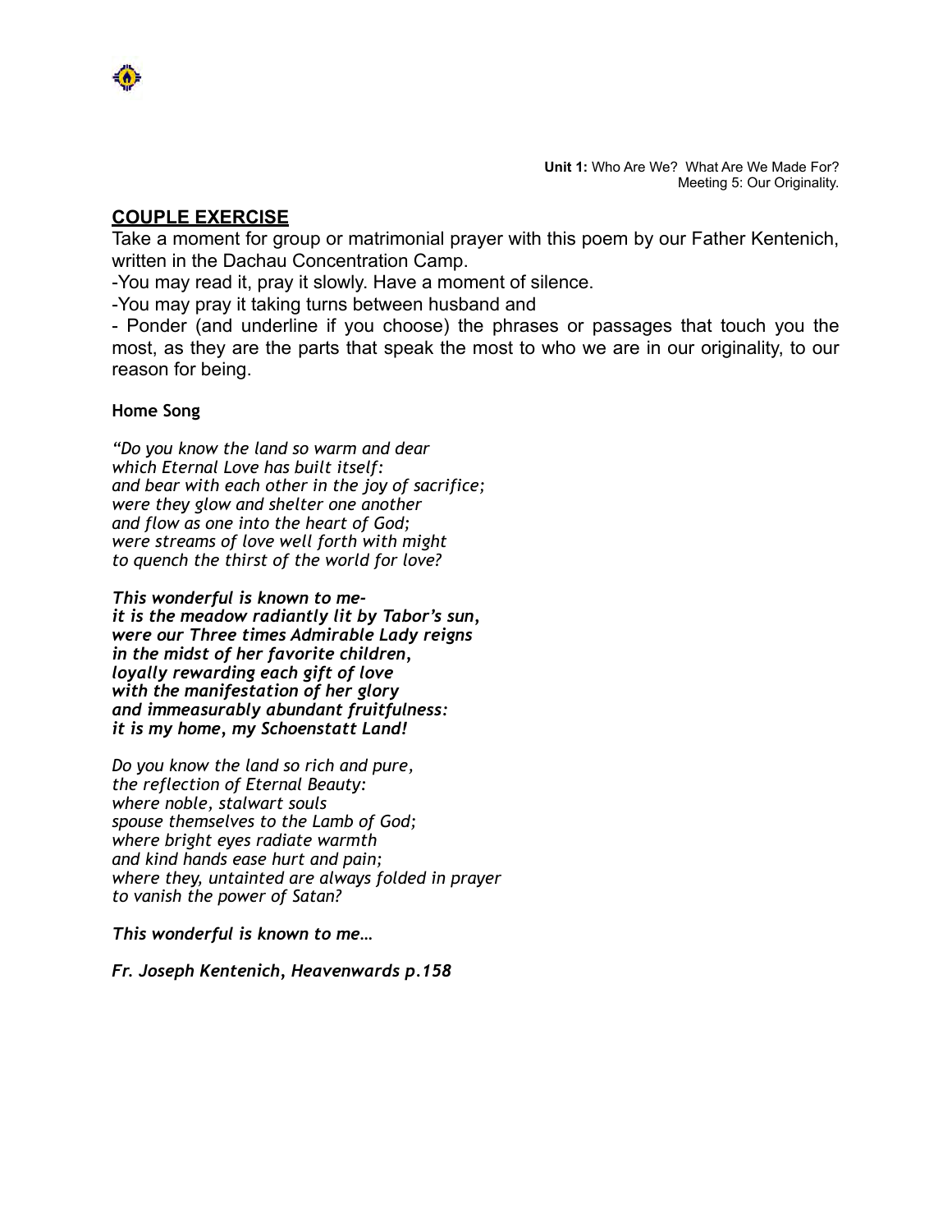Unit 1: Who Are We? What Are We Made For?
Meeting 5: Our Originality.

## COUPLE EXERCISE

Take a moment for group or matrimonial prayer with this poem by our Father Kentenich, written in the Dachau Concentration Camp.

-You may read it, pray it slowly. Have a moment of silence.

-You may pray it taking turns between husband and

- Ponder (and underline if you choose) the phrases or passages that touch you the most, as they are the parts that speak the most to who we are in our originality, to our reason for being.

**Home Song**

*"Do you know the land so warm and dear*
*which Eternal Love has built itself:*
*and bear with each other in the joy of sacrifice;*
*were they glow and shelter one another*
*and flow as one into the heart of God;*
*were streams of love well forth with might*
*to quench the thirst of the world for love?*

***This wonderful is known to me-***
***it is the meadow radiantly lit by Tabor's sun,***
***were our Three times Admirable Lady reigns***
***in the midst of her favorite children,***
***loyally rewarding each gift of love***
***with the manifestation of her glory***
***and immeasurably abundant fruitfulness:***
***it is my home, my Schoenstatt Land!***

*Do you know the land so rich and pure,*
*the reflection of Eternal Beauty:*
*where noble, stalwart souls*
*spouse themselves to the Lamb of God;*
*where bright eyes radiate warmth*
*and kind hands ease hurt and pain;*
*where they, untainted are always folded in prayer*
*to vanish the power of Satan?*

***This wonderful is known to me…***

***Fr. Joseph Kentenich, Heavenwards p.158***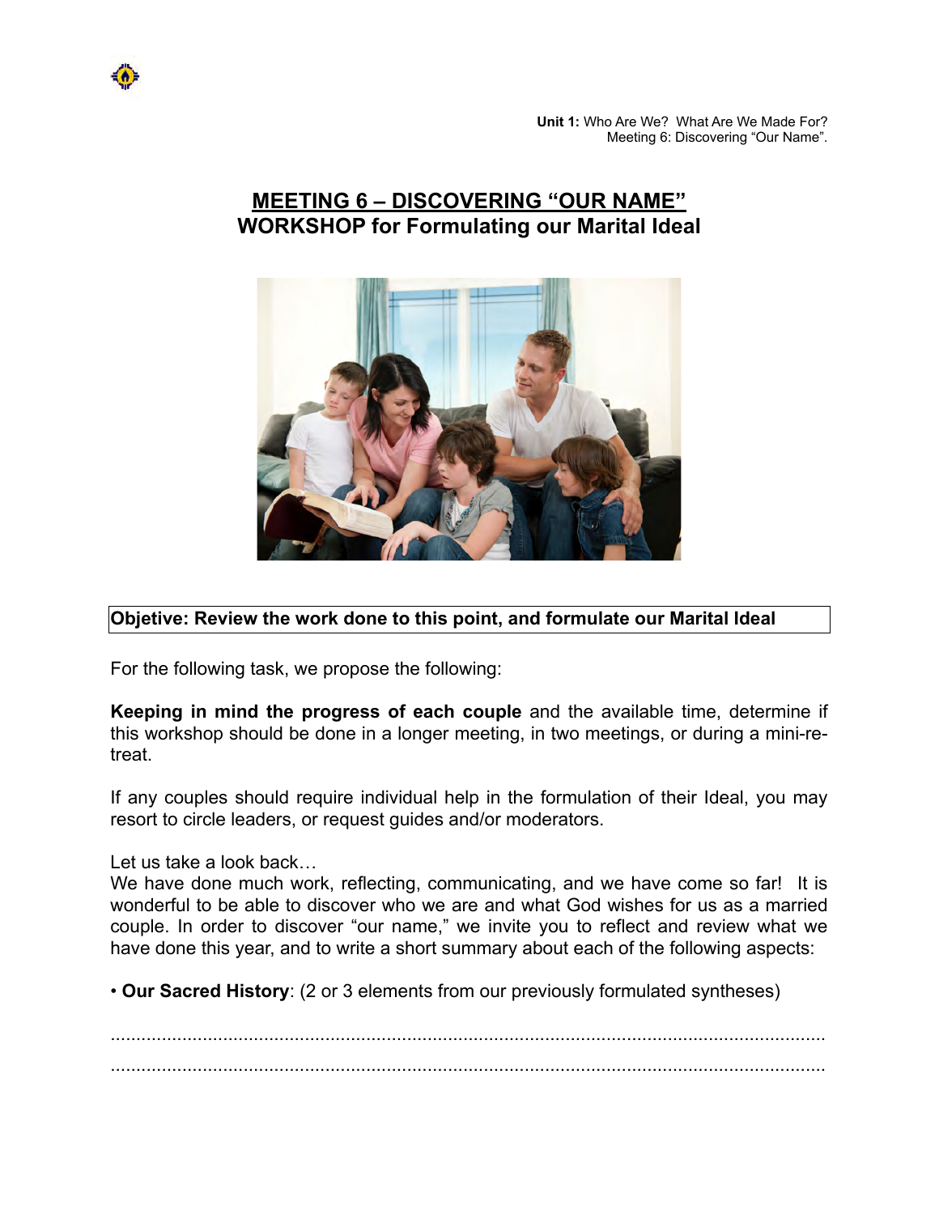# MEETING 6 – DISCOVERING "OUR NAME"

## WORKSHOP for Formulating our Marital Ideal

**Objetive: Review the work done to this point, and formulate our Marital Ideal**

For the following task, we propose the following:

**Keeping in mind the progress of each couple** and the available time, determine if this workshop should be done in a longer meeting, in two meetings, or during a mini-retreat.

If any couples should require individual help in the formulation of their Ideal, you may resort to circle leaders, or request guides and/or moderators.

Let us take a look back…

We have done much work, reflecting, communicating, and we have come so far! It is wonderful to be able to discover who we are and what God wishes for us as a married couple. In order to discover "our name," we invite you to reflect and review what we have done this year, and to write a short summary about each of the following aspects:

- **Our Sacred History**: (2 or 3 elements from our previously formulated syntheses)

..........................................................................................................................................

..........................................................................................................................................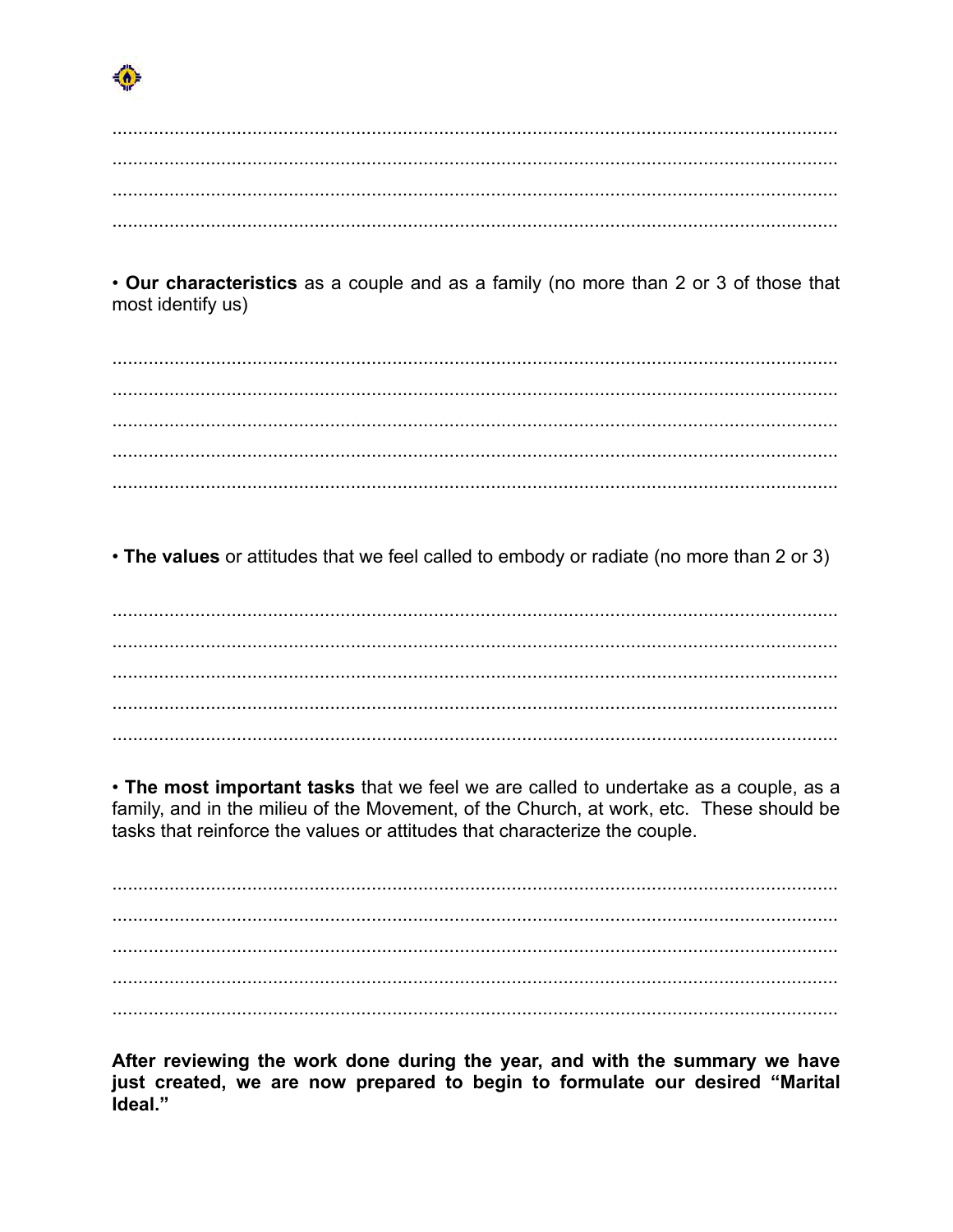.............................................................................................................................................
.............................................................................................................................................
.............................................................................................................................................
.............................................................................................................................................

• **Our characteristics** as a couple and as a family (no more than 2 or 3 of those that most identify us)

.............................................................................................................................................
.............................................................................................................................................
.............................................................................................................................................
.............................................................................................................................................
.............................................................................................................................................

• **The values** or attitudes that we feel called to embody or radiate (no more than 2 or 3)

.............................................................................................................................................
.............................................................................................................................................
.............................................................................................................................................
.............................................................................................................................................
.............................................................................................................................................

• **The most important tasks** that we feel we are called to undertake as a couple, as a family, and in the milieu of the Movement, of the Church, at work, etc. These should be tasks that reinforce the values or attitudes that characterize the couple.

.............................................................................................................................................
.............................................................................................................................................
.............................................................................................................................................
.............................................................................................................................................
.............................................................................................................................................

**After reviewing the work done during the year, and with the summary we have just created, we are now prepared to begin to formulate our desired "Marital Ideal."**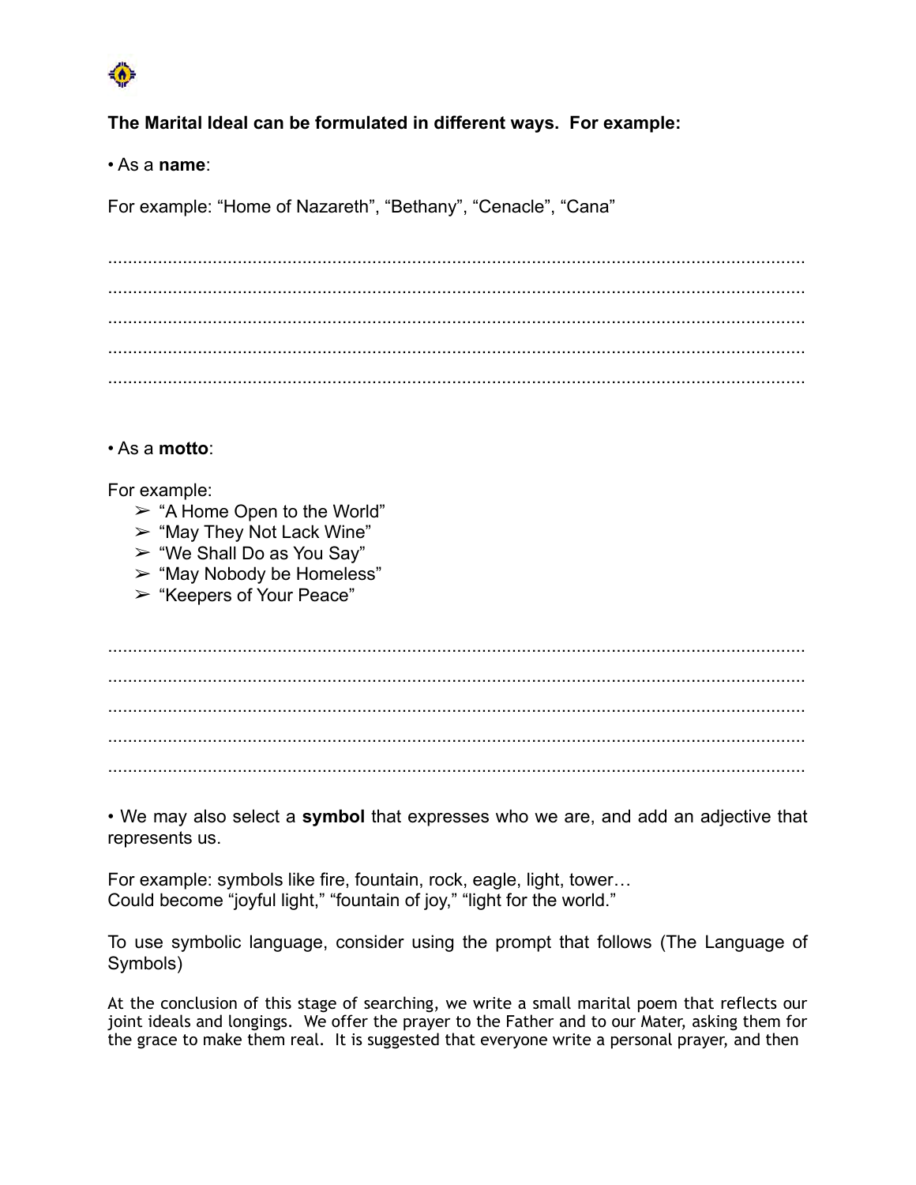**The Marital Ideal can be formulated in different ways. For example:**

• As a **name**:

For example: “Home of Nazareth”, “Bethany”, “Cenacle”, “Cana”

..............................................................................................................................................
..............................................................................................................................................
..............................................................................................................................................
..............................................................................................................................................
..............................................................................................................................................

• As a **motto**:

For example:

- ➢ “A Home Open to the World”
- ➢ “May They Not Lack Wine”
- ➢ “We Shall Do as You Say”
- ➢ “May Nobody be Homeless”
- ➢ “Keepers of Your Peace”

..............................................................................................................................................
..............................................................................................................................................
..............................................................................................................................................
..............................................................................................................................................
..............................................................................................................................................

• We may also select a **symbol** that expresses who we are, and add an adjective that represents us.

For example: symbols like fire, fountain, rock, eagle, light, tower…
Could become “joyful light,” “fountain of joy,” “light for the world.”

To use symbolic language, consider using the prompt that follows (The Language of Symbols)

At the conclusion of this stage of searching, we write a small marital poem that reflects our joint ideals and longings. We offer the prayer to the Father and to our Mater, asking them for the grace to make them real. It is suggested that everyone write a personal prayer, and then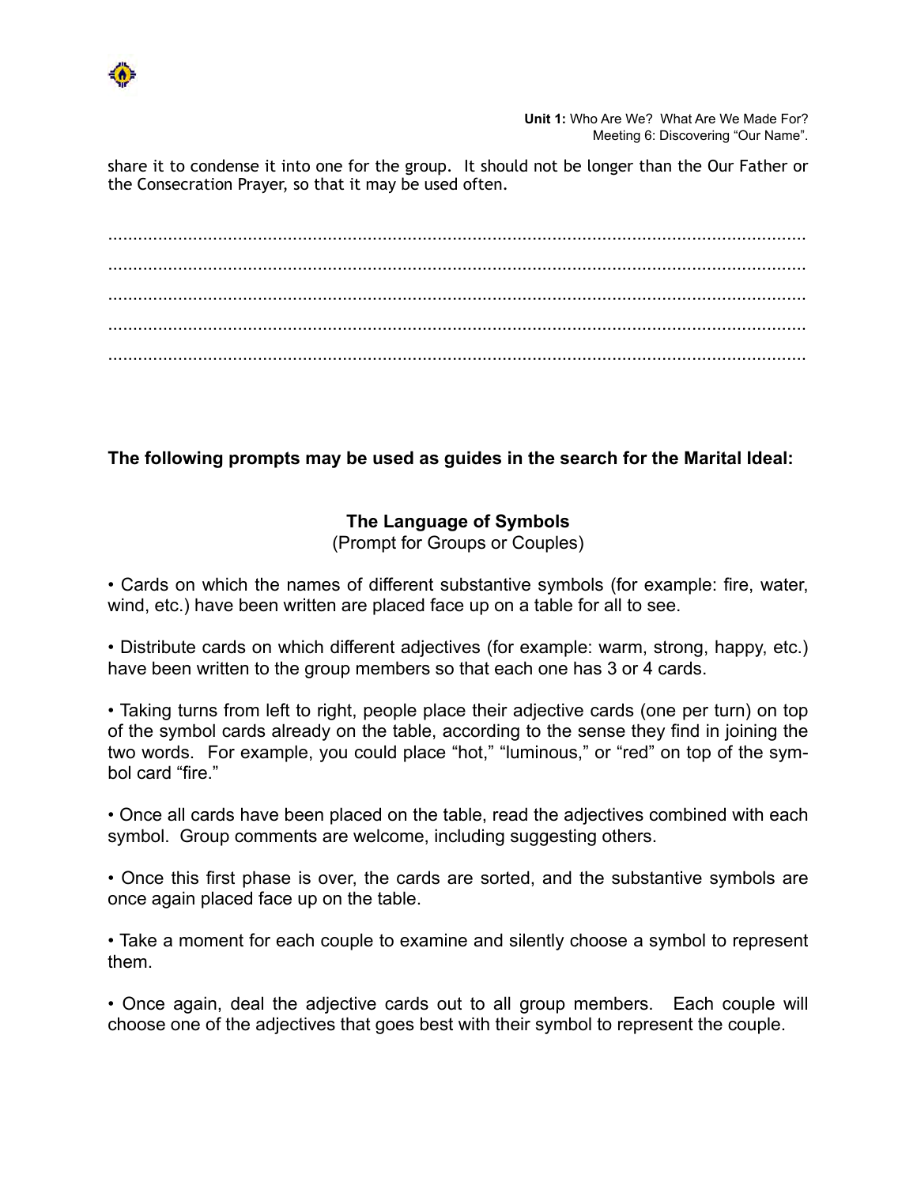share it to condense it into one for the group. It should not be longer than the Our Father or the Consecration Prayer, so that it may be used often.

.................................................................................................................................
.................................................................................................................................
.................................................................................................................................
.................................................................................................................................
.................................................................................................................................

**The following prompts may be used as guides in the search for the Marital Ideal:**

### The Language of Symbols

(Prompt for Groups or Couples)

• Cards on which the names of different substantive symbols (for example: fire, water, wind, etc.) have been written are placed face up on a table for all to see.

• Distribute cards on which different adjectives (for example: warm, strong, happy, etc.) have been written to the group members so that each one has 3 or 4 cards.

• Taking turns from left to right, people place their adjective cards (one per turn) on top of the symbol cards already on the table, according to the sense they find in joining the two words. For example, you could place "hot," "luminous," or "red" on top of the symbol card "fire."

• Once all cards have been placed on the table, read the adjectives combined with each symbol. Group comments are welcome, including suggesting others.

• Once this first phase is over, the cards are sorted, and the substantive symbols are once again placed face up on the table.

• Take a moment for each couple to examine and silently choose a symbol to represent them.

• Once again, deal the adjective cards out to all group members. Each couple will choose one of the adjectives that goes best with their symbol to represent the couple.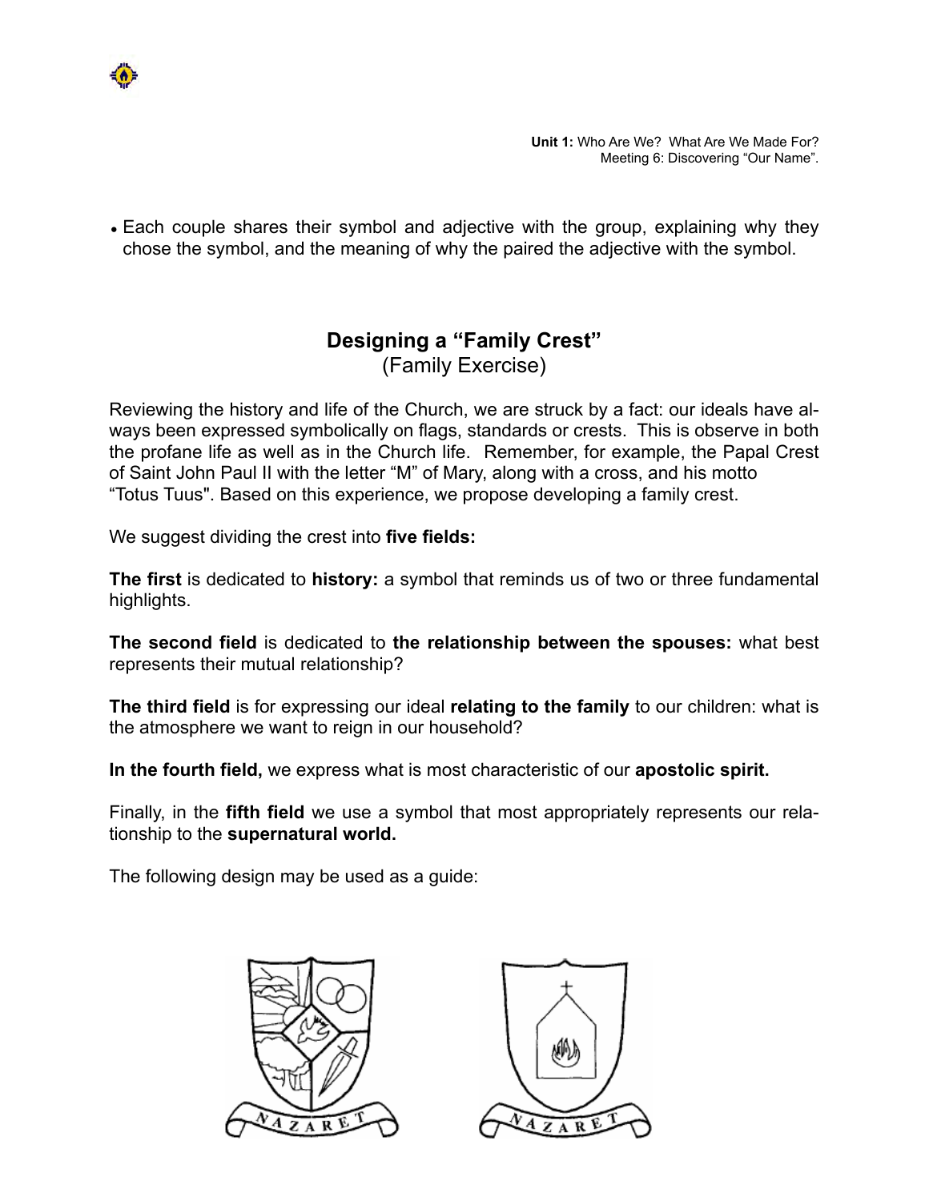- Each couple shares their symbol and adjective with the group, explaining why they chose the symbol, and the meaning of why the paired the adjective with the symbol.

## Designing a "Family Crest"

(Family Exercise)

Reviewing the history and life of the Church, we are struck by a fact: our ideals have always been expressed symbolically on flags, standards or crests. This is observe in both the profane life as well as in the Church life. Remember, for example, the Papal Crest of Saint John Paul II with the letter "M" of Mary, along with a cross, and his motto "Totus Tuus". Based on this experience, we propose developing a family crest.

We suggest dividing the crest into **five fields:**

**The first** is dedicated to **history:** a symbol that reminds us of two or three fundamental highlights.

**The second field** is dedicated to **the relationship between the spouses:** what best represents their mutual relationship?

**The third field** is for expressing our ideal **relating to the family** to our children: what is the atmosphere we want to reign in our household?

**In the fourth field,** we express what is most characteristic of our **apostolic spirit.**

Finally, in the **fifth field** we use a symbol that most appropriately represents our relationship to the **supernatural world.**

The following design may be used as a guide: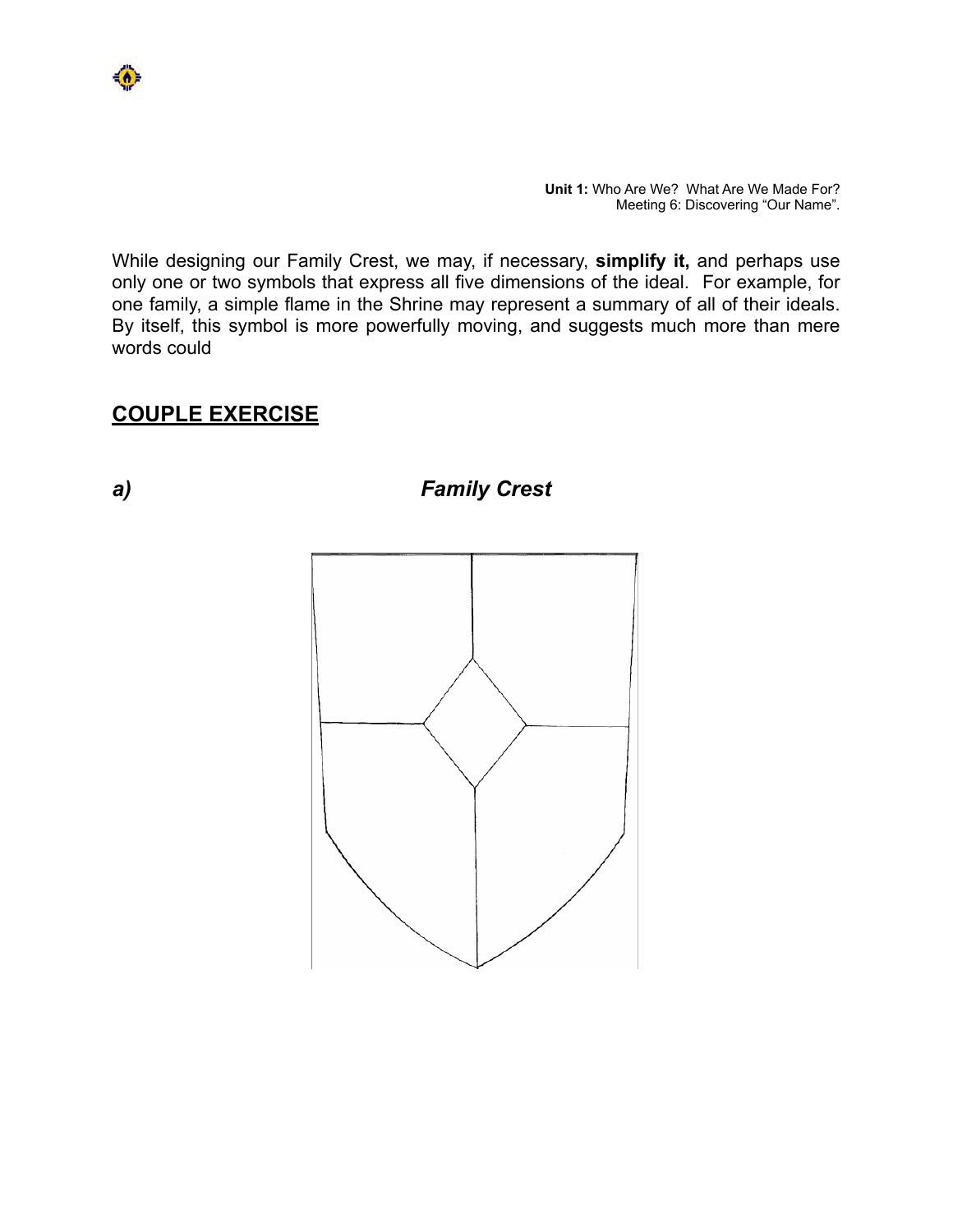While designing our Family Crest, we may, if necessary, **simplify it,** and perhaps use only one or two symbols that express all five dimensions of the ideal. For example, for one family, a simple flame in the Shrine may represent a summary of all of their ideals. By itself, this symbol is more powerfully moving, and suggests much more than mere words could

## COUPLE EXERCISE

### *a) Family Crest*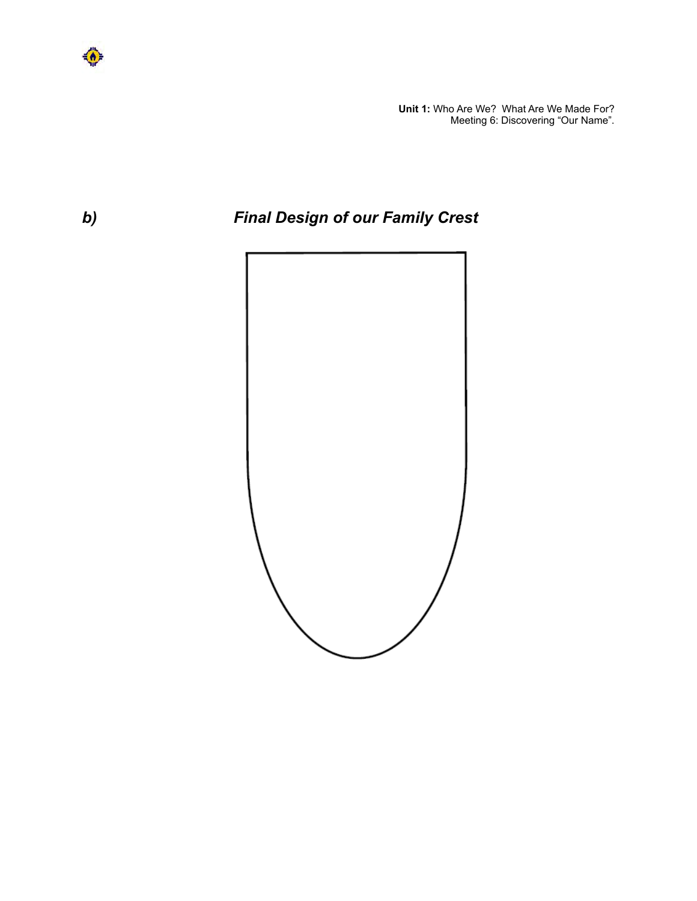**Unit 1:** Who Are We?  What Are We Made For?
Meeting 6: Discovering "Our Name".

## ***b) Final Design of our Family Crest***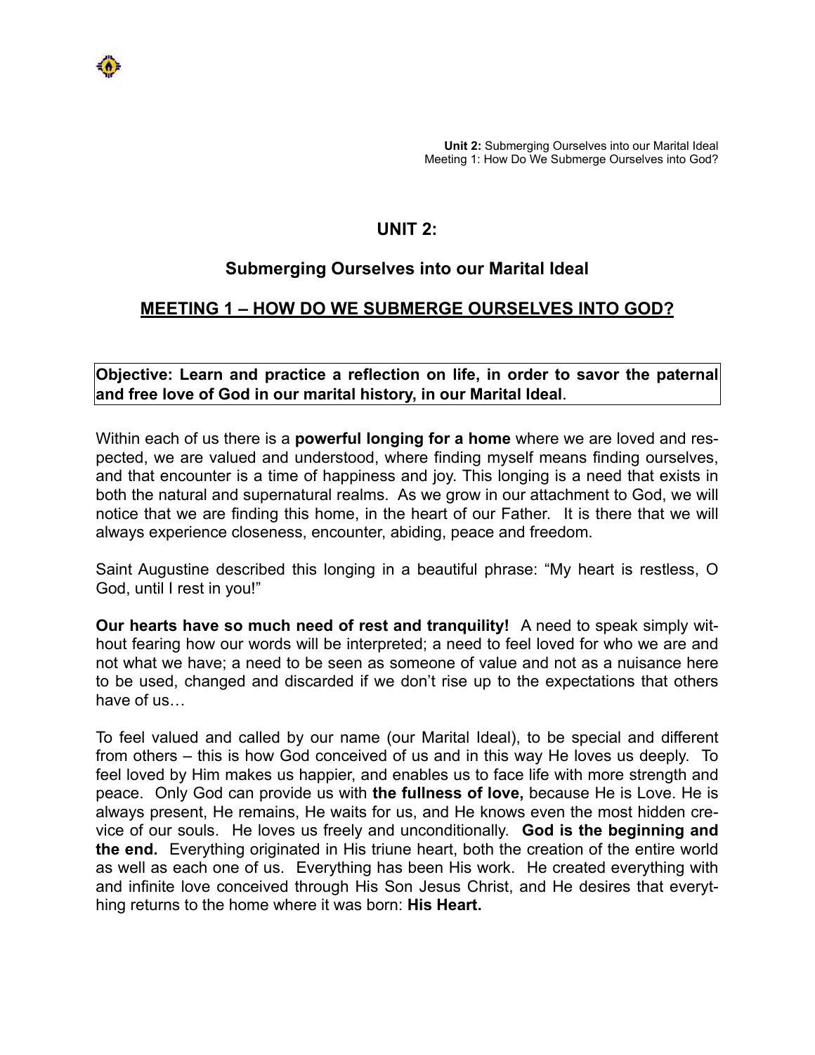# UNIT 2:

## Submerging Ourselves into our Marital Ideal

## MEETING 1 – HOW DO WE SUBMERGE OURSELVES INTO GOD?

**Objective: Learn and practice a reflection on life, in order to savor the paternal and free love of God in our marital history, in our Marital Ideal**.

Within each of us there is a **powerful longing for a home** where we are loved and respected, we are valued and understood, where finding myself means finding ourselves, and that encounter is a time of happiness and joy. This longing is a need that exists in both the natural and supernatural realms. As we grow in our attachment to God, we will notice that we are finding this home, in the heart of our Father. It is there that we will always experience closeness, encounter, abiding, peace and freedom.

Saint Augustine described this longing in a beautiful phrase: "My heart is restless, O God, until I rest in you!"

**Our hearts have so much need of rest and tranquility!** A need to speak simply without fearing how our words will be interpreted; a need to feel loved for who we are and not what we have; a need to be seen as someone of value and not as a nuisance here to be used, changed and discarded if we don't rise up to the expectations that others have of us…

To feel valued and called by our name (our Marital Ideal), to be special and different from others – this is how God conceived of us and in this way He loves us deeply. To feel loved by Him makes us happier, and enables us to face life with more strength and peace. Only God can provide us with **the fullness of love,** because He is Love. He is always present, He remains, He waits for us, and He knows even the most hidden crevice of our souls. He loves us freely and unconditionally. **God is the beginning and the end.** Everything originated in His triune heart, both the creation of the entire world as well as each one of us. Everything has been His work. He created everything with and infinite love conceived through His Son Jesus Christ, and He desires that everything returns to the home where it was born: **His Heart.**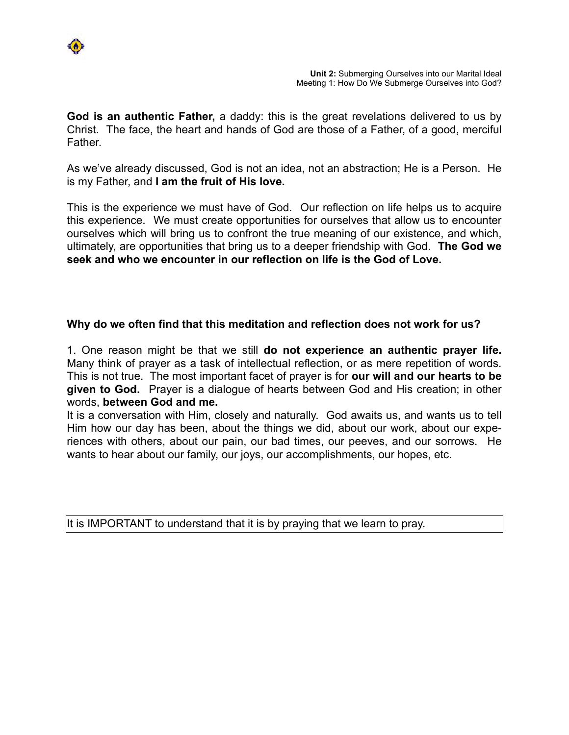**God is an authentic Father,** a daddy: this is the great revelations delivered to us by Christ. The face, the heart and hands of God are those of a Father, of a good, merciful Father.

As we've already discussed, God is not an idea, not an abstraction; He is a Person. He is my Father, and **I am the fruit of His love.**

This is the experience we must have of God. Our reflection on life helps us to acquire this experience. We must create opportunities for ourselves that allow us to encounter ourselves which will bring us to confront the true meaning of our existence, and which, ultimately, are opportunities that bring us to a deeper friendship with God. **The God we seek and who we encounter in our reflection on life is the God of Love.**

**Why do we often find that this meditation and reflection does not work for us?**

1. One reason might be that we still **do not experience an authentic prayer life.** Many think of prayer as a task of intellectual reflection, or as mere repetition of words. This is not true. The most important facet of prayer is for **our will and our hearts to be given to God.** Prayer is a dialogue of hearts between God and His creation; in other words, **between God and me.**

It is a conversation with Him, closely and naturally. God awaits us, and wants us to tell Him how our day has been, about the things we did, about our work, about our experiences with others, about our pain, our bad times, our peeves, and our sorrows. He wants to hear about our family, our joys, our accomplishments, our hopes, etc.

It is IMPORTANT to understand that it is by praying that we learn to pray.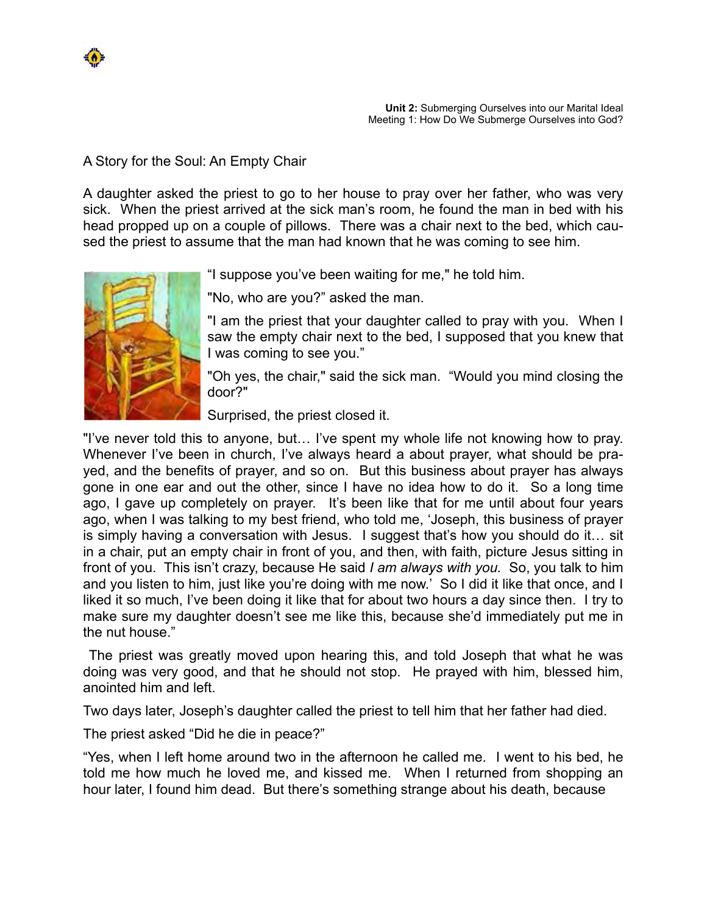A Story for the Soul: An Empty Chair

A daughter asked the priest to go to her house to pray over her father, who was very sick. When the priest arrived at the sick man's room, he found the man in bed with his head propped up on a couple of pillows. There was a chair next to the bed, which caused the priest to assume that the man had known that he was coming to see him.

"I suppose you've been waiting for me," he told him.

"No, who are you?" asked the man.

"I am the priest that your daughter called to pray with you. When I saw the empty chair next to the bed, I supposed that you knew that I was coming to see you."

"Oh yes, the chair," said the sick man. "Would you mind closing the door?"

Surprised, the priest closed it.

"I've never told this to anyone, but… I've spent my whole life not knowing how to pray. Whenever I've been in church, I've always heard a about prayer, what should be prayed, and the benefits of prayer, and so on. But this business about prayer has always gone in one ear and out the other, since I have no idea how to do it. So a long time ago, I gave up completely on prayer. It's been like that for me until about four years ago, when I was talking to my best friend, who told me, 'Joseph, this business of prayer is simply having a conversation with Jesus. I suggest that's how you should do it… sit in a chair, put an empty chair in front of you, and then, with faith, picture Jesus sitting in front of you. This isn't crazy, because He said *I am always with you.* So, you talk to him and you listen to him, just like you're doing with me now.' So I did it like that once, and I liked it so much, I've been doing it like that for about two hours a day since then. I try to make sure my daughter doesn't see me like this, because she'd immediately put me in the nut house."

The priest was greatly moved upon hearing this, and told Joseph that what he was doing was very good, and that he should not stop. He prayed with him, blessed him, anointed him and left.

Two days later, Joseph's daughter called the priest to tell him that her father had died.

The priest asked "Did he die in peace?"

"Yes, when I left home around two in the afternoon he called me. I went to his bed, he told me how much he loved me, and kissed me. When I returned from shopping an hour later, I found him dead. But there's something strange about his death, because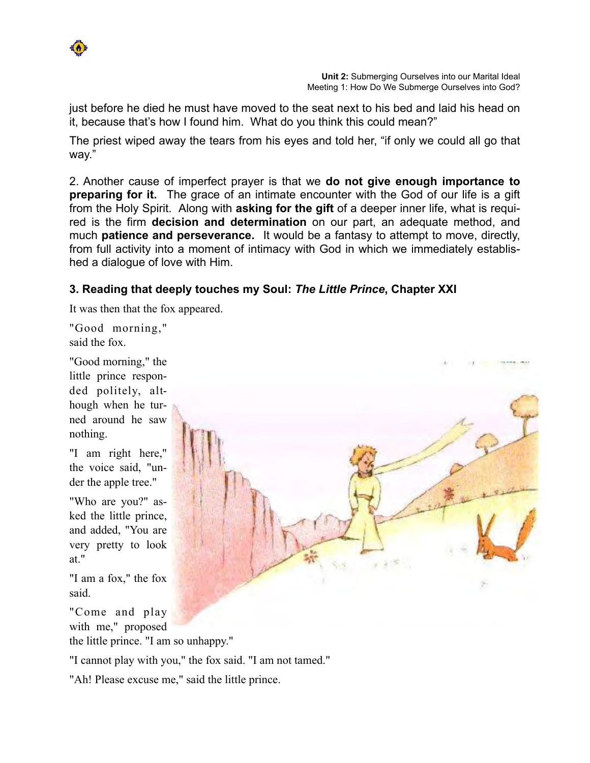just before he died he must have moved to the seat next to his bed and laid his head on it, because that's how I found him. What do you think this could mean?"

The priest wiped away the tears from his eyes and told her, "if only we could all go that way."

2. Another cause of imperfect prayer is that we **do not give enough importance to preparing for it.** The grace of an intimate encounter with the God of our life is a gift from the Holy Spirit. Along with **asking for the gift** of a deeper inner life, what is required is the firm **decision and determination** on our part, an adequate method, and much **patience and perseverance.** It would be a fantasy to attempt to move, directly, from full activity into a moment of intimacy with God in which we immediately established a dialogue of love with Him.

### 3. Reading that deeply touches my Soul: *The Little Prince*, Chapter XXI

It was then that the fox appeared.

"Good morning," said the fox.

"Good morning," the little prince responded politely, although when he turned around he saw nothing.

"I am right here," the voice said, "under the apple tree."

"Who are you?" asked the little prince, and added, "You are very pretty to look at."

"I am a fox," the fox said.

"Come and play with me," proposed the little prince. "I am so unhappy."

"I cannot play with you," the fox said. "I am not tamed."

"Ah! Please excuse me," said the little prince.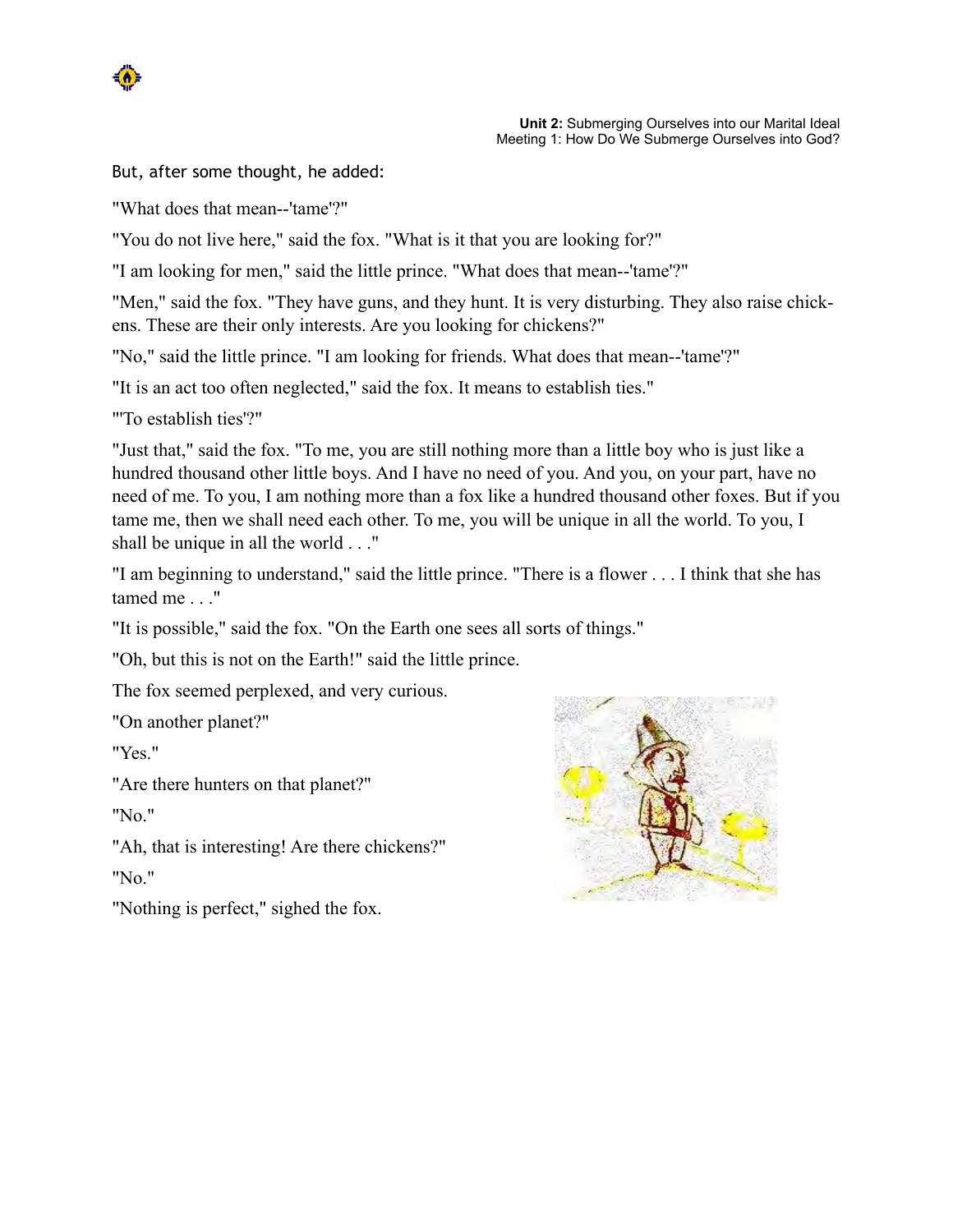But, after some thought, he added:

"What does that mean--'tame'?"

"You do not live here," said the fox. "What is it that you are looking for?"

"I am looking for men," said the little prince. "What does that mean--'tame'?"

"Men," said the fox. "They have guns, and they hunt. It is very disturbing. They also raise chickens. These are their only interests. Are you looking for chickens?"

"No," said the little prince. "I am looking for friends. What does that mean--'tame'?"

"It is an act too often neglected," said the fox. It means to establish ties."

"'To establish ties'?"

"Just that," said the fox. "To me, you are still nothing more than a little boy who is just like a hundred thousand other little boys. And I have no need of you. And you, on your part, have no need of me. To you, I am nothing more than a fox like a hundred thousand other foxes. But if you tame me, then we shall need each other. To me, you will be unique in all the world. To you, I shall be unique in all the world . . ."

"I am beginning to understand," said the little prince. "There is a flower . . . I think that she has tamed me . . ."

"It is possible," said the fox. "On the Earth one sees all sorts of things."

"Oh, but this is not on the Earth!" said the little prince.

The fox seemed perplexed, and very curious.

"On another planet?"

"Yes."

"Are there hunters on that planet?"

"No."

"Ah, that is interesting! Are there chickens?"

"No."

"Nothing is perfect," sighed the fox.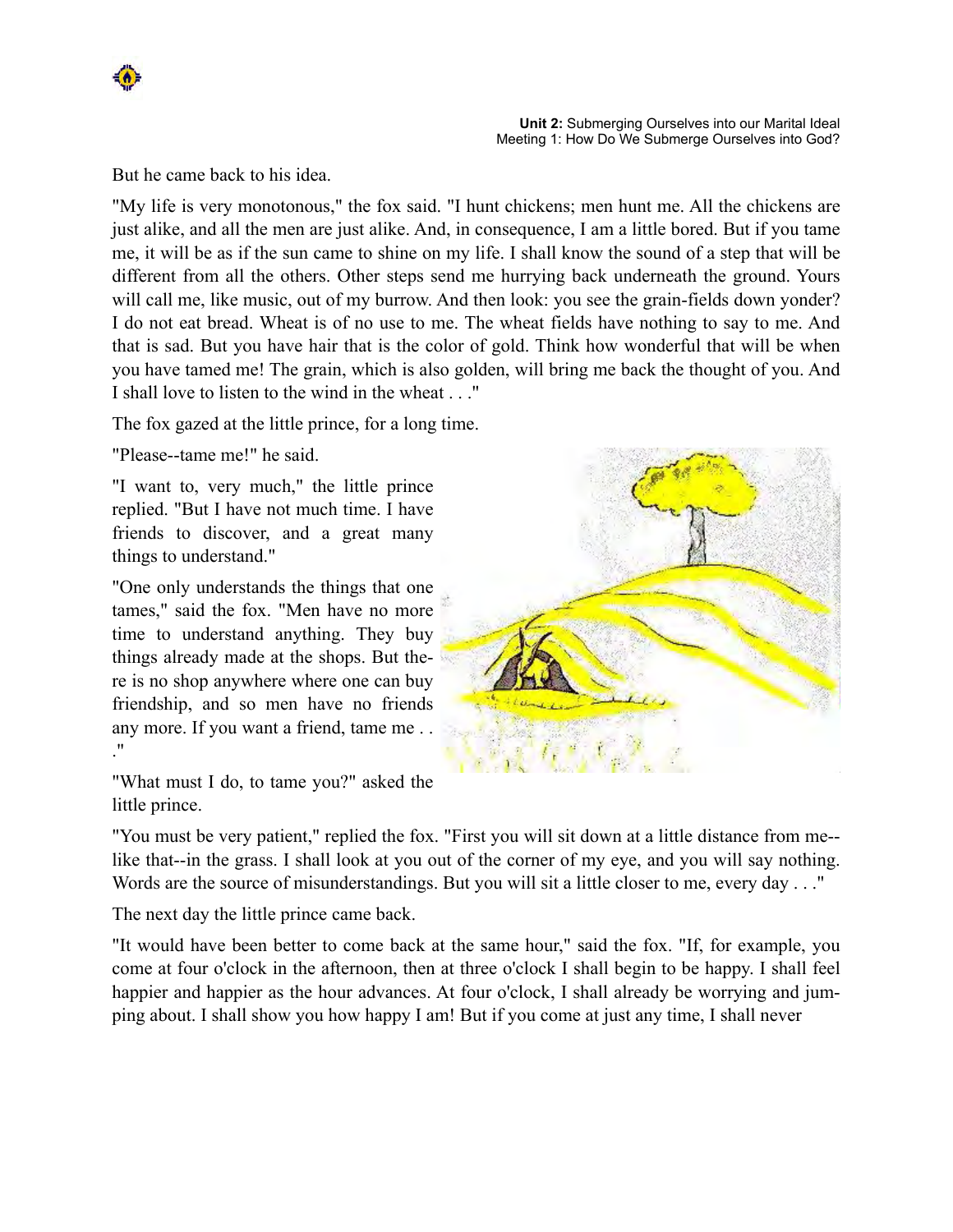But he came back to his idea.

"My life is very monotonous," the fox said. "I hunt chickens; men hunt me. All the chickens are just alike, and all the men are just alike. And, in consequence, I am a little bored. But if you tame me, it will be as if the sun came to shine on my life. I shall know the sound of a step that will be different from all the others. Other steps send me hurrying back underneath the ground. Yours will call me, like music, out of my burrow. And then look: you see the grain-fields down yonder? I do not eat bread. Wheat is of no use to me. The wheat fields have nothing to say to me. And that is sad. But you have hair that is the color of gold. Think how wonderful that will be when you have tamed me! The grain, which is also golden, will bring me back the thought of you. And I shall love to listen to the wind in the wheat . . ."

The fox gazed at the little prince, for a long time.

"Please--tame me!" he said.

"I want to, very much," the little prince replied. "But I have not much time. I have friends to discover, and a great many things to understand."

"One only understands the things that one tames," said the fox. "Men have no more time to understand anything. They buy things already made at the shops. But there is no shop anywhere where one can buy friendship, and so men have no friends any more. If you want a friend, tame me . . ."

"What must I do, to tame you?" asked the little prince.

"You must be very patient," replied the fox. "First you will sit down at a little distance from me--like that--in the grass. I shall look at you out of the corner of my eye, and you will say nothing. Words are the source of misunderstandings. But you will sit a little closer to me, every day . . ."

The next day the little prince came back.

"It would have been better to come back at the same hour," said the fox. "If, for example, you come at four o'clock in the afternoon, then at three o'clock I shall begin to be happy. I shall feel happier and happier as the hour advances. At four o'clock, I shall already be worrying and jumping about. I shall show you how happy I am! But if you come at just any time, I shall never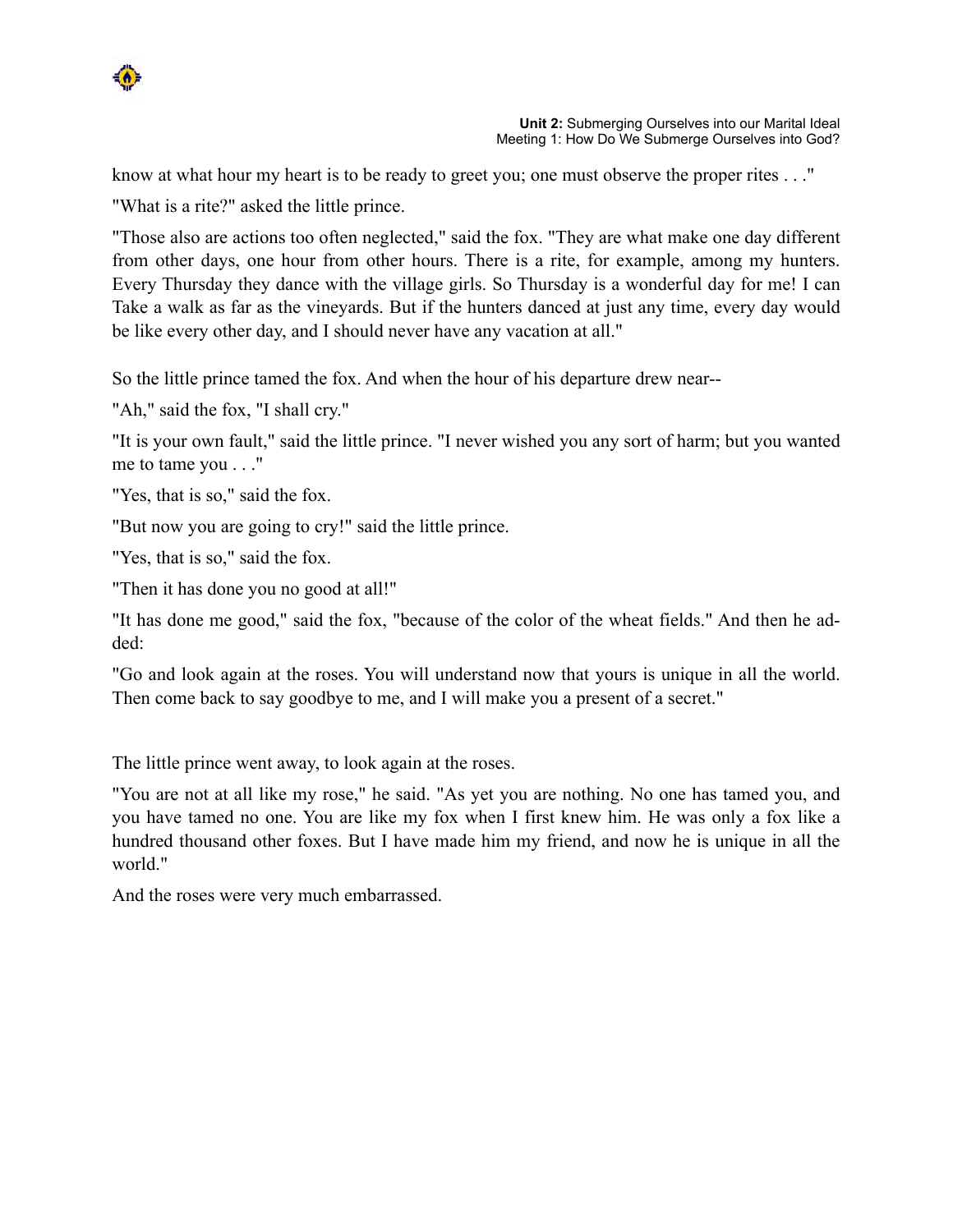know at what hour my heart is to be ready to greet you; one must observe the proper rites . . ."

"What is a rite?" asked the little prince.

"Those also are actions too often neglected," said the fox. "They are what make one day different from other days, one hour from other hours. There is a rite, for example, among my hunters. Every Thursday they dance with the village girls. So Thursday is a wonderful day for me! I can Take a walk as far as the vineyards. But if the hunters danced at just any time, every day would be like every other day, and I should never have any vacation at all."

So the little prince tamed the fox. And when the hour of his departure drew near--

"Ah," said the fox, "I shall cry."

"It is your own fault," said the little prince. "I never wished you any sort of harm; but you wanted me to tame you . . ."

"Yes, that is so," said the fox.

"But now you are going to cry!" said the little prince.

"Yes, that is so," said the fox.

"Then it has done you no good at all!"

"It has done me good," said the fox, "because of the color of the wheat fields." And then he added:

"Go and look again at the roses. You will understand now that yours is unique in all the world. Then come back to say goodbye to me, and I will make you a present of a secret."

The little prince went away, to look again at the roses.

"You are not at all like my rose," he said. "As yet you are nothing. No one has tamed you, and you have tamed no one. You are like my fox when I first knew him. He was only a fox like a hundred thousand other foxes. But I have made him my friend, and now he is unique in all the world."

And the roses were very much embarrassed.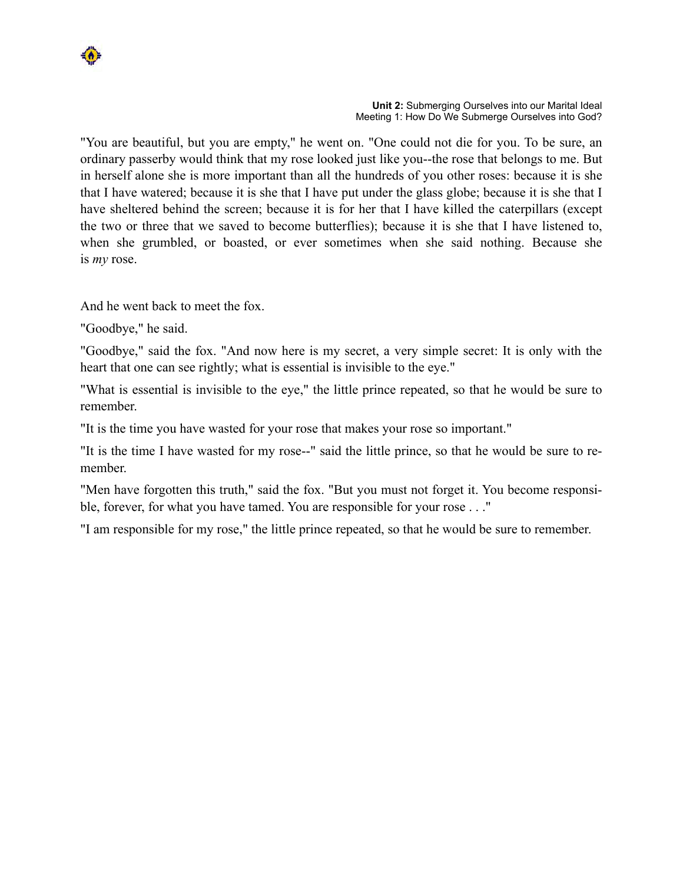"You are beautiful, but you are empty," he went on. "One could not die for you. To be sure, an ordinary passerby would think that my rose looked just like you--the rose that belongs to me. But in herself alone she is more important than all the hundreds of you other roses: because it is she that I have watered; because it is she that I have put under the glass globe; because it is she that I have sheltered behind the screen; because it is for her that I have killed the caterpillars (except the two or three that we saved to become butterflies); because it is she that I have listened to, when she grumbled, or boasted, or ever sometimes when she said nothing. Because she is *my* rose.

And he went back to meet the fox.

"Goodbye," he said.

"Goodbye," said the fox. "And now here is my secret, a very simple secret: It is only with the heart that one can see rightly; what is essential is invisible to the eye."

"What is essential is invisible to the eye," the little prince repeated, so that he would be sure to remember.

"It is the time you have wasted for your rose that makes your rose so important."

"It is the time I have wasted for my rose--" said the little prince, so that he would be sure to remember.

"Men have forgotten this truth," said the fox. "But you must not forget it. You become responsible, forever, for what you have tamed. You are responsible for your rose . . ."

"I am responsible for my rose," the little prince repeated, so that he would be sure to remember.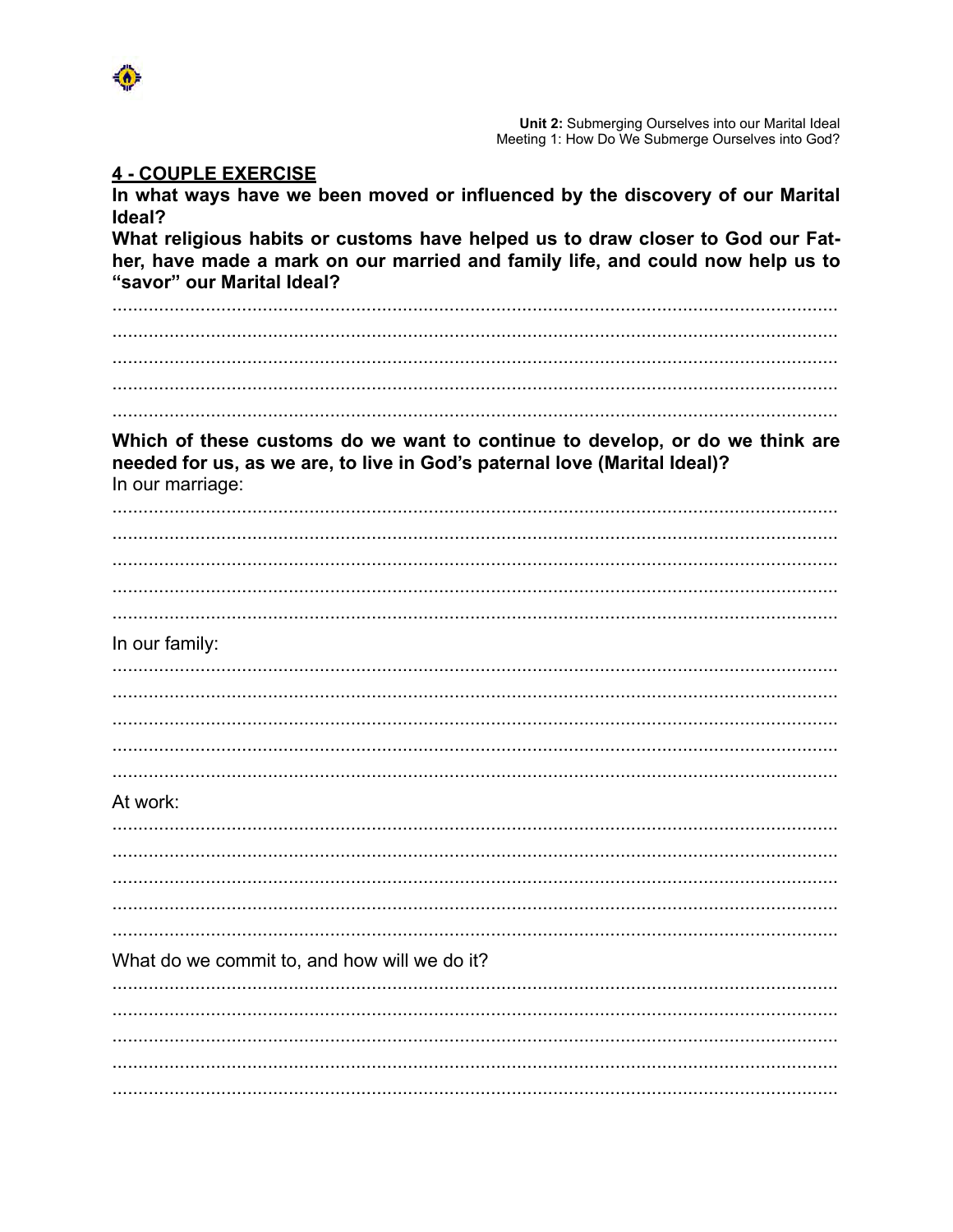## 4 - COUPLE EXERCISE

**In what ways have we been moved or influenced by the discovery of our Marital Ideal?**

**What religious habits or customs have helped us to draw closer to God our Father, have made a mark on our married and family life, and could now help us to "savor" our Marital Ideal?**

..........................................................................................................................................
..........................................................................................................................................
..........................................................................................................................................
..........................................................................................................................................
..........................................................................................................................................

**Which of these customs do we want to continue to develop, or do we think are needed for us, as we are, to live in God's paternal love (Marital Ideal)?**

In our marriage:

..........................................................................................................................................
..........................................................................................................................................
..........................................................................................................................................
..........................................................................................................................................
..........................................................................................................................................

In our family:

..........................................................................................................................................
..........................................................................................................................................
..........................................................................................................................................
..........................................................................................................................................
..........................................................................................................................................

At work:

..........................................................................................................................................
..........................................................................................................................................
..........................................................................................................................................
..........................................................................................................................................
..........................................................................................................................................

What do we commit to, and how will we do it?

..........................................................................................................................................
..........................................................................................................................................
..........................................................................................................................................
..........................................................................................................................................
..........................................................................................................................................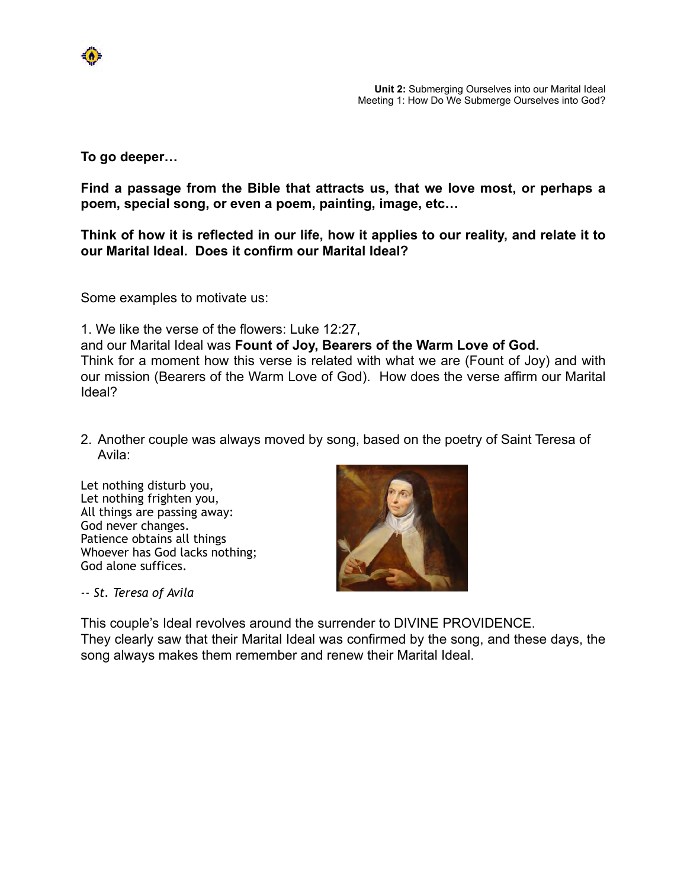**To go deeper…**

**Find a passage from the Bible that attracts us, that we love most, or perhaps a poem, special song, or even a poem, painting, image, etc…**

**Think of how it is reflected in our life, how it applies to our reality, and relate it to our Marital Ideal. Does it confirm our Marital Ideal?**

Some examples to motivate us:

1. We like the verse of the flowers: Luke 12:27,
and our Marital Ideal was **Fount of Joy, Bearers of the Warm Love of God.**
Think for a moment how this verse is related with what we are (Fount of Joy) and with our mission (Bearers of the Warm Love of God). How does the verse affirm our Marital Ideal?

2. Another couple was always moved by song, based on the poetry of Saint Teresa of Avila:

Let nothing disturb you,
Let nothing frighten you,
All things are passing away:
God never changes.
Patience obtains all things
Whoever has God lacks nothing;
God alone suffices.

*-- St. Teresa of Avila*

This couple's Ideal revolves around the surrender to DIVINE PROVIDENCE.
They clearly saw that their Marital Ideal was confirmed by the song, and these days, the song always makes them remember and renew their Marital Ideal.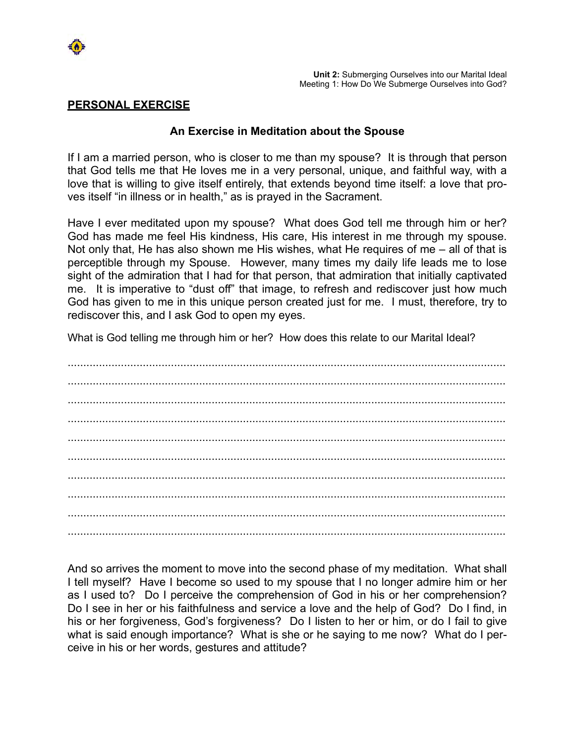**Unit 2:** Submerging Ourselves into our Marital Ideal
Meeting 1: How Do We Submerge Ourselves into God?

**PERSONAL EXERCISE**

### An Exercise in Meditation about the Spouse

If I am a married person, who is closer to me than my spouse? It is through that person that God tells me that He loves me in a very personal, unique, and faithful way, with a love that is willing to give itself entirely, that extends beyond time itself: a love that proves itself "in illness or in health," as is prayed in the Sacrament.

Have I ever meditated upon my spouse? What does God tell me through him or her? God has made me feel His kindness, His care, His interest in me through my spouse. Not only that, He has also shown me His wishes, what He requires of me – all of that is perceptible through my Spouse. However, many times my daily life leads me to lose sight of the admiration that I had for that person, that admiration that initially captivated me. It is imperative to "dust off" that image, to refresh and rediscover just how much God has given to me in this unique person created just for me. I must, therefore, try to rediscover this, and I ask God to open my eyes.

What is God telling me through him or her? How does this relate to our Marital Ideal?

..............................................................................................................................

..............................................................................................................................

..............................................................................................................................

..............................................................................................................................

..............................................................................................................................

..............................................................................................................................

..............................................................................................................................

..............................................................................................................................

..............................................................................................................................

..............................................................................................................................

And so arrives the moment to move into the second phase of my meditation. What shall I tell myself? Have I become so used to my spouse that I no longer admire him or her as I used to? Do I perceive the comprehension of God in his or her comprehension? Do I see in her or his faithfulness and service a love and the help of God? Do I find, in his or her forgiveness, God's forgiveness? Do I listen to her or him, or do I fail to give what is said enough importance? What is she or he saying to me now? What do I perceive in his or her words, gestures and attitude?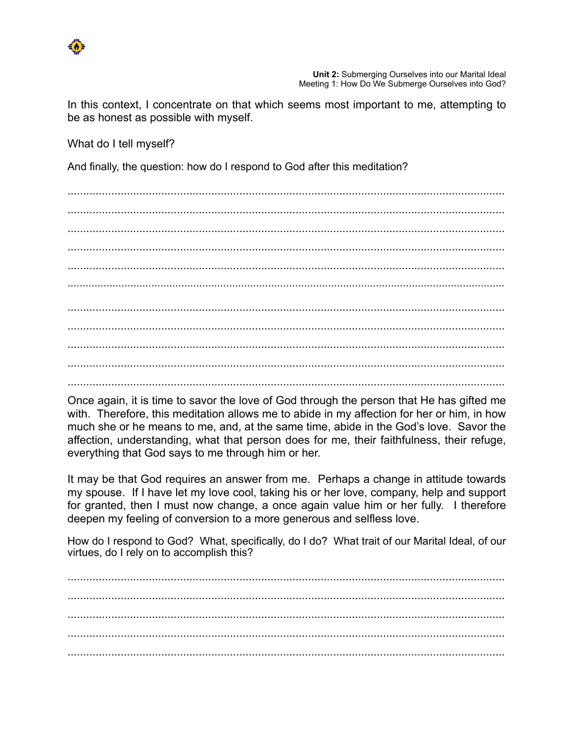In this context, I concentrate on that which seems most important to me, attempting to be as honest as possible with myself.

What do I tell myself?

And finally, the question: how do I respond to God after this meditation?

..............................................................................................................................................
..............................................................................................................................................
..............................................................................................................................................
..............................................................................................................................................
..............................................................................................................................................
..............................................................................................................................................
..............................................................................................................................................
..............................................................................................................................................
..............................................................................................................................................
..............................................................................................................................................
..............................................................................................................................................

Once again, it is time to savor the love of God through the person that He has gifted me with. Therefore, this meditation allows me to abide in my affection for her or him, in how much she or he means to me, and, at the same time, abide in the God's love. Savor the affection, understanding, what that person does for me, their faithfulness, their refuge, everything that God says to me through him or her.

It may be that God requires an answer from me. Perhaps a change in attitude towards my spouse. If I have let my love cool, taking his or her love, company, help and support for granted, then I must now change, a once again value him or her fully. I therefore deepen my feeling of conversion to a more generous and selfless love.

How do I respond to God? What, specifically, do I do? What trait of our Marital Ideal, of our virtues, do I rely on to accomplish this?

..............................................................................................................................................
..............................................................................................................................................
..............................................................................................................................................
..............................................................................................................................................
..............................................................................................................................................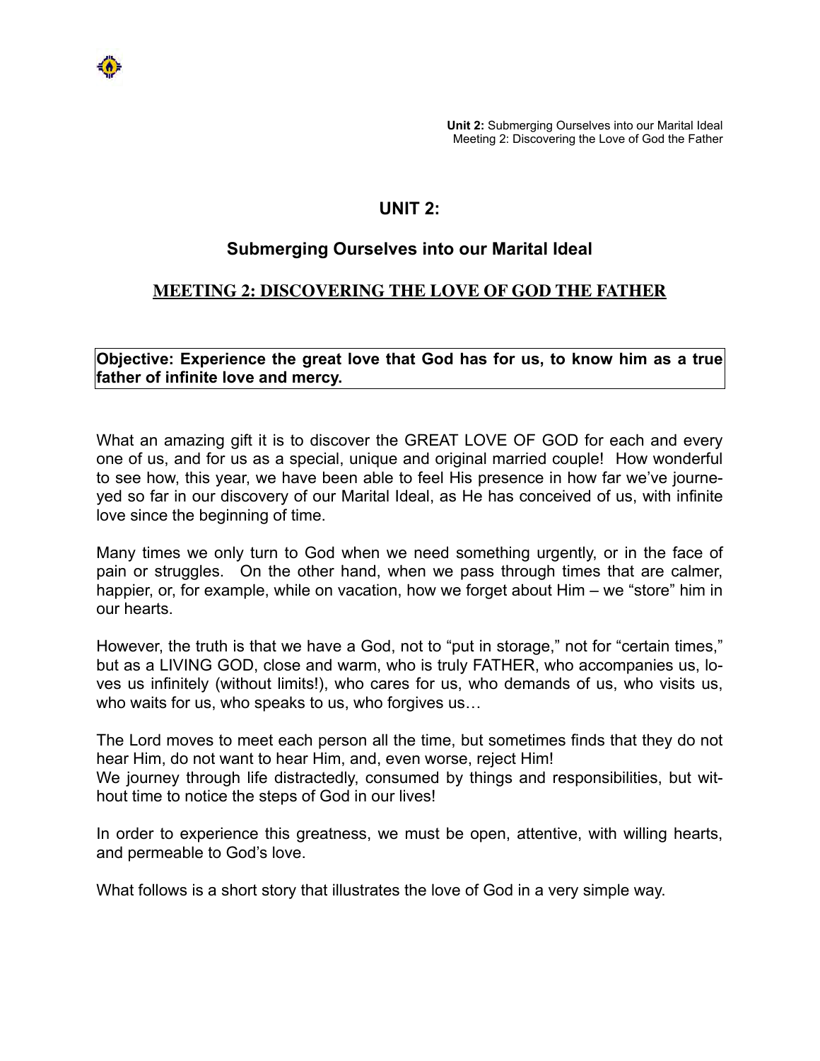# UNIT 2:

## Submerging Ourselves into our Marital Ideal

### MEETING 2: DISCOVERING THE LOVE OF GOD THE FATHER

**Objective: Experience the great love that God has for us, to know him as a true father of infinite love and mercy.**

What an amazing gift it is to discover the GREAT LOVE OF GOD for each and every one of us, and for us as a special, unique and original married couple! How wonderful to see how, this year, we have been able to feel His presence in how far we've journeyed so far in our discovery of our Marital Ideal, as He has conceived of us, with infinite love since the beginning of time.

Many times we only turn to God when we need something urgently, or in the face of pain or struggles. On the other hand, when we pass through times that are calmer, happier, or, for example, while on vacation, how we forget about Him – we "store" him in our hearts.

However, the truth is that we have a God, not to "put in storage," not for "certain times," but as a LIVING GOD, close and warm, who is truly FATHER, who accompanies us, loves us infinitely (without limits!), who cares for us, who demands of us, who visits us, who waits for us, who speaks to us, who forgives us…

The Lord moves to meet each person all the time, but sometimes finds that they do not hear Him, do not want to hear Him, and, even worse, reject Him!
We journey through life distractedly, consumed by things and responsibilities, but without time to notice the steps of God in our lives!

In order to experience this greatness, we must be open, attentive, with willing hearts, and permeable to God's love.

What follows is a short story that illustrates the love of God in a very simple way.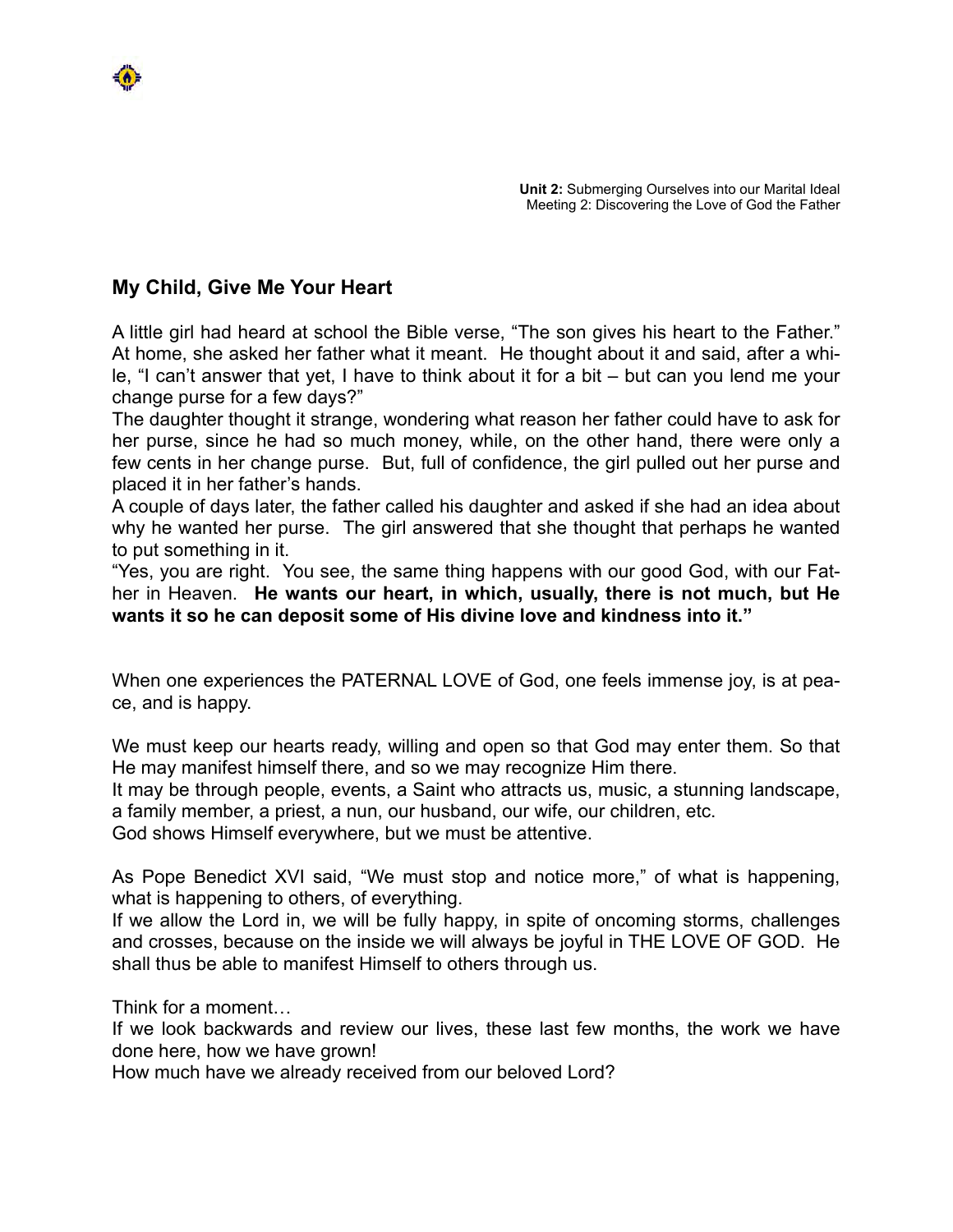## My Child, Give Me Your Heart

A little girl had heard at school the Bible verse, “The son gives his heart to the Father.” At home, she asked her father what it meant. He thought about it and said, after a while, “I can’t answer that yet, I have to think about it for a bit – but can you lend me your change purse for a few days?”

The daughter thought it strange, wondering what reason her father could have to ask for her purse, since he had so much money, while, on the other hand, there were only a few cents in her change purse. But, full of confidence, the girl pulled out her purse and placed it in her father’s hands.

A couple of days later, the father called his daughter and asked if she had an idea about why he wanted her purse. The girl answered that she thought that perhaps he wanted to put something in it.

“Yes, you are right. You see, the same thing happens with our good God, with our Father in Heaven. **He wants our heart, in which, usually, there is not much, but He wants it so he can deposit some of His divine love and kindness into it.”**

When one experiences the PATERNAL LOVE of God, one feels immense joy, is at peace, and is happy.

We must keep our hearts ready, willing and open so that God may enter them. So that He may manifest himself there, and so we may recognize Him there.

It may be through people, events, a Saint who attracts us, music, a stunning landscape, a family member, a priest, a nun, our husband, our wife, our children, etc.

God shows Himself everywhere, but we must be attentive.

As Pope Benedict XVI said, “We must stop and notice more,” of what is happening, what is happening to others, of everything.

If we allow the Lord in, we will be fully happy, in spite of oncoming storms, challenges and crosses, because on the inside we will always be joyful in THE LOVE OF GOD. He shall thus be able to manifest Himself to others through us.

Think for a moment…

If we look backwards and review our lives, these last few months, the work we have done here, how we have grown!

How much have we already received from our beloved Lord?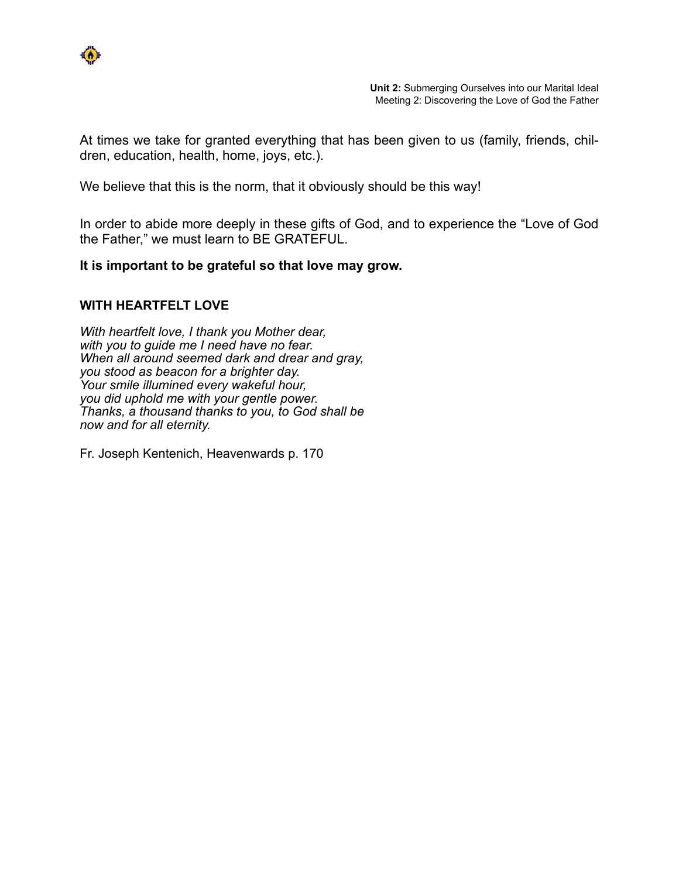At times we take for granted everything that has been given to us (family, friends, children, education, health, home, joys, etc.).

We believe that this is the norm, that it obviously should be this way!

In order to abide more deeply in these gifts of God, and to experience the "Love of God the Father," we must learn to BE GRATEFUL.

**It is important to be grateful so that love may grow.**

**WITH HEARTFELT LOVE**

*With heartfelt love, I thank you Mother dear,*
*with you to guide me I need have no fear.*
*When all around seemed dark and drear and gray,*
*you stood as beacon for a brighter day.*
*Your smile illumined every wakeful hour,*
*you did uphold me with your gentle power.*
*Thanks, a thousand thanks to you, to God shall be*
*now and for all eternity.*

Fr. Joseph Kentenich, Heavenwards p. 170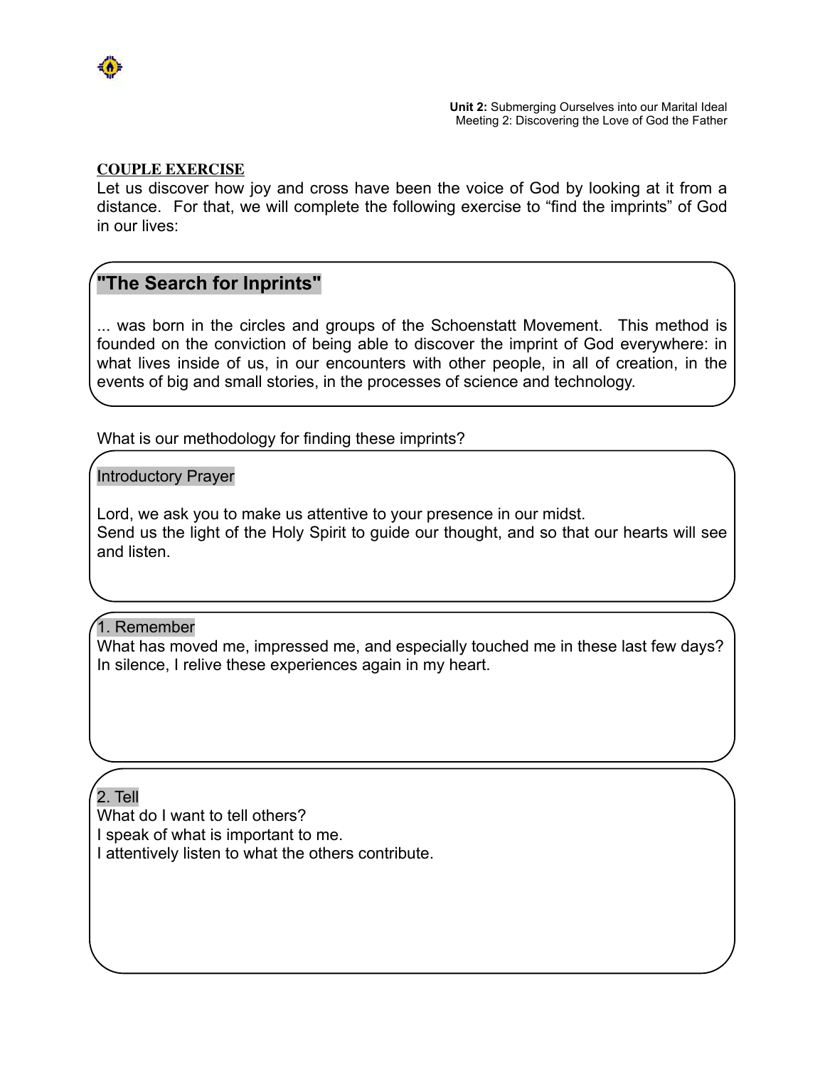**COUPLE EXERCISE**

Let us discover how joy and cross have been the voice of God by looking at it from a distance. For that, we will complete the following exercise to "find the imprints" of God in our lives:

## "The Search for Inprints"

... was born in the circles and groups of the Schoenstatt Movement. This method is founded on the conviction of being able to discover the imprint of God everywhere: in what lives inside of us, in our encounters with other people, in all of creation, in the events of big and small stories, in the processes of science and technology.

What is our methodology for finding these imprints?

### Introductory Prayer

Lord, we ask you to make us attentive to your presence in our midst.
Send us the light of the Holy Spirit to guide our thought, and so that our hearts will see and listen.

### 1. Remember

What has moved me, impressed me, and especially touched me in these last few days?
In silence, I relive these experiences again in my heart.

### 2. Tell

What do I want to tell others?
I speak of what is important to me.
I attentively listen to what the others contribute.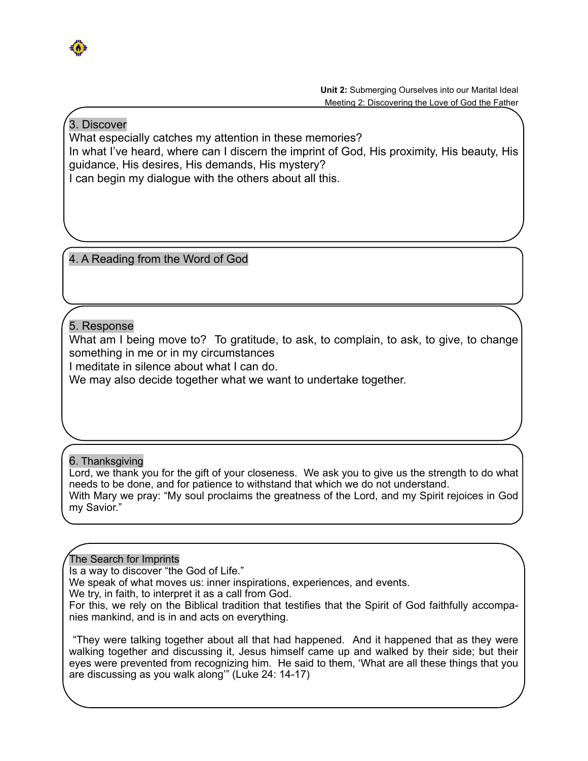**Unit 2:** Submerging Ourselves into our Marital Ideal
Meeting 2: Discovering the Love of God the Father

## 3. Discover

What especially catches my attention in these memories?

In what I've heard, where can I discern the imprint of God, His proximity, His beauty, His guidance, His desires, His demands, His mystery?

I can begin my dialogue with the others about all this.

## 4. A Reading from the Word of God

## 5. Response

What am I being move to? To gratitude, to ask, to complain, to ask, to give, to change something in me or in my circumstances

I meditate in silence about what I can do.

We may also decide together what we want to undertake together.

## 6. Thanksgiving

Lord, we thank you for the gift of your closeness. We ask you to give us the strength to do what needs to be done, and for patience to withstand that which we do not understand.

With Mary we pray: "My soul proclaims the greatness of the Lord, and my Spirit rejoices in God my Savior."

## The Search for Imprints

Is a way to discover "the God of Life."

We speak of what moves us: inner inspirations, experiences, and events.

We try, in faith, to interpret it as a call from God.

For this, we rely on the Biblical tradition that testifies that the Spirit of God faithfully accompanies mankind, and is in and acts on everything.

"They were talking together about all that had happened. And it happened that as they were walking together and discussing it, Jesus himself came up and walked by their side; but their eyes were prevented from recognizing him. He said to them, 'What are all these things that you are discussing as you walk along'" (Luke 24: 14-17)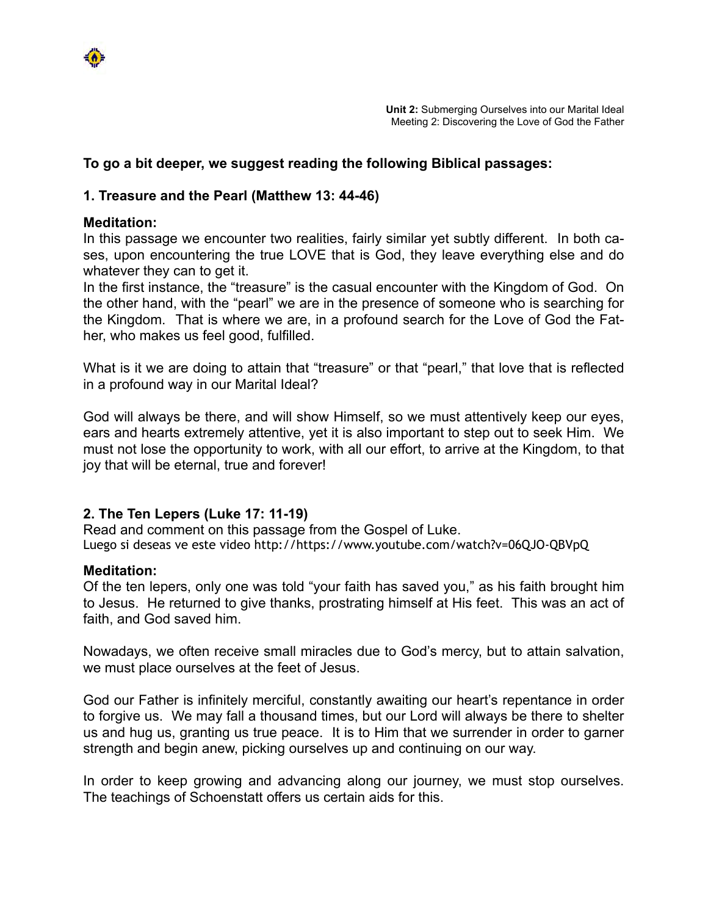**To go a bit deeper, we suggest reading the following Biblical passages:**

**1. Treasure and the Pearl (Matthew 13: 44-46)**

**Meditation:**

In this passage we encounter two realities, fairly similar yet subtly different. In both cases, upon encountering the true LOVE that is God, they leave everything else and do whatever they can to get it.

In the first instance, the "treasure" is the casual encounter with the Kingdom of God. On the other hand, with the "pearl" we are in the presence of someone who is searching for the Kingdom. That is where we are, in a profound search for the Love of God the Father, who makes us feel good, fulfilled.

What is it we are doing to attain that "treasure" or that "pearl," that love that is reflected in a profound way in our Marital Ideal?

God will always be there, and will show Himself, so we must attentively keep our eyes, ears and hearts extremely attentive, yet it is also important to step out to seek Him. We must not lose the opportunity to work, with all our effort, to arrive at the Kingdom, to that joy that will be eternal, true and forever!

**2. The Ten Lepers (Luke 17: 11-19)**

Read and comment on this passage from the Gospel of Luke.

Luego si deseas ve este video http://https://www.youtube.com/watch?v=06QJO-QBVpQ

**Meditation:**

Of the ten lepers, only one was told "your faith has saved you," as his faith brought him to Jesus. He returned to give thanks, prostrating himself at His feet. This was an act of faith, and God saved him.

Nowadays, we often receive small miracles due to God's mercy, but to attain salvation, we must place ourselves at the feet of Jesus.

God our Father is infinitely merciful, constantly awaiting our heart's repentance in order to forgive us. We may fall a thousand times, but our Lord will always be there to shelter us and hug us, granting us true peace. It is to Him that we surrender in order to garner strength and begin anew, picking ourselves up and continuing on our way.

In order to keep growing and advancing along our journey, we must stop ourselves. The teachings of Schoenstatt offers us certain aids for this.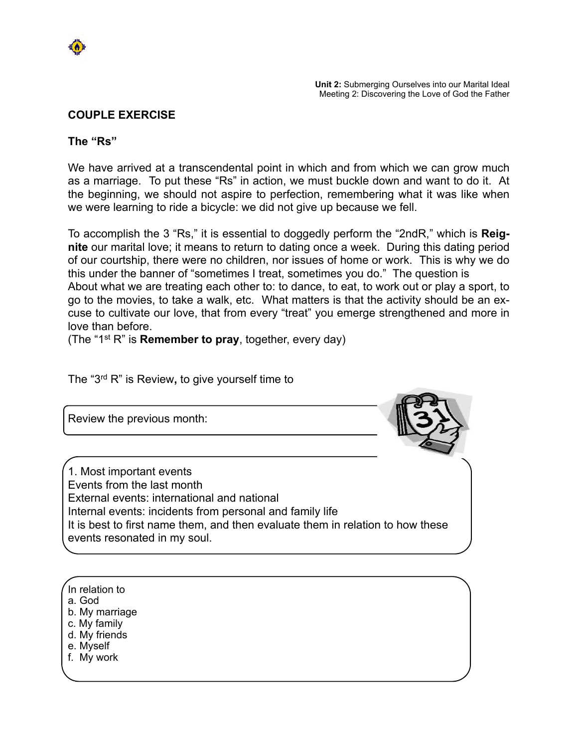**Unit 2:** Submerging Ourselves into our Marital Ideal
Meeting 2: Discovering the Love of God the Father

## COUPLE EXERCISE

### The "Rs"

We have arrived at a transcendental point in which and from which we can grow much as a marriage. To put these "Rs" in action, we must buckle down and want to do it. At the beginning, we should not aspire to perfection, remembering what it was like when we were learning to ride a bicycle: we did not give up because we fell.

To accomplish the 3 "Rs," it is essential to doggedly perform the "2ndR," which is **Reignite** our marital love; it means to return to dating once a week. During this dating period of our courtship, there were no children, nor issues of home or work. This is why we do this under the banner of "sometimes I treat, sometimes you do." The question is
About what we are treating each other to: to dance, to eat, to work out or play a sport, to go to the movies, to take a walk, etc. What matters is that the activity should be an excuse to cultivate our love, that from every "treat" you emerge strengthened and more in love than before.
(The "1st R" is **Remember to pray**, together, every day)

The "3rd R" is Review**,** to give yourself time to

Review the previous month:

1. Most important events
Events from the last month
External events: international and national
Internal events: incidents from personal and family life
It is best to first name them, and then evaluate them in relation to how these events resonated in my soul.

In relation to
a. God
b. My marriage
c. My family
d. My friends
e. Myself
f. My work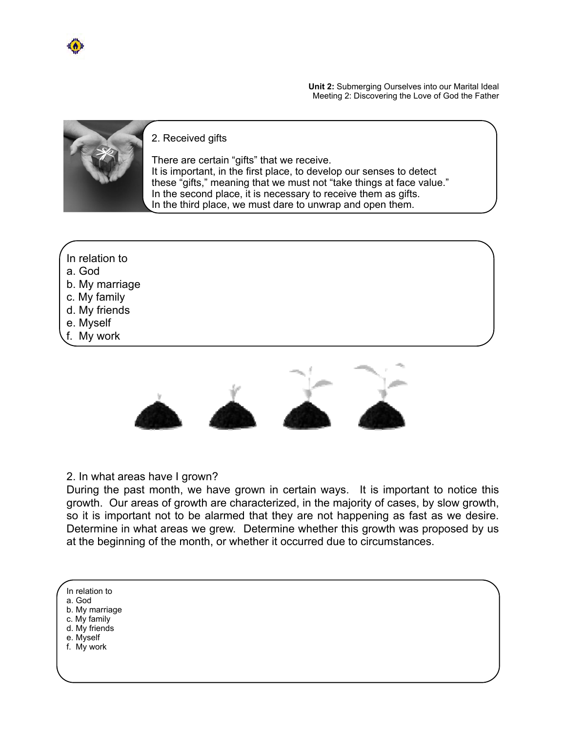## 2. Received gifts

There are certain "gifts" that we receive.
It is important, in the first place, to develop our senses to detect these "gifts," meaning that we must not "take things at face value."
In the second place, it is necessary to receive them as gifts.
In the third place, we must dare to unwrap and open them.

In relation to
a. God
b. My marriage
c. My family
d. My friends
e. Myself
f. My work

## 2. In what areas have I grown?

During the past month, we have grown in certain ways. It is important to notice this growth. Our areas of growth are characterized, in the majority of cases, by slow growth, so it is important not to be alarmed that they are not happening as fast as we desire. Determine in what areas we grew. Determine whether this growth was proposed by us at the beginning of the month, or whether it occurred due to circumstances.

In relation to
a. God
b. My marriage
c. My family
d. My friends
e. Myself
f. My work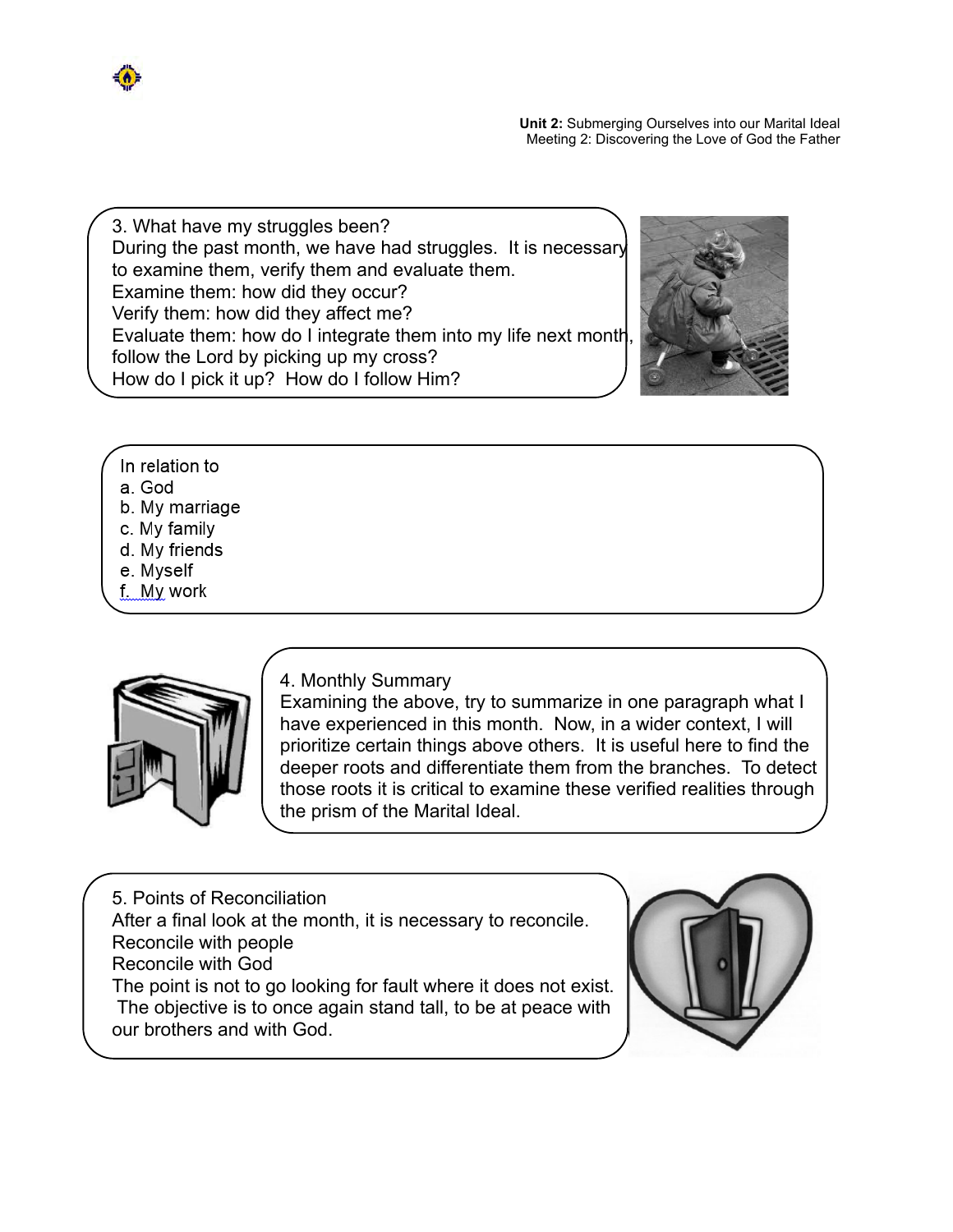3. What have my struggles been?

During the past month, we have had struggles. It is necessary to examine them, verify them and evaluate them.

Examine them: how did they occur?

Verify them: how did they affect me?

Evaluate them: how do I integrate them into my life next month, follow the Lord by picking up my cross?

How do I pick it up? How do I follow Him?

In relation to

a. God
b. My marriage
c. My family
d. My friends
e. Myself
f. My work

4. Monthly Summary

Examining the above, try to summarize in one paragraph what I have experienced in this month. Now, in a wider context, I will prioritize certain things above others. It is useful here to find the deeper roots and differentiate them from the branches. To detect those roots it is critical to examine these verified realities through the prism of the Marital Ideal.

5. Points of Reconciliation

After a final look at the month, it is necessary to reconcile.

Reconcile with people

Reconcile with God

The point is not to go looking for fault where it does not exist. The objective is to once again stand tall, to be at peace with our brothers and with God.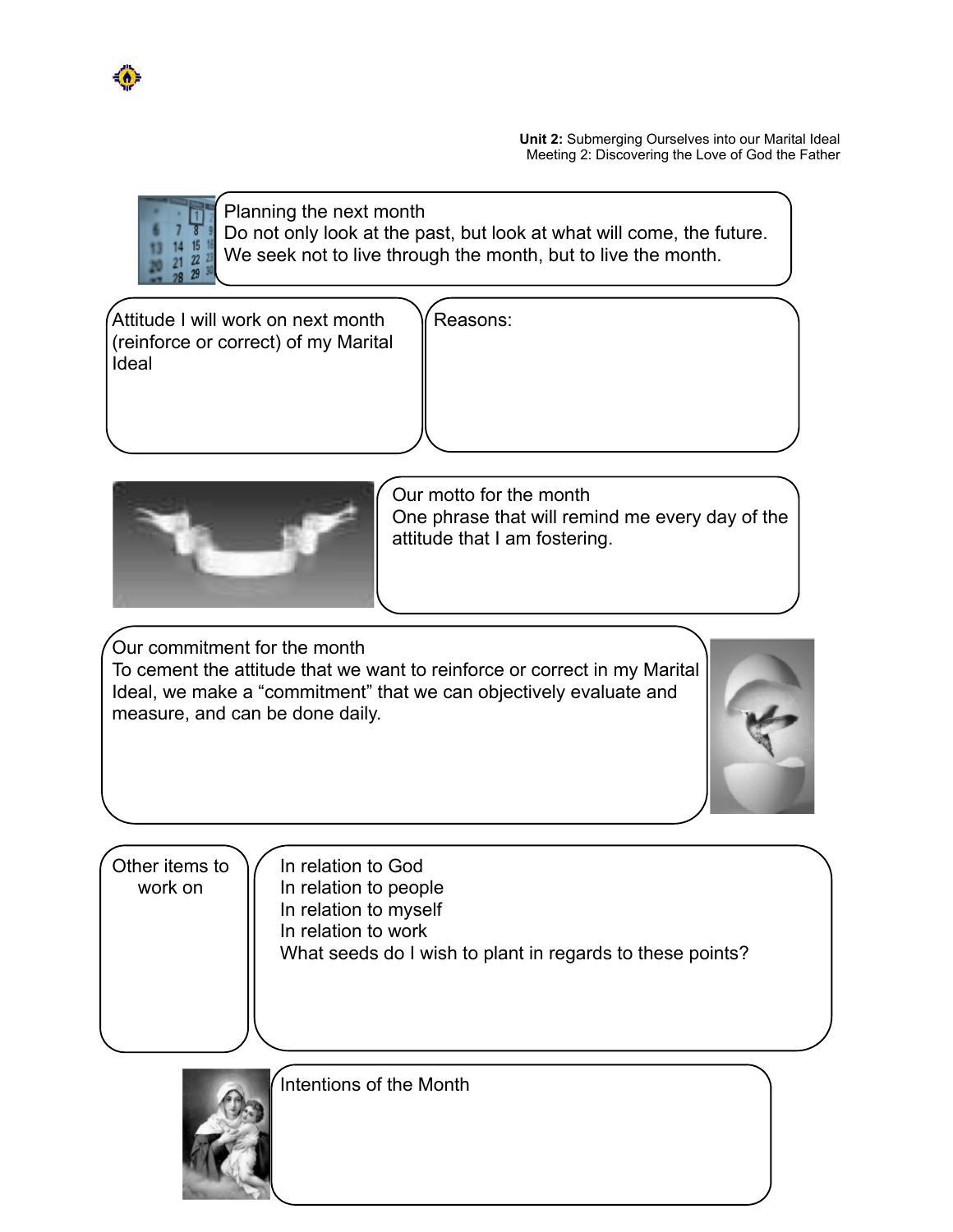**Unit 2:** Submerging Ourselves into our Marital Ideal
Meeting 2: Discovering the Love of God the Father

**Planning the next month**
Do not only look at the past, but look at what will come, the future. We seek not to live through the month, but to live the month.

| Attitude I will work on next month (reinforce or correct) of my Marital Ideal | Reasons: |
| --- | --- |
| | |

**Our motto for the month**
One phrase that will remind me every day of the attitude that I am fostering.

**Our commitment for the month**
To cement the attitude that we want to reinforce or correct in my Marital Ideal, we make a "commitment" that we can objectively evaluate and measure, and can be done daily.

| Other items to work on | In relation to God<br>In relation to people<br>In relation to myself<br>In relation to work<br>What seeds do I wish to plant in regards to these points? |
| --- | --- |

**Intentions of the Month**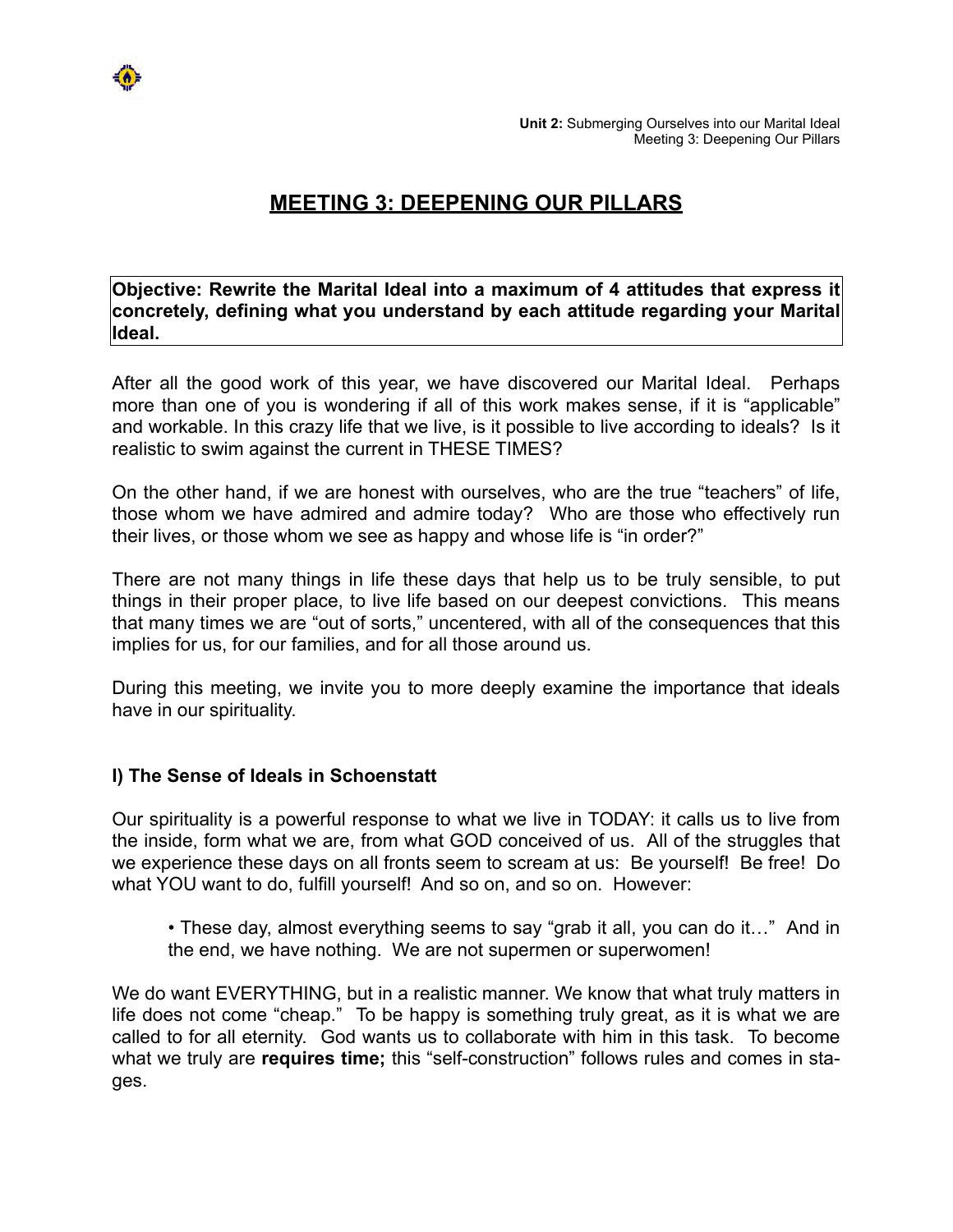# MEETING 3: DEEPENING OUR PILLARS

**Objective: Rewrite the Marital Ideal into a maximum of 4 attitudes that express it concretely, defining what you understand by each attitude regarding your Marital Ideal.**

After all the good work of this year, we have discovered our Marital Ideal. Perhaps more than one of you is wondering if all of this work makes sense, if it is "applicable" and workable. In this crazy life that we live, is it possible to live according to ideals? Is it realistic to swim against the current in THESE TIMES?

On the other hand, if we are honest with ourselves, who are the true "teachers" of life, those whom we have admired and admire today? Who are those who effectively run their lives, or those whom we see as happy and whose life is "in order?"

There are not many things in life these days that help us to be truly sensible, to put things in their proper place, to live life based on our deepest convictions. This means that many times we are "out of sorts," uncentered, with all of the consequences that this implies for us, for our families, and for all those around us.

During this meeting, we invite you to more deeply examine the importance that ideals have in our spirituality.

### I) The Sense of Ideals in Schoenstatt

Our spirituality is a powerful response to what we live in TODAY: it calls us to live from the inside, form what we are, from what GOD conceived of us. All of the struggles that we experience these days on all fronts seem to scream at us: Be yourself! Be free! Do what YOU want to do, fulfill yourself! And so on, and so on. However:

- These day, almost everything seems to say "grab it all, you can do it…" And in the end, we have nothing. We are not supermen or superwomen!

We do want EVERYTHING, but in a realistic manner. We know that what truly matters in life does not come "cheap." To be happy is something truly great, as it is what we are called to for all eternity. God wants us to collaborate with him in this task. To become what we truly are **requires time;** this "self-construction" follows rules and comes in stages.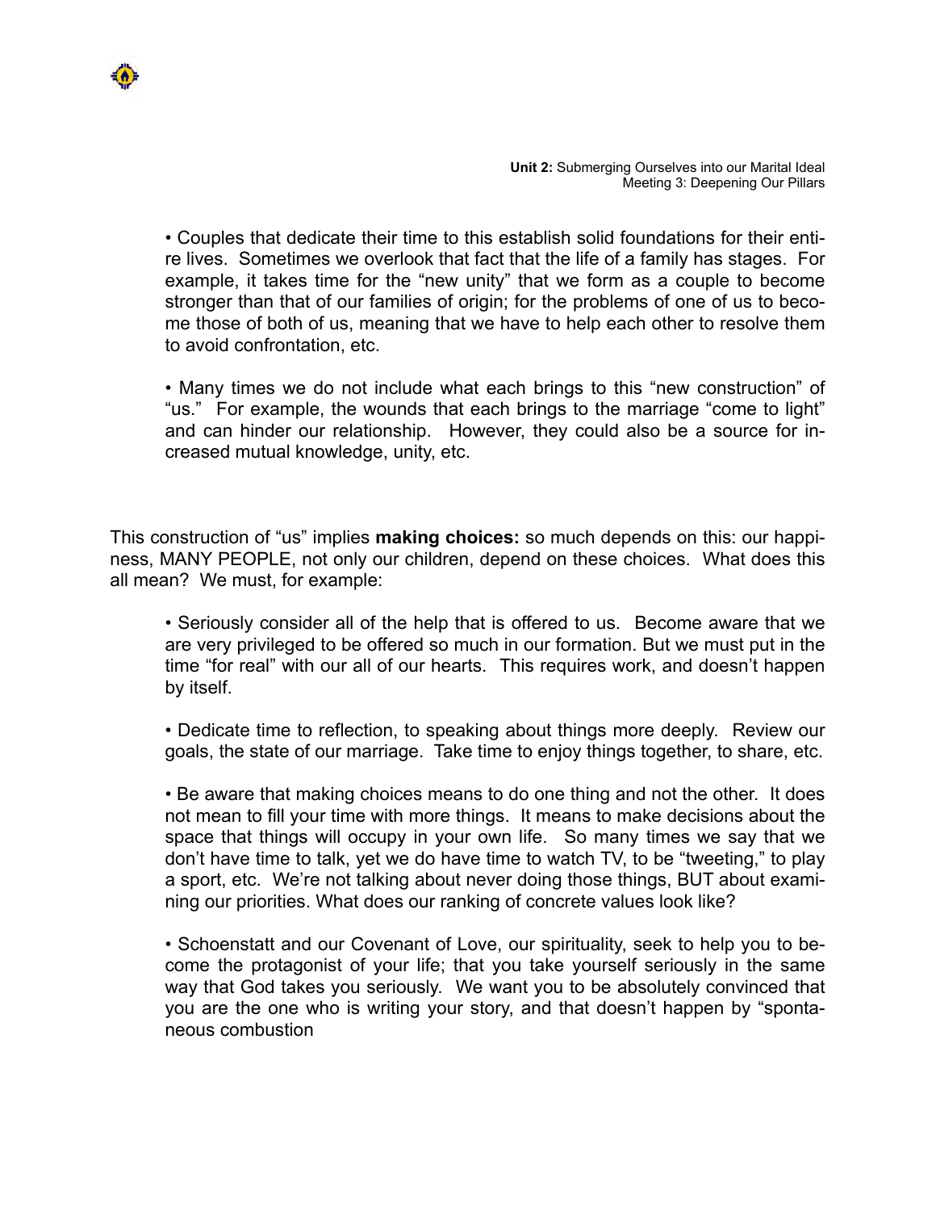• Couples that dedicate their time to this establish solid foundations for their entire lives. Sometimes we overlook that fact that the life of a family has stages. For example, it takes time for the "new unity" that we form as a couple to become stronger than that of our families of origin; for the problems of one of us to become those of both of us, meaning that we have to help each other to resolve them to avoid confrontation, etc.

• Many times we do not include what each brings to this "new construction" of "us." For example, the wounds that each brings to the marriage "come to light" and can hinder our relationship. However, they could also be a source for increased mutual knowledge, unity, etc.

This construction of "us" implies **making choices:** so much depends on this: our happiness, MANY PEOPLE, not only our children, depend on these choices. What does this all mean? We must, for example:

• Seriously consider all of the help that is offered to us. Become aware that we are very privileged to be offered so much in our formation. But we must put in the time "for real" with our all of our hearts. This requires work, and doesn't happen by itself.

• Dedicate time to reflection, to speaking about things more deeply. Review our goals, the state of our marriage. Take time to enjoy things together, to share, etc.

• Be aware that making choices means to do one thing and not the other. It does not mean to fill your time with more things. It means to make decisions about the space that things will occupy in your own life. So many times we say that we don't have time to talk, yet we do have time to watch TV, to be "tweeting," to play a sport, etc. We're not talking about never doing those things, BUT about examining our priorities. What does our ranking of concrete values look like?

• Schoenstatt and our Covenant of Love, our spirituality, seek to help you to become the protagonist of your life; that you take yourself seriously in the same way that God takes you seriously. We want you to be absolutely convinced that you are the one who is writing your story, and that doesn't happen by "spontaneous combustion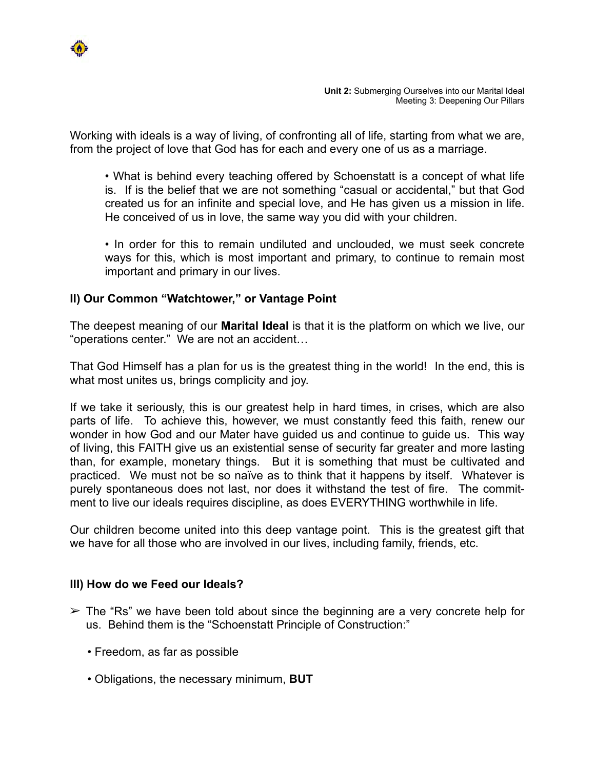Working with ideals is a way of living, of confronting all of life, starting from what we are, from the project of love that God has for each and every one of us as a marriage.

- What is behind every teaching offered by Schoenstatt is a concept of what life is. If is the belief that we are not something "casual or accidental," but that God created us for an infinite and special love, and He has given us a mission in life. He conceived of us in love, the same way you did with your children.

- In order for this to remain undiluted and unclouded, we must seek concrete ways for this, which is most important and primary, to continue to remain most important and primary in our lives.

## II) Our Common "Watchtower," or Vantage Point

The deepest meaning of our **Marital Ideal** is that it is the platform on which we live, our "operations center." We are not an accident…

That God Himself has a plan for us is the greatest thing in the world! In the end, this is what most unites us, brings complicity and joy.

If we take it seriously, this is our greatest help in hard times, in crises, which are also parts of life. To achieve this, however, we must constantly feed this faith, renew our wonder in how God and our Mater have guided us and continue to guide us. This way of living, this FAITH give us an existential sense of security far greater and more lasting than, for example, monetary things. But it is something that must be cultivated and practiced. We must not be so naïve as to think that it happens by itself. Whatever is purely spontaneous does not last, nor does it withstand the test of fire. The commitment to live our ideals requires discipline, as does EVERYTHING worthwhile in life.

Our children become united into this deep vantage point. This is the greatest gift that we have for all those who are involved in our lives, including family, friends, etc.

## III) How do we Feed our Ideals?

➢ The "Rs" we have been told about since the beginning are a very concrete help for us. Behind them is the "Schoenstatt Principle of Construction:"

- Freedom, as far as possible

- Obligations, the necessary minimum, **BUT**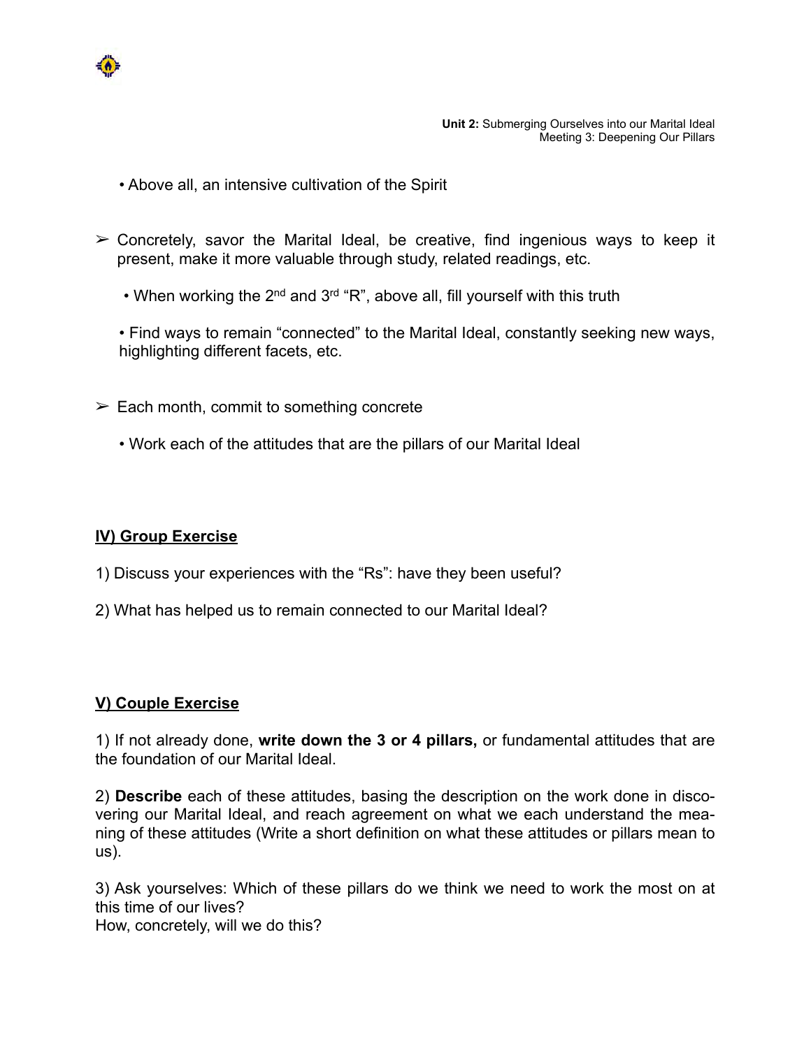- Above all, an intensive cultivation of the Spirit

➢ Concretely, savor the Marital Ideal, be creative, find ingenious ways to keep it present, make it more valuable through study, related readings, etc.

  - When working the 2nd and 3rd "R", above all, fill yourself with this truth

  - Find ways to remain "connected" to the Marital Ideal, constantly seeking new ways, highlighting different facets, etc.

➢ Each month, commit to something concrete

  - Work each of the attitudes that are the pillars of our Marital Ideal

## IV) Group Exercise

1) Discuss your experiences with the "Rs": have they been useful?

2) What has helped us to remain connected to our Marital Ideal?

## V) Couple Exercise

1) If not already done, **write down the 3 or 4 pillars,** or fundamental attitudes that are the foundation of our Marital Ideal.

2) **Describe** each of these attitudes, basing the description on the work done in discovering our Marital Ideal, and reach agreement on what we each understand the meaning of these attitudes (Write a short definition on what these attitudes or pillars mean to us).

3) Ask yourselves: Which of these pillars do we think we need to work the most on at this time of our lives?
How, concretely, will we do this?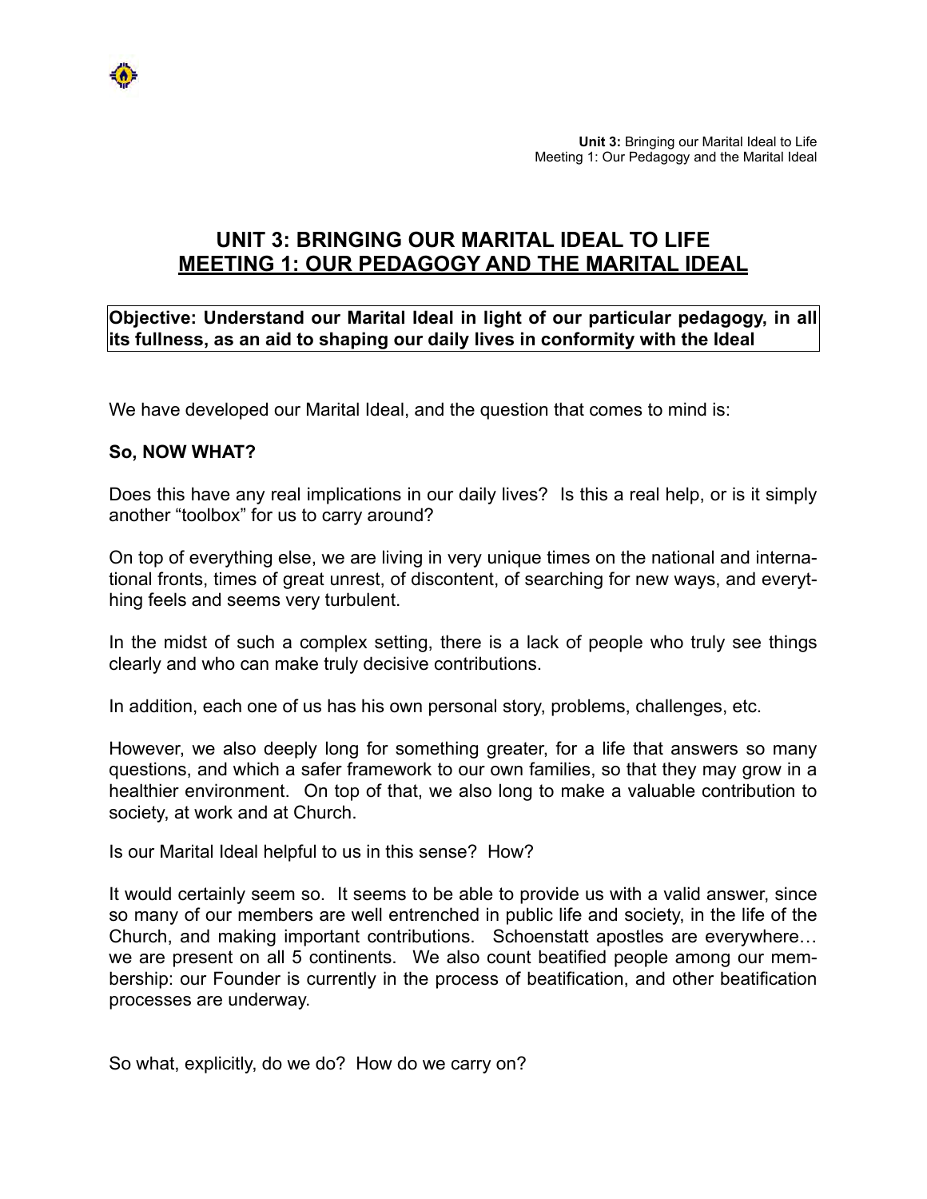# UNIT 3: BRINGING OUR MARITAL IDEAL TO LIFE
## MEETING 1: OUR PEDAGOGY AND THE MARITAL IDEAL

**Objective: Understand our Marital Ideal in light of our particular pedagogy, in all its fullness, as an aid to shaping our daily lives in conformity with the Ideal**

We have developed our Marital Ideal, and the question that comes to mind is:

**So, NOW WHAT?**

Does this have any real implications in our daily lives? Is this a real help, or is it simply another "toolbox" for us to carry around?

On top of everything else, we are living in very unique times on the national and international fronts, times of great unrest, of discontent, of searching for new ways, and everything feels and seems very turbulent.

In the midst of such a complex setting, there is a lack of people who truly see things clearly and who can make truly decisive contributions.

In addition, each one of us has his own personal story, problems, challenges, etc.

However, we also deeply long for something greater, for a life that answers so many questions, and which a safer framework to our own families, so that they may grow in a healthier environment. On top of that, we also long to make a valuable contribution to society, at work and at Church.

Is our Marital Ideal helpful to us in this sense? How?

It would certainly seem so. It seems to be able to provide us with a valid answer, since so many of our members are well entrenched in public life and society, in the life of the Church, and making important contributions. Schoenstatt apostles are everywhere… we are present on all 5 continents. We also count beatified people among our membership: our Founder is currently in the process of beatification, and other beatification processes are underway.

So what, explicitly, do we do? How do we carry on?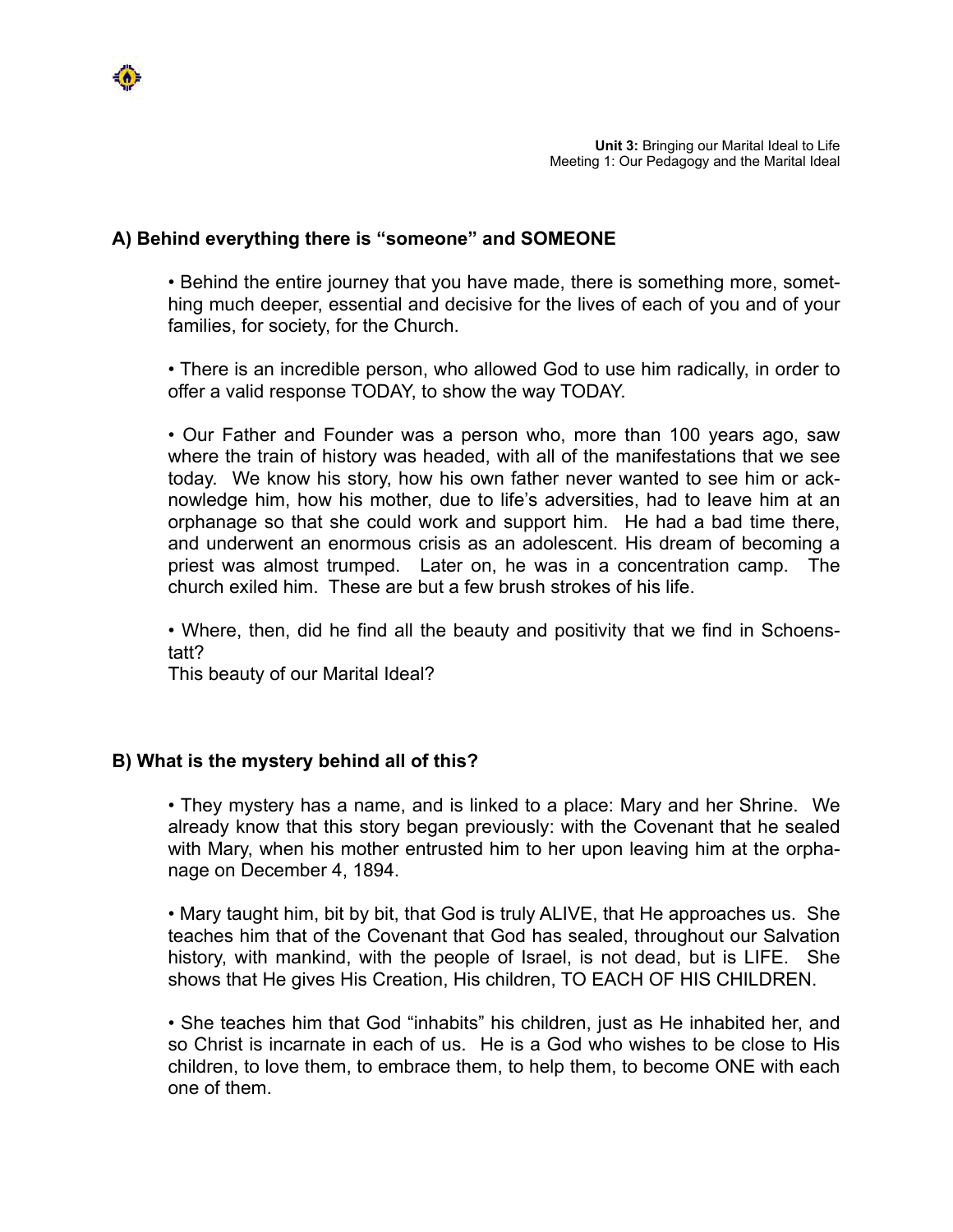**Unit 3:** Bringing our Marital Ideal to Life
Meeting 1: Our Pedagogy and the Marital Ideal

## A) Behind everything there is "someone" and SOMEONE

• Behind the entire journey that you have made, there is something more, something much deeper, essential and decisive for the lives of each of you and of your families, for society, for the Church.

• There is an incredible person, who allowed God to use him radically, in order to offer a valid response TODAY, to show the way TODAY.

• Our Father and Founder was a person who, more than 100 years ago, saw where the train of history was headed, with all of the manifestations that we see today. We know his story, how his own father never wanted to see him or acknowledge him, how his mother, due to life's adversities, had to leave him at an orphanage so that she could work and support him. He had a bad time there, and underwent an enormous crisis as an adolescent. His dream of becoming a priest was almost trumped. Later on, he was in a concentration camp. The church exiled him. These are but a few brush strokes of his life.

• Where, then, did he find all the beauty and positivity that we find in Schoenstatt?
This beauty of our Marital Ideal?

## B) What is the mystery behind all of this?

• They mystery has a name, and is linked to a place: Mary and her Shrine. We already know that this story began previously: with the Covenant that he sealed with Mary, when his mother entrusted him to her upon leaving him at the orphanage on December 4, 1894.

• Mary taught him, bit by bit, that God is truly ALIVE, that He approaches us. She teaches him that of the Covenant that God has sealed, throughout our Salvation history, with mankind, with the people of Israel, is not dead, but is LIFE. She shows that He gives His Creation, His children, TO EACH OF HIS CHILDREN.

• She teaches him that God "inhabits" his children, just as He inhabited her, and so Christ is incarnate in each of us. He is a God who wishes to be close to His children, to love them, to embrace them, to help them, to become ONE with each one of them.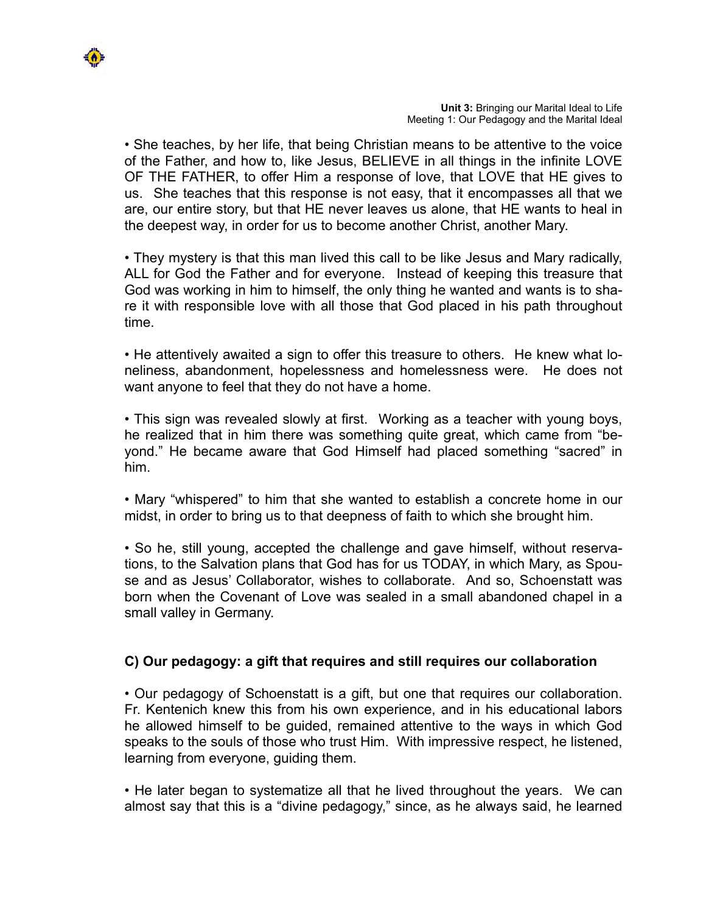• She teaches, by her life, that being Christian means to be attentive to the voice of the Father, and how to, like Jesus, BELIEVE in all things in the infinite LOVE OF THE FATHER, to offer Him a response of love, that LOVE that HE gives to us. She teaches that this response is not easy, that it encompasses all that we are, our entire story, but that HE never leaves us alone, that HE wants to heal in the deepest way, in order for us to become another Christ, another Mary.

• They mystery is that this man lived this call to be like Jesus and Mary radically, ALL for God the Father and for everyone. Instead of keeping this treasure that God was working in him to himself, the only thing he wanted and wants is to share it with responsible love with all those that God placed in his path throughout time.

• He attentively awaited a sign to offer this treasure to others. He knew what loneliness, abandonment, hopelessness and homelessness were. He does not want anyone to feel that they do not have a home.

• This sign was revealed slowly at first. Working as a teacher with young boys, he realized that in him there was something quite great, which came from "beyond." He became aware that God Himself had placed something "sacred" in him.

• Mary "whispered" to him that she wanted to establish a concrete home in our midst, in order to bring us to that deepness of faith to which she brought him.

• So he, still young, accepted the challenge and gave himself, without reservations, to the Salvation plans that God has for us TODAY, in which Mary, as Spouse and as Jesus' Collaborator, wishes to collaborate. And so, Schoenstatt was born when the Covenant of Love was sealed in a small abandoned chapel in a small valley in Germany.

### C) Our pedagogy: a gift that requires and still requires our collaboration

• Our pedagogy of Schoenstatt is a gift, but one that requires our collaboration. Fr. Kentenich knew this from his own experience, and in his educational labors he allowed himself to be guided, remained attentive to the ways in which God speaks to the souls of those who trust Him. With impressive respect, he listened, learning from everyone, guiding them.

• He later began to systematize all that he lived throughout the years. We can almost say that this is a "divine pedagogy," since, as he always said, he learned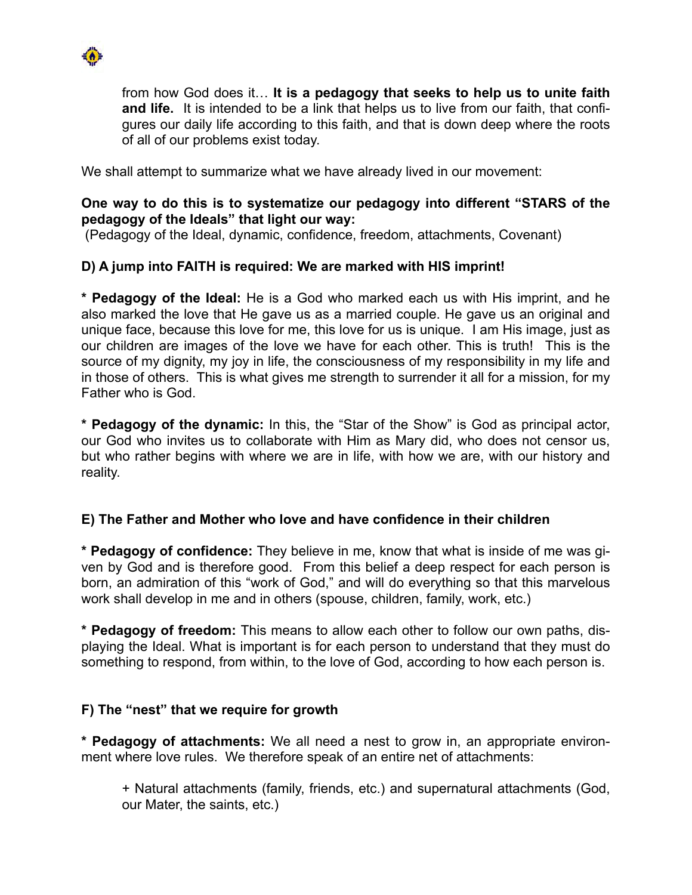from how God does it… **It is a pedagogy that seeks to help us to unite faith and life.** It is intended to be a link that helps us to live from our faith, that configures our daily life according to this faith, and that is down deep where the roots of all of our problems exist today.

We shall attempt to summarize what we have already lived in our movement:

**One way to do this is to systematize our pedagogy into different "STARS of the pedagogy of the Ideals" that light our way:**
(Pedagogy of the Ideal, dynamic, confidence, freedom, attachments, Covenant)

### D) A jump into FAITH is required: We are marked with HIS imprint!

* **Pedagogy of the Ideal:** He is a God who marked each us with His imprint, and he also marked the love that He gave us as a married couple. He gave us an original and unique face, because this love for me, this love for us is unique. I am His image, just as our children are images of the love we have for each other. This is truth! This is the source of my dignity, my joy in life, the consciousness of my responsibility in my life and in those of others. This is what gives me strength to surrender it all for a mission, for my Father who is God.

* **Pedagogy of the dynamic:** In this, the "Star of the Show" is God as principal actor, our God who invites us to collaborate with Him as Mary did, who does not censor us, but who rather begins with where we are in life, with how we are, with our history and reality.

### E) The Father and Mother who love and have confidence in their children

* **Pedagogy of confidence:** They believe in me, know that what is inside of me was given by God and is therefore good. From this belief a deep respect for each person is born, an admiration of this "work of God," and will do everything so that this marvelous work shall develop in me and in others (spouse, children, family, work, etc.)

* **Pedagogy of freedom:** This means to allow each other to follow our own paths, displaying the Ideal. What is important is for each person to understand that they must do something to respond, from within, to the love of God, according to how each person is.

### F) The "nest" that we require for growth

* **Pedagogy of attachments:** We all need a nest to grow in, an appropriate environment where love rules. We therefore speak of an entire net of attachments:

+ Natural attachments (family, friends, etc.) and supernatural attachments (God, our Mater, the saints, etc.)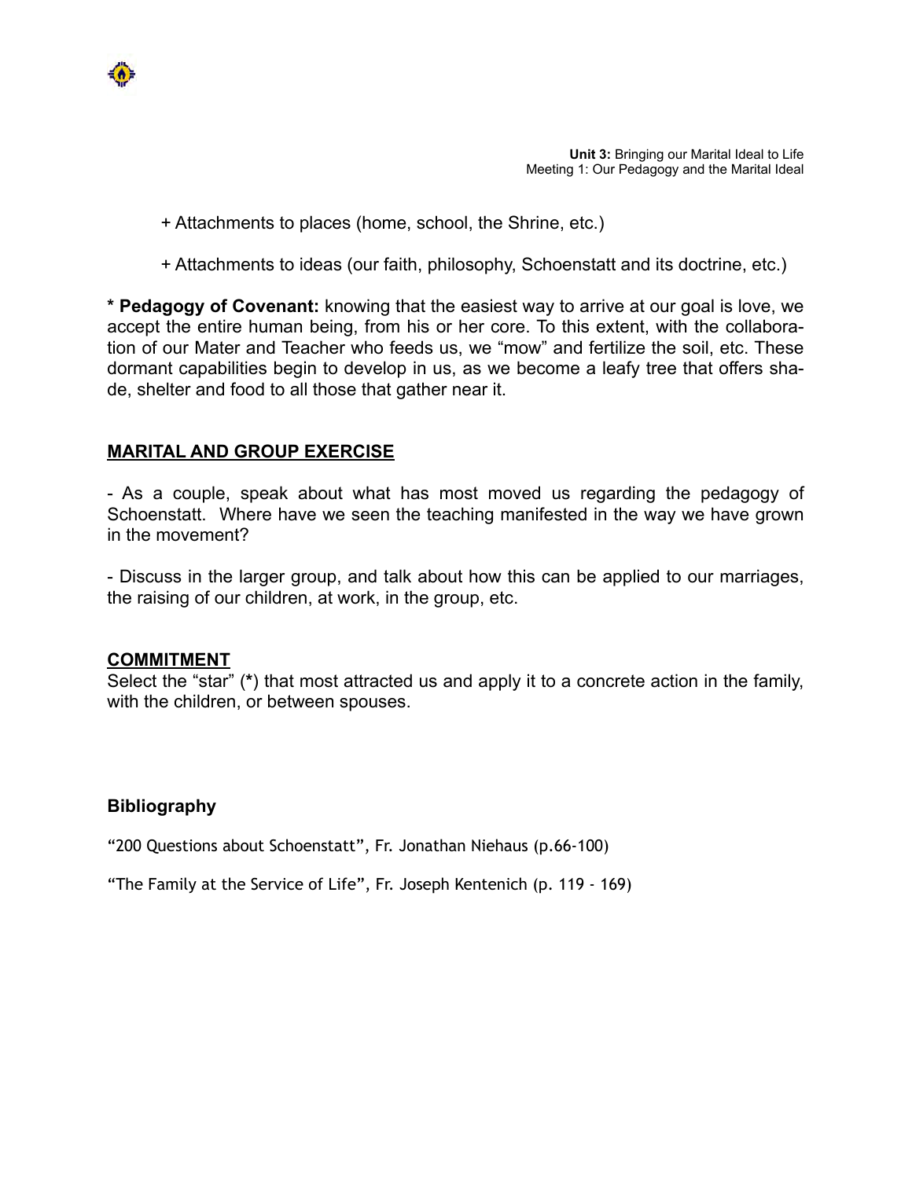+ Attachments to places (home, school, the Shrine, etc.)

+ Attachments to ideas (our faith, philosophy, Schoenstatt and its doctrine, etc.)

* **Pedagogy of Covenant:** knowing that the easiest way to arrive at our goal is love, we accept the entire human being, from his or her core. To this extent, with the collaboration of our Mater and Teacher who feeds us, we "mow" and fertilize the soil, etc. These dormant capabilities begin to develop in us, as we become a leafy tree that offers shade, shelter and food to all those that gather near it.

## MARITAL AND GROUP EXERCISE

- As a couple, speak about what has most moved us regarding the pedagogy of Schoenstatt. Where have we seen the teaching manifested in the way we have grown in the movement?

- Discuss in the larger group, and talk about how this can be applied to our marriages, the raising of our children, at work, in the group, etc.

## COMMITMENT

Select the "star" (*) that most attracted us and apply it to a concrete action in the family, with the children, or between spouses.

### Bibliography

"200 Questions about Schoenstatt", Fr. Jonathan Niehaus (p.66-100)

"The Family at the Service of Life", Fr. Joseph Kentenich (p. 119 - 169)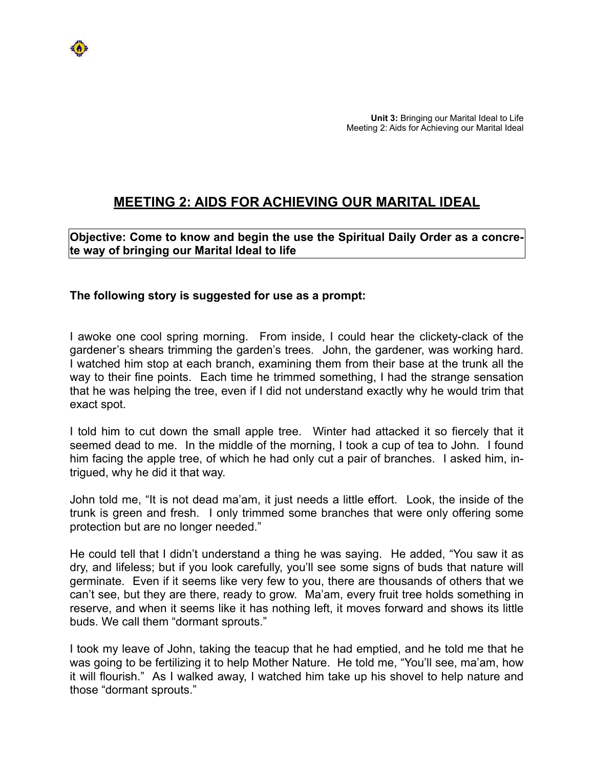# MEETING 2: AIDS FOR ACHIEVING OUR MARITAL IDEAL

**Objective: Come to know and begin the use the Spiritual Daily Order as a concrete way of bringing our Marital Ideal to life**

**The following story is suggested for use as a prompt:**

I awoke one cool spring morning. From inside, I could hear the clickety-clack of the gardener's shears trimming the garden's trees. John, the gardener, was working hard. I watched him stop at each branch, examining them from their base at the trunk all the way to their fine points. Each time he trimmed something, I had the strange sensation that he was helping the tree, even if I did not understand exactly why he would trim that exact spot.

I told him to cut down the small apple tree. Winter had attacked it so fiercely that it seemed dead to me. In the middle of the morning, I took a cup of tea to John. I found him facing the apple tree, of which he had only cut a pair of branches. I asked him, intrigued, why he did it that way.

John told me, "It is not dead ma'am, it just needs a little effort. Look, the inside of the trunk is green and fresh. I only trimmed some branches that were only offering some protection but are no longer needed."

He could tell that I didn't understand a thing he was saying. He added, "You saw it as dry, and lifeless; but if you look carefully, you'll see some signs of buds that nature will germinate. Even if it seems like very few to you, there are thousands of others that we can't see, but they are there, ready to grow. Ma'am, every fruit tree holds something in reserve, and when it seems like it has nothing left, it moves forward and shows its little buds. We call them "dormant sprouts."

I took my leave of John, taking the teacup that he had emptied, and he told me that he was going to be fertilizing it to help Mother Nature. He told me, "You'll see, ma'am, how it will flourish." As I walked away, I watched him take up his shovel to help nature and those "dormant sprouts."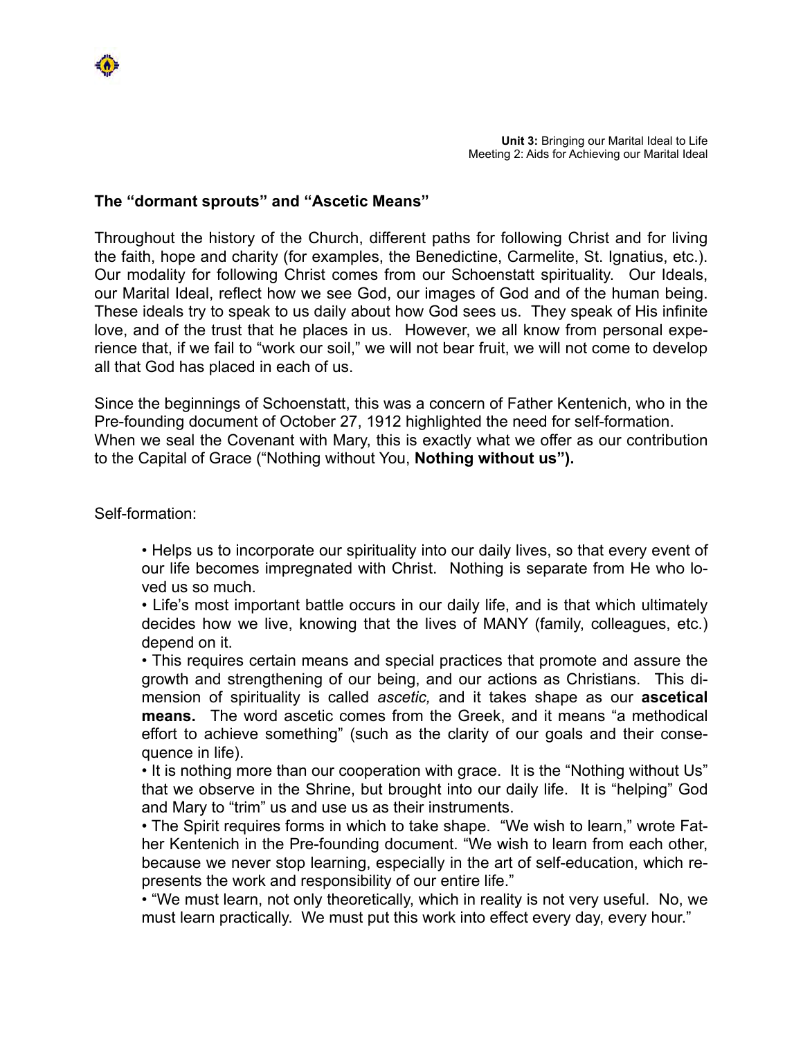**Unit 3:** Bringing our Marital Ideal to Life
Meeting 2: Aids for Achieving our Marital Ideal

## The "dormant sprouts" and "Ascetic Means"

Throughout the history of the Church, different paths for following Christ and for living the faith, hope and charity (for examples, the Benedictine, Carmelite, St. Ignatius, etc.). Our modality for following Christ comes from our Schoenstatt spirituality. Our Ideals, our Marital Ideal, reflect how we see God, our images of God and of the human being. These ideals try to speak to us daily about how God sees us. They speak of His infinite love, and of the trust that he places in us. However, we all know from personal experience that, if we fail to "work our soil," we will not bear fruit, we will not come to develop all that God has placed in each of us.

Since the beginnings of Schoenstatt, this was a concern of Father Kentenich, who in the Pre-founding document of October 27, 1912 highlighted the need for self-formation. When we seal the Covenant with Mary, this is exactly what we offer as our contribution to the Capital of Grace ("Nothing without You, **Nothing without us").**

Self-formation:

- Helps us to incorporate our spirituality into our daily lives, so that every event of our life becomes impregnated with Christ. Nothing is separate from He who loved us so much.
- Life's most important battle occurs in our daily life, and is that which ultimately decides how we live, knowing that the lives of MANY (family, colleagues, etc.) depend on it.
- This requires certain means and special practices that promote and assure the growth and strengthening of our being, and our actions as Christians. This dimension of spirituality is called *ascetic,* and it takes shape as our **ascetical means.** The word ascetic comes from the Greek, and it means "a methodical effort to achieve something" (such as the clarity of our goals and their consequence in life).
- It is nothing more than our cooperation with grace. It is the "Nothing without Us" that we observe in the Shrine, but brought into our daily life. It is "helping" God and Mary to "trim" us and use us as their instruments.
- The Spirit requires forms in which to take shape. "We wish to learn," wrote Father Kentenich in the Pre-founding document. "We wish to learn from each other, because we never stop learning, especially in the art of self-education, which represents the work and responsibility of our entire life."
- "We must learn, not only theoretically, which in reality is not very useful. No, we must learn practically. We must put this work into effect every day, every hour."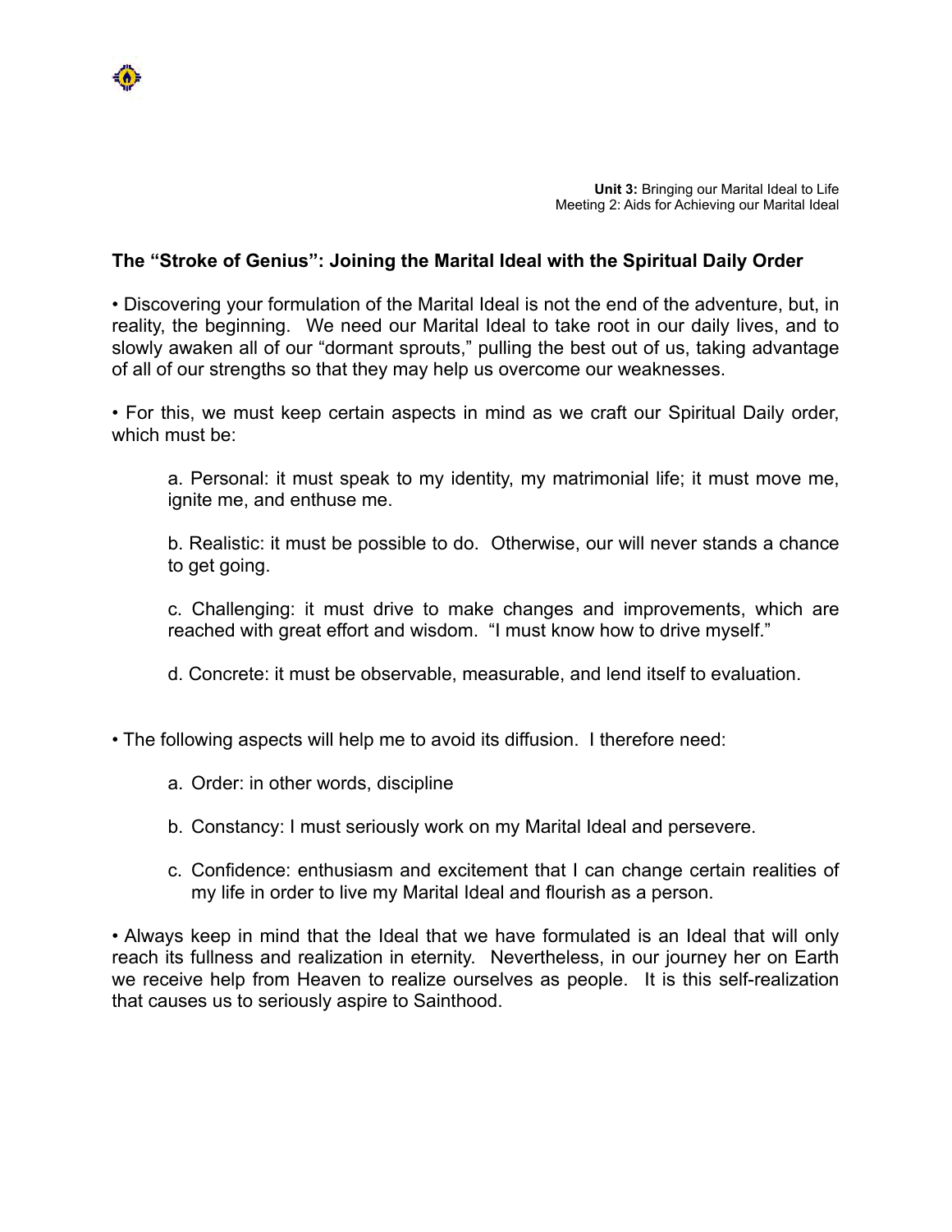**Unit 3:** Bringing our Marital Ideal to Life
Meeting 2: Aids for Achieving our Marital Ideal

## The "Stroke of Genius": Joining the Marital Ideal with the Spiritual Daily Order

• Discovering your formulation of the Marital Ideal is not the end of the adventure, but, in reality, the beginning. We need our Marital Ideal to take root in our daily lives, and to slowly awaken all of our "dormant sprouts," pulling the best out of us, taking advantage of all of our strengths so that they may help us overcome our weaknesses.

• For this, we must keep certain aspects in mind as we craft our Spiritual Daily order, which must be:

> a. Personal: it must speak to my identity, my matrimonial life; it must move me, ignite me, and enthuse me.
>
> b. Realistic: it must be possible to do. Otherwise, our will never stands a chance to get going.
>
> c. Challenging: it must drive to make changes and improvements, which are reached with great effort and wisdom. "I must know how to drive myself."
>
> d. Concrete: it must be observable, measurable, and lend itself to evaluation.

• The following aspects will help me to avoid its diffusion. I therefore need:

> a. Order: in other words, discipline
>
> b. Constancy: I must seriously work on my Marital Ideal and persevere.
>
> c. Confidence: enthusiasm and excitement that I can change certain realities of my life in order to live my Marital Ideal and flourish as a person.

• Always keep in mind that the Ideal that we have formulated is an Ideal that will only reach its fullness and realization in eternity. Nevertheless, in our journey her on Earth we receive help from Heaven to realize ourselves as people. It is this self-realization that causes us to seriously aspire to Sainthood.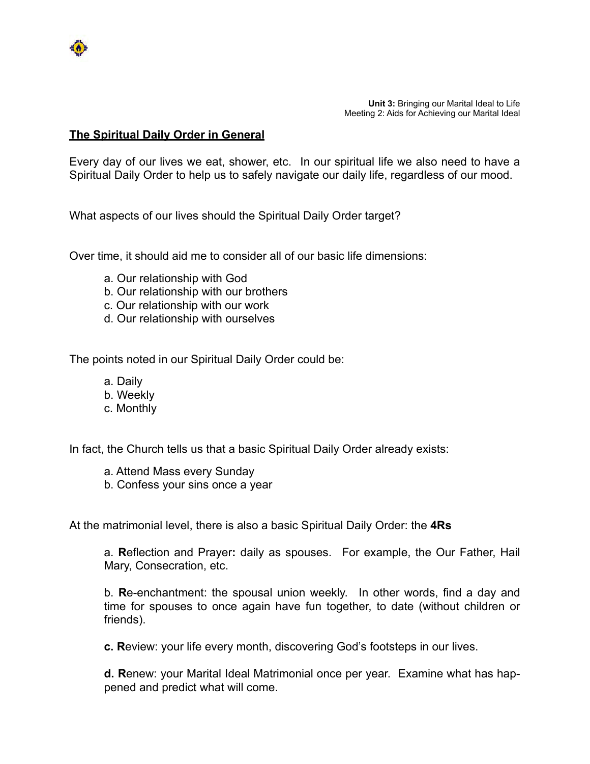**Unit 3:** Bringing our Marital Ideal to Life
Meeting 2: Aids for Achieving our Marital Ideal

## The Spiritual Daily Order in General

Every day of our lives we eat, shower, etc. In our spiritual life we also need to have a Spiritual Daily Order to help us to safely navigate our daily life, regardless of our mood.

What aspects of our lives should the Spiritual Daily Order target?

Over time, it should aid me to consider all of our basic life dimensions:

a. Our relationship with God
b. Our relationship with our brothers
c. Our relationship with our work
d. Our relationship with ourselves

The points noted in our Spiritual Daily Order could be:

a. Daily
b. Weekly
c. Monthly

In fact, the Church tells us that a basic Spiritual Daily Order already exists:

a. Attend Mass every Sunday
b. Confess your sins once a year

At the matrimonial level, there is also a basic Spiritual Daily Order: the **4Rs**

a. **R**eflection and Prayer**:** daily as spouses. For example, the Our Father, Hail Mary, Consecration, etc.

b. **R**e-enchantment: the spousal union weekly. In other words, find a day and time for spouses to once again have fun together, to date (without children or friends).

**c. R**eview: your life every month, discovering God's footsteps in our lives.

**d. R**enew: your Marital Ideal Matrimonial once per year. Examine what has happened and predict what will come.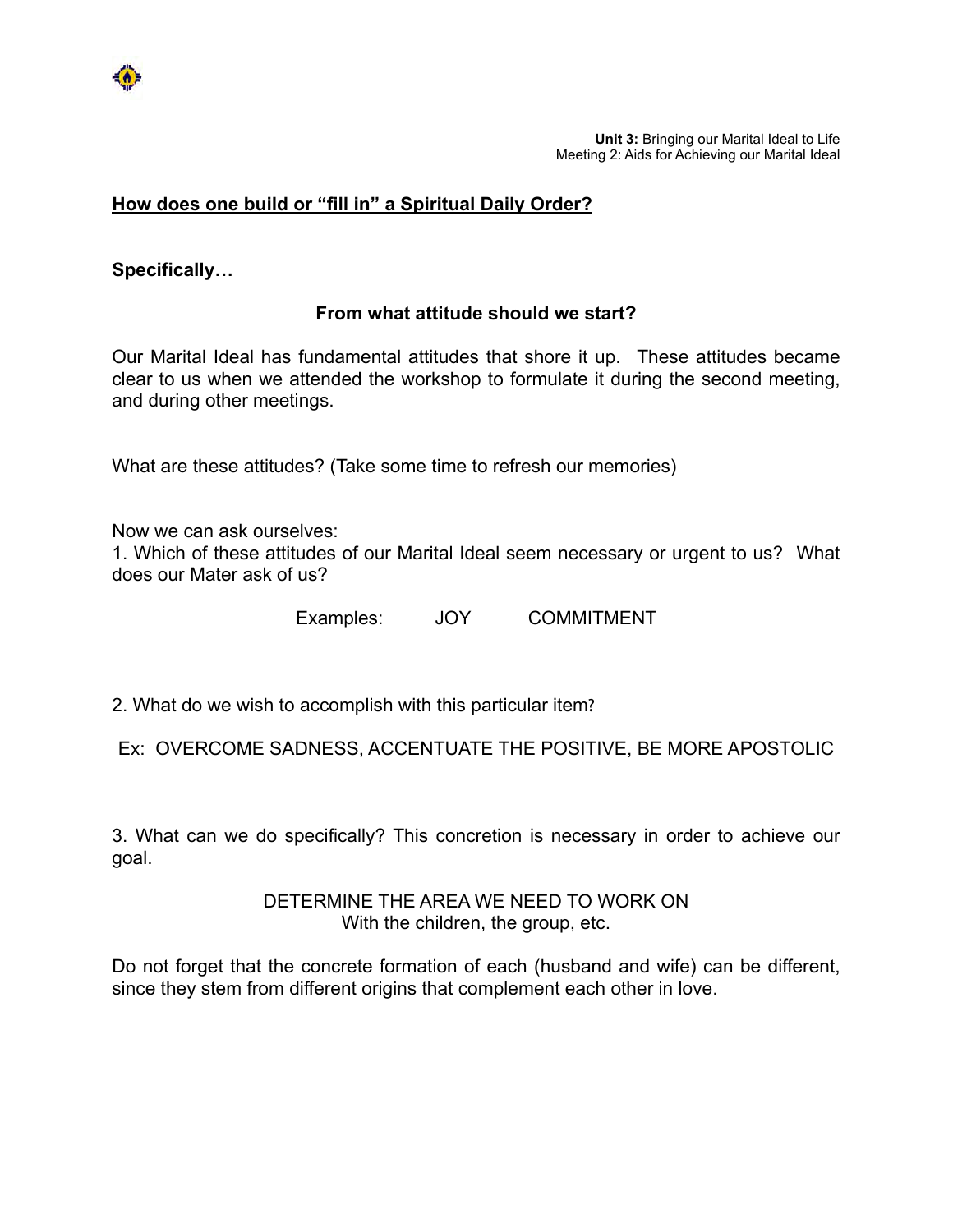**Unit 3:** Bringing our Marital Ideal to Life
Meeting 2: Aids for Achieving our Marital Ideal

## <u>How does one build or "fill in" a Spiritual Daily Order?</u>

**Specifically…**

### From what attitude should we start?

Our Marital Ideal has fundamental attitudes that shore it up. These attitudes became clear to us when we attended the workshop to formulate it during the second meeting, and during other meetings.

What are these attitudes? (Take some time to refresh our memories)

Now we can ask ourselves:

1. Which of these attitudes of our Marital Ideal seem necessary or urgent to us? What does our Mater ask of us?

Examples: JOY COMMITMENT

2. What do we wish to accomplish with this particular item?

Ex: OVERCOME SADNESS, ACCENTUATE THE POSITIVE, BE MORE APOSTOLIC

3. What can we do specifically? This concretion is necessary in order to achieve our goal.

DETERMINE THE AREA WE NEED TO WORK ON
With the children, the group, etc.

Do not forget that the concrete formation of each (husband and wife) can be different, since they stem from different origins that complement each other in love.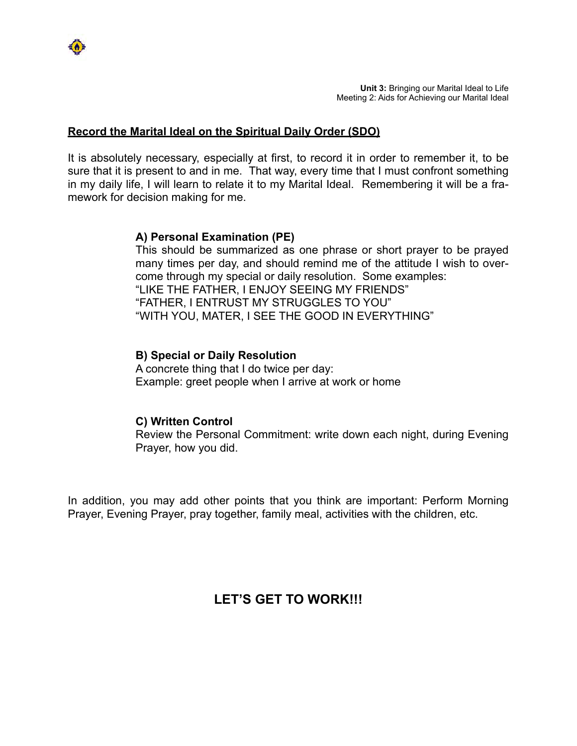## Record the Marital Ideal on the Spiritual Daily Order (SDO)

It is absolutely necessary, especially at first, to record it in order to remember it, to be sure that it is present to and in me. That way, every time that I must confront something in my daily life, I will learn to relate it to my Marital Ideal. Remembering it will be a framework for decision making for me.

**A) Personal Examination (PE)**
This should be summarized as one phrase or short prayer to be prayed many times per day, and should remind me of the attitude I wish to overcome through my special or daily resolution. Some examples:
"LIKE THE FATHER, I ENJOY SEEING MY FRIENDS"
"FATHER, I ENTRUST MY STRUGGLES TO YOU"
"WITH YOU, MATER, I SEE THE GOOD IN EVERYTHING"

**B) Special or Daily Resolution**
A concrete thing that I do twice per day:
Example: greet people when I arrive at work or home

**C) Written Control**
Review the Personal Commitment: write down each night, during Evening Prayer, how you did.

In addition, you may add other points that you think are important: Perform Morning Prayer, Evening Prayer, pray together, family meal, activities with the children, etc.

## LET'S GET TO WORK!!!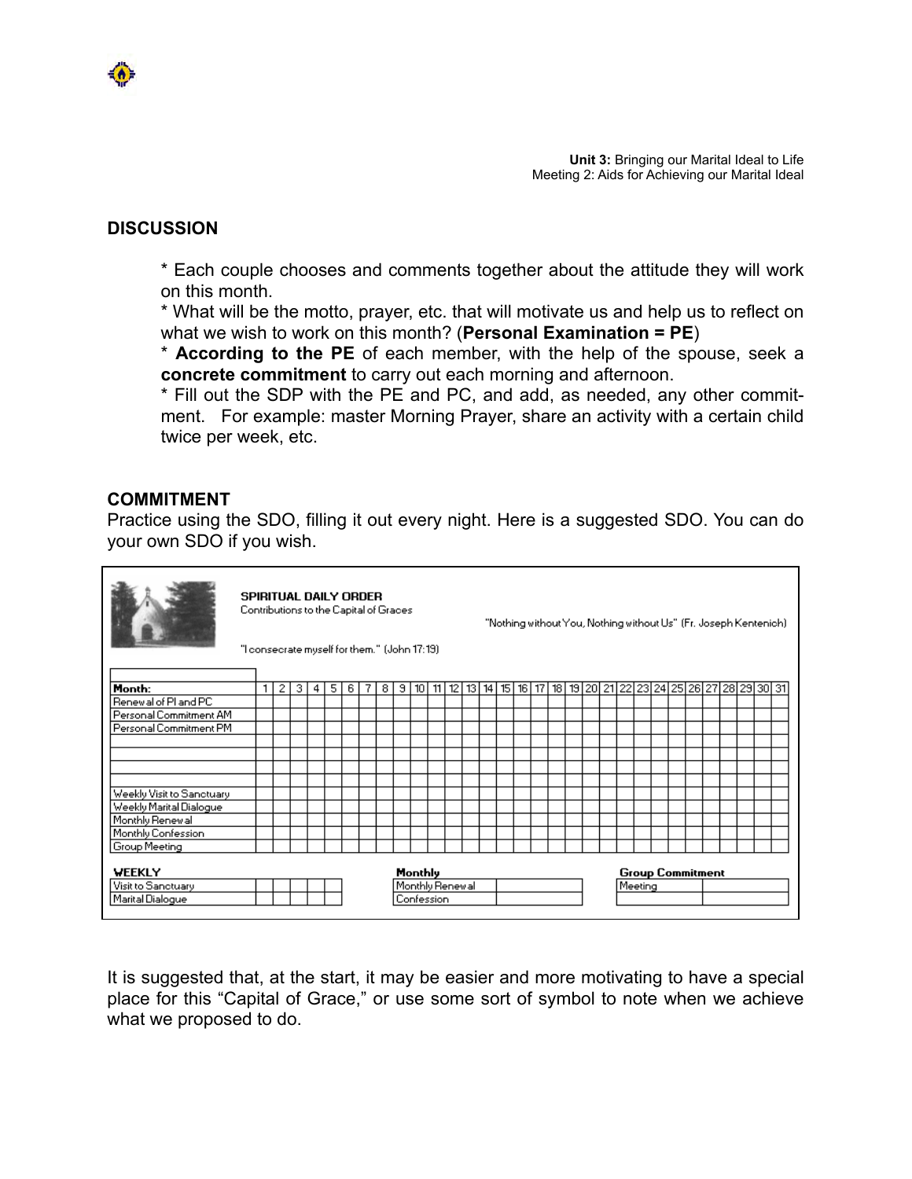**Unit 3:** Bringing our Marital Ideal to Life
Meeting 2: Aids for Achieving our Marital Ideal

## DISCUSSION

* Each couple chooses and comments together about the attitude they will work on this month.
* What will be the motto, prayer, etc. that will motivate us and help us to reflect on what we wish to work on this month? (**Personal Examination = PE**)
* **According to the PE** of each member, with the help of the spouse, seek a **concrete commitment** to carry out each morning and afternoon.
* Fill out the SDP with the PE and PC, and add, as needed, any other commitment. For example: master Morning Prayer, share an activity with a certain child twice per week, etc.

## COMMITMENT

Practice using the SDO, filling it out every night. Here is a suggested SDO. You can do your own SDO if you wish.

**SPIRITUAL DAILY ORDER**
Contributions to the Capital of Graces

"Nothing without You, Nothing without Us" (Fr. Joseph Kentenich)

"I consecrate myself for them." (John 17:19)

| Month: | 1 | 2 | 3 | 4 | 5 | 6 | 7 | 8 | 9 | 10 | 11 | 12 | 13 | 14 | 15 | 16 | 17 | 18 | 19 | 20 | 21 | 22 | 23 | 24 | 25 | 26 | 27 | 28 | 29 | 30 | 31 |
|---|---|---|---|---|---|---|---|---|---|---|---|---|---|---|---|---|---|---|---|---|---|---|---|---|---|---|---|---|---|---|---|
| Renewal of PI and PC | | | | | | | | | | | | | | | | | | | | | | | | | | | | | | | |
| Personal Commitment AM | | | | | | | | | | | | | | | | | | | | | | | | | | | | | | | |
| Personal Commitment PM | | | | | | | | | | | | | | | | | | | | | | | | | | | | | | | |
| | | | | | | | | | | | | | | | | | | | | | | | | | | | | | | | |
| | | | | | | | | | | | | | | | | | | | | | | | | | | | | | | | |
| | | | | | | | | | | | | | | | | | | | | | | | | | | | | | | | |
| | | | | | | | | | | | | | | | | | | | | | | | | | | | | | | | |
| Weekly Visit to Sanctuary | | | | | | | | | | | | | | | | | | | | | | | | | | | | | | | |
| Weekly Marital Dialogue | | | | | | | | | | | | | | | | | | | | | | | | | | | | | | | |
| Monthly Renewal | | | | | | | | | | | | | | | | | | | | | | | | | | | | | | | |
| Monthly Confession | | | | | | | | | | | | | | | | | | | | | | | | | | | | | | | |
| Group Meeting | | | | | | | | | | | | | | | | | | | | | | | | | | | | | | | |

| WEEKLY | | | | | |
|---|---|---|---|---|---|
| Visit to Sanctuary | | | | | |
| Marital Dialogue | | | | | |

| Monthly | |
|---|---|
| Monthly Renewal | |
| Confession | |

| Group Commitment | |
|---|---|
| Meeting | |
| | |

It is suggested that, at the start, it may be easier and more motivating to have a special place for this "Capital of Grace," or use some sort of symbol to note when we achieve what we proposed to do.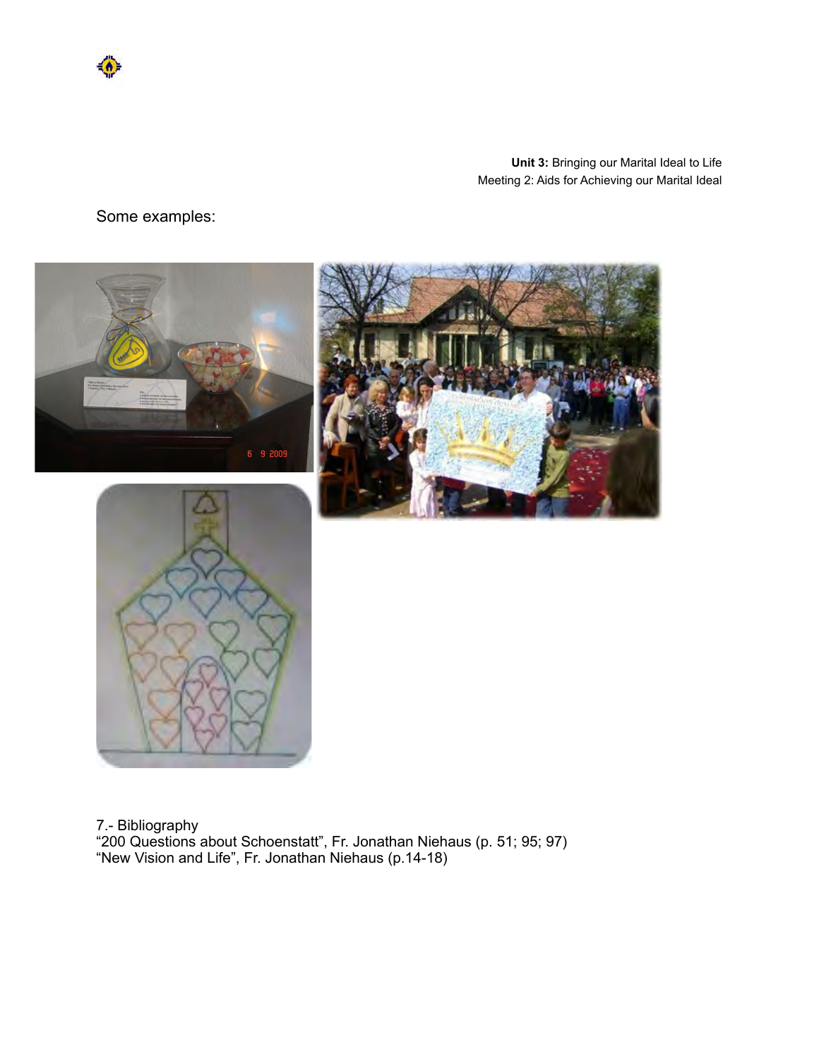Some examples:

7.- Bibliography
"200 Questions about Schoenstatt", Fr. Jonathan Niehaus (p. 51; 95; 97)
"New Vision and Life", Fr. Jonathan Niehaus (p.14-18)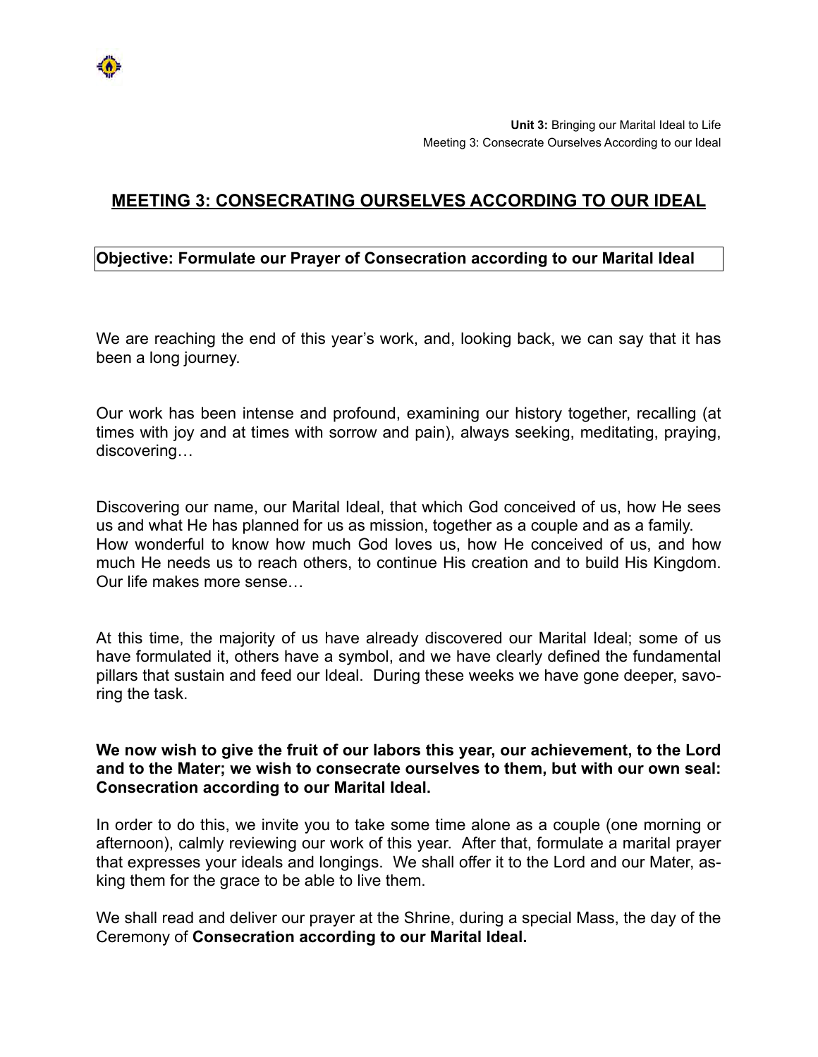# MEETING 3: CONSECRATING OURSELVES ACCORDING TO OUR IDEAL

**Objective: Formulate our Prayer of Consecration according to our Marital Ideal**

We are reaching the end of this year's work, and, looking back, we can say that it has been a long journey.

Our work has been intense and profound, examining our history together, recalling (at times with joy and at times with sorrow and pain), always seeking, meditating, praying, discovering…

Discovering our name, our Marital Ideal, that which God conceived of us, how He sees us and what He has planned for us as mission, together as a couple and as a family. How wonderful to know how much God loves us, how He conceived of us, and how much He needs us to reach others, to continue His creation and to build His Kingdom. Our life makes more sense…

At this time, the majority of us have already discovered our Marital Ideal; some of us have formulated it, others have a symbol, and we have clearly defined the fundamental pillars that sustain and feed our Ideal. During these weeks we have gone deeper, savoring the task.

**We now wish to give the fruit of our labors this year, our achievement, to the Lord and to the Mater; we wish to consecrate ourselves to them, but with our own seal: Consecration according to our Marital Ideal.**

In order to do this, we invite you to take some time alone as a couple (one morning or afternoon), calmly reviewing our work of this year. After that, formulate a marital prayer that expresses your ideals and longings. We shall offer it to the Lord and our Mater, asking them for the grace to be able to live them.

We shall read and deliver our prayer at the Shrine, during a special Mass, the day of the Ceremony of **Consecration according to our Marital Ideal.**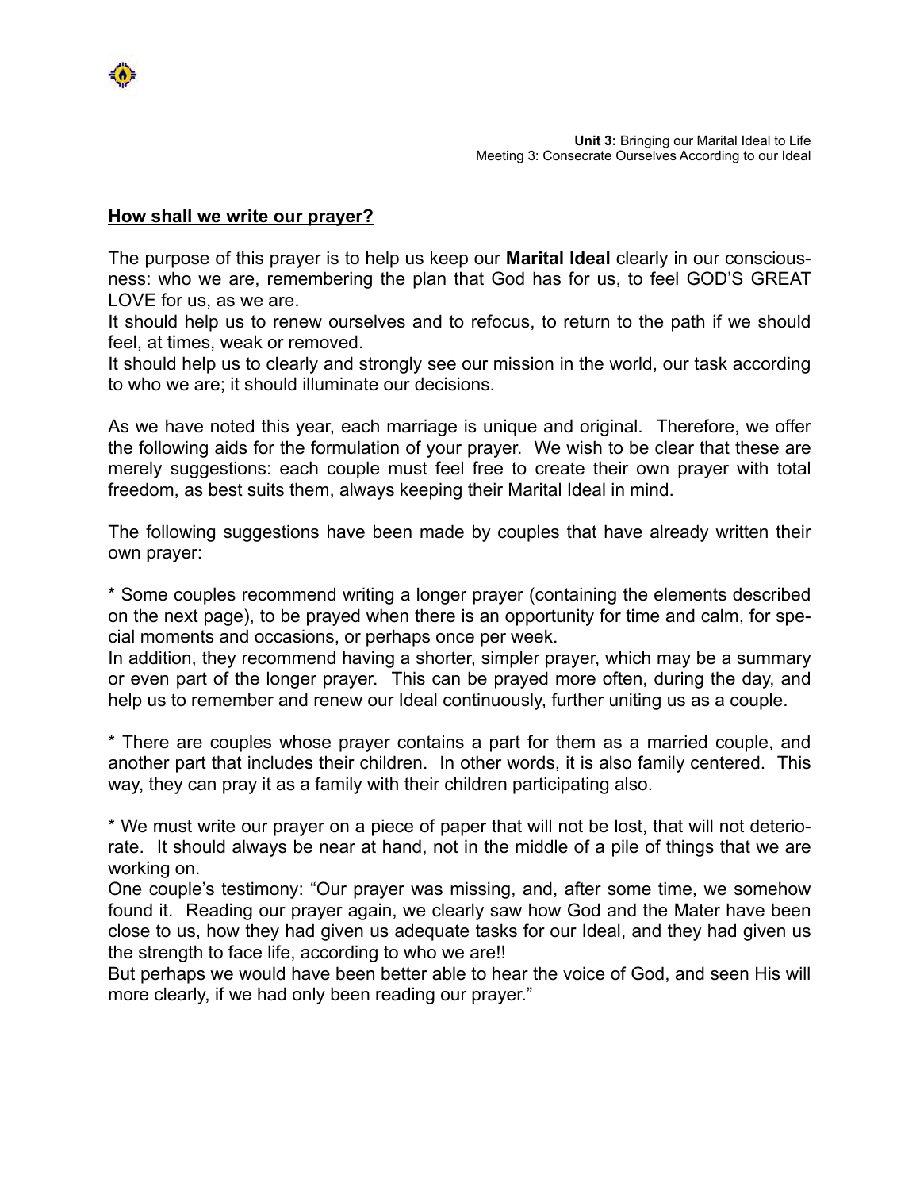## How shall we write our prayer?

The purpose of this prayer is to help us keep our **Marital Ideal** clearly in our consciousness: who we are, remembering the plan that God has for us, to feel GOD'S GREAT LOVE for us, as we are.

It should help us to renew ourselves and to refocus, to return to the path if we should feel, at times, weak or removed.

It should help us to clearly and strongly see our mission in the world, our task according to who we are; it should illuminate our decisions.

As we have noted this year, each marriage is unique and original. Therefore, we offer the following aids for the formulation of your prayer. We wish to be clear that these are merely suggestions: each couple must feel free to create their own prayer with total freedom, as best suits them, always keeping their Marital Ideal in mind.

The following suggestions have been made by couples that have already written their own prayer:

* Some couples recommend writing a longer prayer (containing the elements described on the next page), to be prayed when there is an opportunity for time and calm, for special moments and occasions, or perhaps once per week.
In addition, they recommend having a shorter, simpler prayer, which may be a summary or even part of the longer prayer. This can be prayed more often, during the day, and help us to remember and renew our Ideal continuously, further uniting us as a couple.

* There are couples whose prayer contains a part for them as a married couple, and another part that includes their children. In other words, it is also family centered. This way, they can pray it as a family with their children participating also.

* We must write our prayer on a piece of paper that will not be lost, that will not deteriorate. It should always be near at hand, not in the middle of a pile of things that we are working on.
One couple's testimony: "Our prayer was missing, and, after some time, we somehow found it. Reading our prayer again, we clearly saw how God and the Mater have been close to us, how they had given us adequate tasks for our Ideal, and they had given us the strength to face life, according to who we are!!
But perhaps we would have been better able to hear the voice of God, and seen His will more clearly, if we had only been reading our prayer."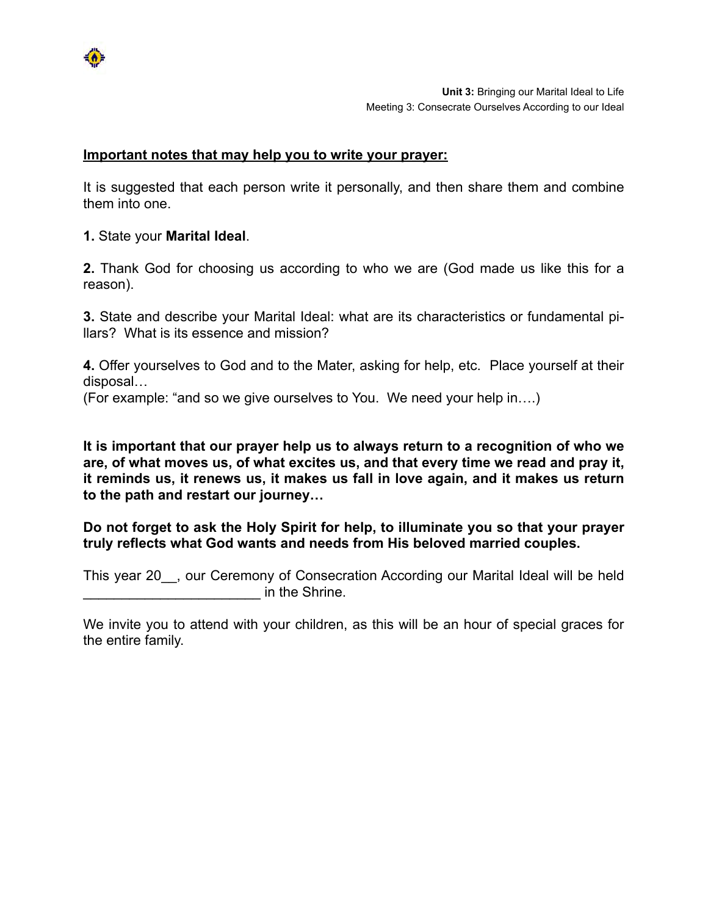**Important notes that may help you to write your prayer:**

It is suggested that each person write it personally, and then share them and combine them into one.

**1.** State your **Marital Ideal**.

**2.** Thank God for choosing us according to who we are (God made us like this for a reason).

**3.** State and describe your Marital Ideal: what are its characteristics or fundamental pillars? What is its essence and mission?

**4.** Offer yourselves to God and to the Mater, asking for help, etc. Place yourself at their disposal…
(For example: "and so we give ourselves to You. We need your help in….)

**It is important that our prayer help us to always return to a recognition of who we are, of what moves us, of what excites us, and that every time we read and pray it, it reminds us, it renews us, it makes us fall in love again, and it makes us return to the path and restart our journey…**

**Do not forget to ask the Holy Spirit for help, to illuminate you so that your prayer truly reflects what God wants and needs from His beloved married couples.**

This year 20__, our Ceremony of Consecration According our Marital Ideal will be held ______________________ in the Shrine.

We invite you to attend with your children, as this will be an hour of special graces for the entire family.